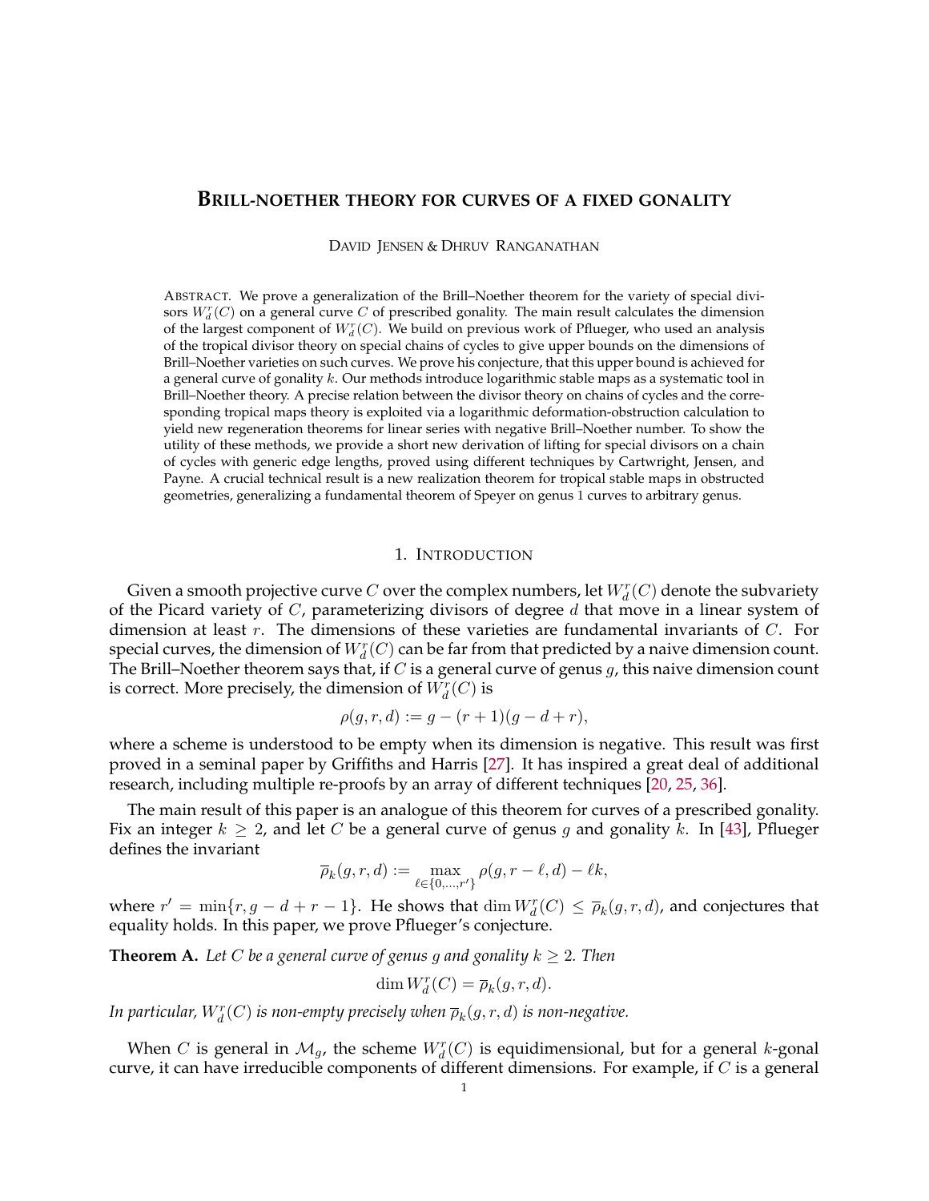# BRILL-NOETHER THEORY FOR CURVES OF A FIXED GONALITY

DAVID JENSEN & DHRUV RANGANATHAN

ABSTRACT. We prove a generalization of the Brill–Noether theorem for the variety of special divisors $W^r_d(C)$ on a general curve $C$ of prescribed gonality. The main result calculates the dimension of the largest component of $W^r_d(C)$. We build on previous work of Pflueger, who used an analysis of the tropical divisor theory on special chains of cycles to give upper bounds on the dimensions of Brill–Noether varieties on such curves. We prove his conjecture, that this upper bound is achieved for a general curve of gonality $k$. Our methods introduce logarithmic stable maps as a systematic tool in Brill–Noether theory. A precise relation between the divisor theory on chains of cycles and the corresponding tropical maps theory is exploited via a logarithmic deformation-obstruction calculation to yield new regeneration theorems for linear series with negative Brill–Noether number. To show the utility of these methods, we provide a short new derivation of lifting for special divisors on a chain of cycles with generic edge lengths, proved using different techniques by Cartwright, Jensen, and Payne. A crucial technical result is a new realization theorem for tropical stable maps in obstructed geometries, generalizing a fundamental theorem of Speyer on genus 1 curves to arbitrary genus.

## 1. INTRODUCTION

Given a smooth projective curve $C$ over the complex numbers, let $W^r_d(C)$ denote the subvariety of the Picard variety of $C$, parameterizing divisors of degree $d$ that move in a linear system of dimension at least $r$. The dimensions of these varieties are fundamental invariants of $C$. For special curves, the dimension of $W^r_d(C)$ can be far from that predicted by a naive dimension count. The Brill–Noether theorem says that, if $C$ is a general curve of genus $g$, this naive dimension count is correct. More precisely, the dimension of $W^r_d(C)$ is

$$\rho(g, r, d) := g - (r + 1)(g - d + r),$$

where a scheme is understood to be empty when its dimension is negative. This result was first proved in a seminal paper by Griffiths and Harris [27]. It has inspired a great deal of additional research, including multiple re-proofs by an array of different techniques [20, 25, 36].

The main result of this paper is an analogue of this theorem for curves of a prescribed gonality. Fix an integer $k \geq 2$, and let $C$ be a general curve of genus $g$ and gonality $k$. In [43], Pflueger defines the invariant

$$\overline{\rho}_k(g, r, d) := \max_{\ell \in \{0,\ldots,r'\}} \rho(g, r - \ell, d) - \ell k,$$

where $r' = \min\{r, g - d + r - 1\}$. He shows that $\dim W^r_d(C) \leq \overline{\rho}_k(g, r, d)$, and conjectures that equality holds. In this paper, we prove Pflueger's conjecture.

**Theorem A.** *Let $C$ be a general curve of genus $g$ and gonality $k \geq 2$. Then*

$$\dim W^r_d(C) = \overline{\rho}_k(g, r, d).$$

*In particular, $W^r_d(C)$ is non-empty precisely when $\overline{\rho}_k(g, r, d)$ is non-negative.*

When $C$ is general in $\mathcal{M}_g$, the scheme $W^r_d(C)$ is equidimensional, but for a general $k$-gonal curve, it can have irreducible components of different dimensions. For example, if $C$ is a general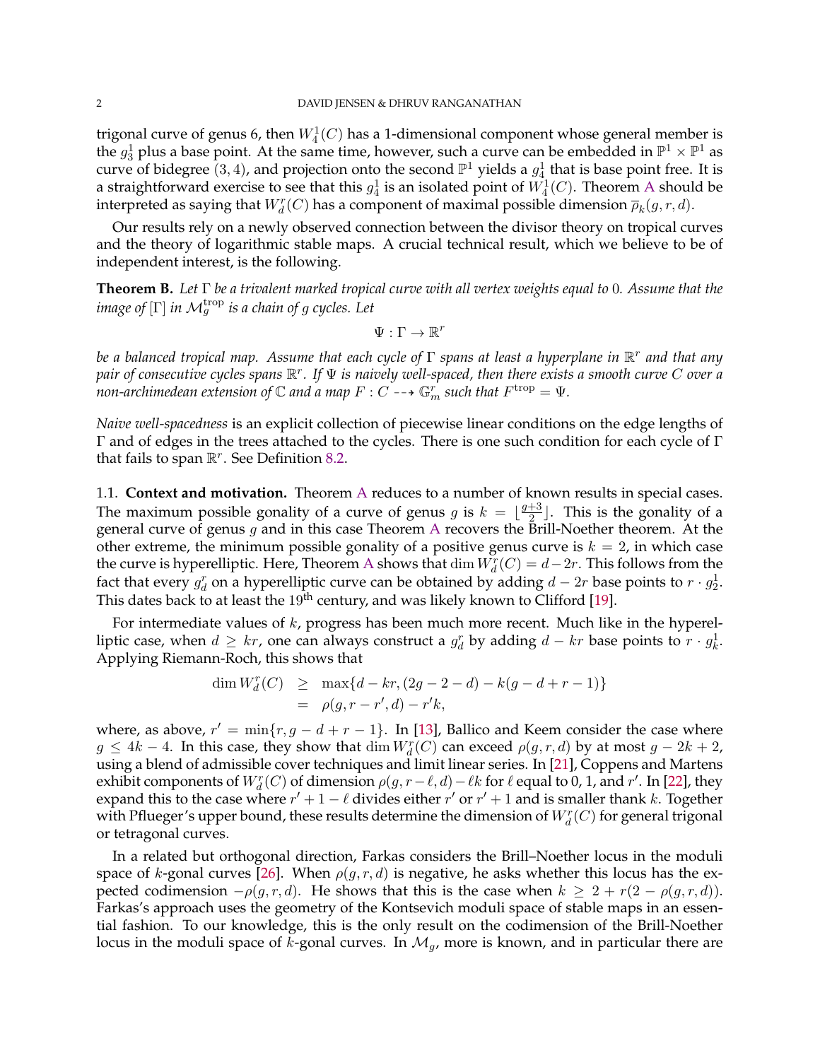trigonal curve of genus 6, then $W^1_4(C)$ has a 1-dimensional component whose general member is the $g^1_3$ plus a base point. At the same time, however, such a curve can be embedded in $\mathbb{P}^1 \times \mathbb{P}^1$ as curve of bidegree $(3, 4)$, and projection onto the second $\mathbb{P}^1$ yields a $g^1_4$ that is base point free. It is a straightforward exercise to see that this $g^1_4$ is an isolated point of $W^1_4(C)$. Theorem A should be interpreted as saying that $W^r_d(C)$ has a component of maximal possible dimension $\overline{\rho}_k(g, r, d)$.

Our results rely on a newly observed connection between the divisor theory on tropical curves and the theory of logarithmic stable maps. A crucial technical result, which we believe to be of independent interest, is the following.

**Theorem B.** *Let $\Gamma$ be a trivalent marked tropical curve with all vertex weights equal to 0. Assume that the image of $[\Gamma]$ in $\mathcal{M}^{\mathrm{trop}}_g$ is a chain of $g$ cycles. Let*

$$\Psi : \Gamma \to \mathbb{R}^r$$

*be a balanced tropical map. Assume that each cycle of $\Gamma$ spans at least a hyperplane in $\mathbb{R}^r$ and that any pair of consecutive cycles spans $\mathbb{R}^r$. If $\Psi$ is naively well-spaced, then there exists a smooth curve $C$ over a non-archimedean extension of $\mathbb{C}$ and a map $F : C \dashrightarrow \mathbb{G}^r_m$ such that $F^{\mathrm{trop}} = \Psi$.*

*Naive well-spacedness* is an explicit collection of piecewise linear conditions on the edge lengths of $\Gamma$ and of edges in the trees attached to the cycles. There is one such condition for each cycle of $\Gamma$ that fails to span $\mathbb{R}^r$. See Definition 8.2.

### 1.1. Context and motivation.

Theorem A reduces to a number of known results in special cases. The maximum possible gonality of a curve of genus $g$ is $k = \lfloor \frac{g+3}{2} \rfloor$. This is the gonality of a general curve of genus $g$ and in this case Theorem A recovers the Brill-Noether theorem. At the other extreme, the minimum possible gonality of a positive genus curve is $k = 2$, in which case the curve is hyperelliptic. Here, Theorem A shows that $\dim W^r_d(C) = d - 2r$. This follows from the fact that every $g^r_d$ on a hyperelliptic curve can be obtained by adding $d - 2r$ base points to $r \cdot g^1_2$. This dates back to at least the 19th century, and was likely known to Clifford [19].

For intermediate values of $k$, progress has been much more recent. Much like in the hyperelliptic case, when $d \geq kr$, one can always construct a $g^r_d$ by adding $d - kr$ base points to $r \cdot g^1_k$. Applying Riemann-Roch, this shows that

$$\begin{aligned} \dim W^r_d(C) &\geq \max\{d - kr, (2g - 2 - d) - k(g - d + r - 1)\} \\ &= \rho(g, r - r', d) - r'k, \end{aligned}$$

where, as above, $r' = \min\{r, g - d + r - 1\}$. In [13], Ballico and Keem consider the case where $g \leq 4k - 4$. In this case, they show that $\dim W^r_d(C)$ can exceed $\rho(g, r, d)$ by at most $g - 2k + 2$, using a blend of admissible cover techniques and limit linear series. In [21], Coppens and Martens exhibit components of $W^r_d(C)$ of dimension $\rho(g, r - \ell, d) - \ell k$ for $\ell$ equal to 0, 1, and $r'$. In [22], they expand this to the case where $r' + 1 - \ell$ divides either $r'$ or $r' + 1$ and is smaller thank $k$. Together with Pflueger's upper bound, these results determine the dimension of $W^r_d(C)$ for general trigonal or tetragonal curves.

In a related but orthogonal direction, Farkas considers the Brill–Noether locus in the moduli space of $k$-gonal curves [26]. When $\rho(g, r, d)$ is negative, he asks whether this locus has the expected codimension $-\rho(g, r, d)$. He shows that this is the case when $k \geq 2 + r(2 - \rho(g, r, d))$. Farkas's approach uses the geometry of the Kontsevich moduli space of stable maps in an essential fashion. To our knowledge, this is the only result on the codimension of the Brill-Noether locus in the moduli space of $k$-gonal curves. In $\mathcal{M}_g$, more is known, and in particular there are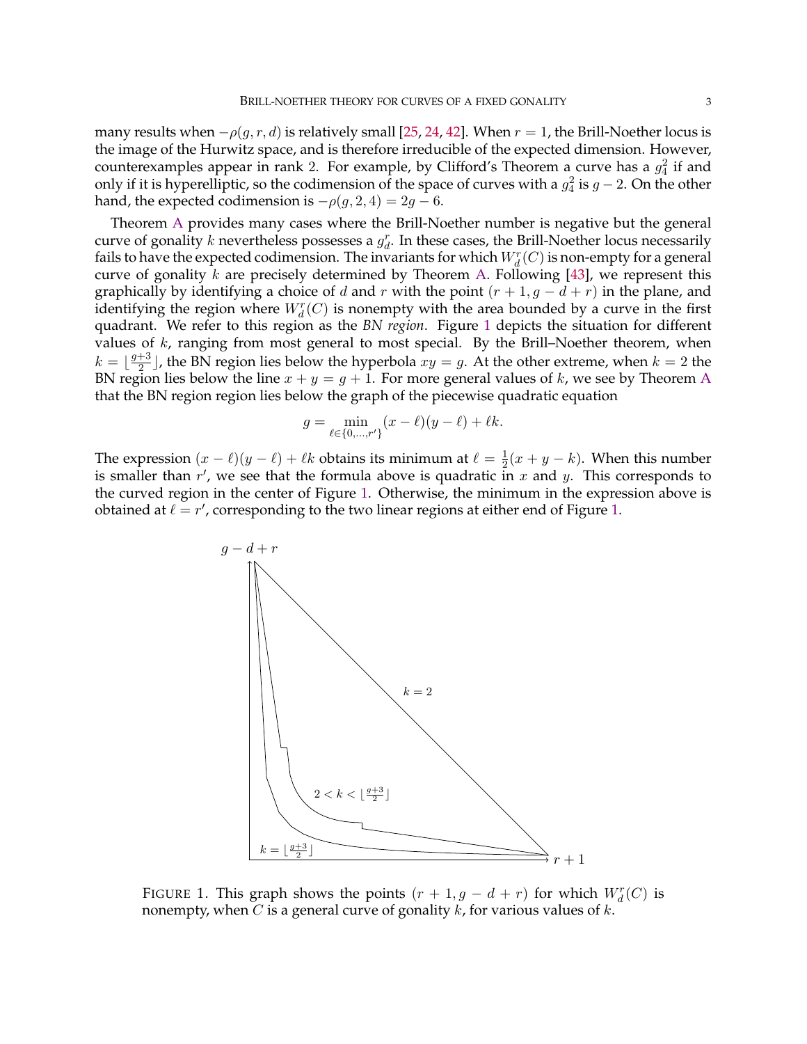many results when $-\rho(g, r, d)$ is relatively small [25, 24, 42]. When $r = 1$, the Brill-Noether locus is the image of the Hurwitz space, and is therefore irreducible of the expected dimension. However, counterexamples appear in rank 2. For example, by Clifford's Theorem a curve has a $g^2_4$ if and only if it is hyperelliptic, so the codimension of the space of curves with a $g^2_4$ is $g - 2$. On the other hand, the expected codimension is $-\rho(g, 2, 4) = 2g - 6$.

Theorem A provides many cases where the Brill-Noether number is negative but the general curve of gonality $k$ nevertheless possesses a $g^r_d$. In these cases, the Brill-Noether locus necessarily fails to have the expected codimension. The invariants for which $W^r_d(C)$ is non-empty for a general curve of gonality $k$ are precisely determined by Theorem A. Following [43], we represent this graphically by identifying a choice of $d$ and $r$ with the point $(r + 1, g - d + r)$ in the plane, and identifying the region where $W^r_d(C)$ is nonempty with the area bounded by a curve in the first quadrant. We refer to this region as the *BN region*. Figure 1 depicts the situation for different values of $k$, ranging from most general to most special. By the Brill–Noether theorem, when $k = \lfloor \frac{g+3}{2} \rfloor$, the BN region lies below the hyperbola $xy = g$. At the other extreme, when $k = 2$ the BN region lies below the line $x + y = g + 1$. For more general values of $k$, we see by Theorem A that the BN region region lies below the graph of the piecewise quadratic equation

$$g = \min_{\ell \in \{0, \ldots, r'\}} (x - \ell)(y - \ell) + \ell k.$$

The expression $(x - \ell)(y - \ell) + \ell k$ obtains its minimum at $\ell = \frac{1}{2}(x + y - k)$. When this number is smaller than $r'$, we see that the formula above is quadratic in $x$ and $y$. This corresponds to the curved region in the center of Figure 1. Otherwise, the minimum in the expression above is obtained at $\ell = r'$, corresponding to the two linear regions at either end of Figure 1.

FIGURE 1. This graph shows the points $(r + 1, g - d + r)$ for which $W^r_d(C)$ is nonempty, when $C$ is a general curve of gonality $k$, for various values of $k$.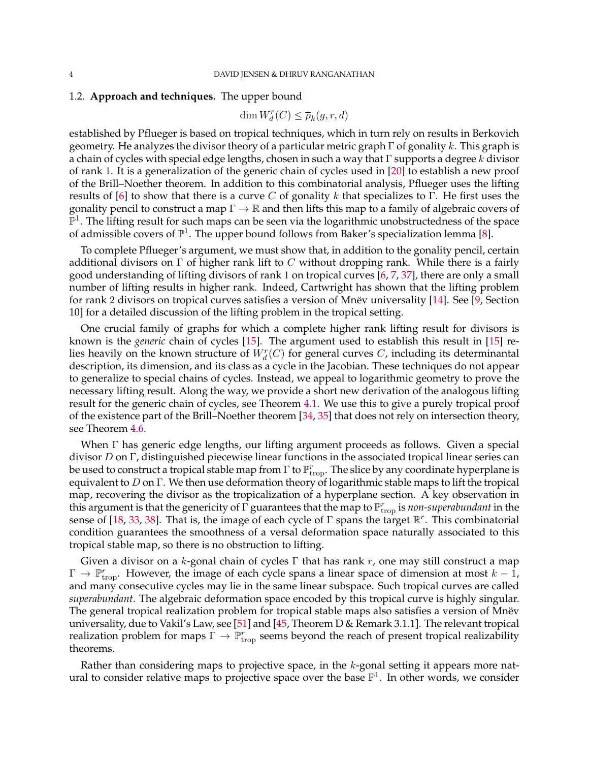### 1.2. **Approach and techniques.** The upper bound

$$\dim W^r_d(C) \leq \overline{\rho}_k(g,r,d)$$

established by Pflueger is based on tropical techniques, which in turn rely on results in Berkovich geometry. He analyzes the divisor theory of a particular metric graph $\Gamma$ of gonality $k$. This graph is a chain of cycles with special edge lengths, chosen in such a way that $\Gamma$ supports a degree $k$ divisor of rank 1. It is a generalization of the generic chain of cycles used in [20] to establish a new proof of the Brill–Noether theorem. In addition to this combinatorial analysis, Pflueger uses the lifting results of [6] to show that there is a curve $C$ of gonality $k$ that specializes to $\Gamma$. He first uses the gonality pencil to construct a map $\Gamma \to \mathbb{R}$ and then lifts this map to a family of algebraic covers of $\mathbb{P}^1$. The lifting result for such maps can be seen via the logarithmic unobstructedness of the space of admissible covers of $\mathbb{P}^1$. The upper bound follows from Baker's specialization lemma [8].

To complete Pflueger's argument, we must show that, in addition to the gonality pencil, certain additional divisors on $\Gamma$ of higher rank lift to $C$ without dropping rank. While there is a fairly good understanding of lifting divisors of rank 1 on tropical curves [6, 7, 37], there are only a small number of lifting results in higher rank. Indeed, Cartwright has shown that the lifting problem for rank 2 divisors on tropical curves satisfies a version of Mnëv universality [14]. See [9, Section 10] for a detailed discussion of the lifting problem in the tropical setting.

One crucial family of graphs for which a complete higher rank lifting result for divisors is known is the *generic* chain of cycles [15]. The argument used to establish this result in [15] relies heavily on the known structure of $W^r_d(C)$ for general curves $C$, including its determinantal description, its dimension, and its class as a cycle in the Jacobian. These techniques do not appear to generalize to special chains of cycles. Instead, we appeal to logarithmic geometry to prove the necessary lifting result. Along the way, we provide a short new derivation of the analogous lifting result for the generic chain of cycles, see Theorem 4.1. We use this to give a purely tropical proof of the existence part of the Brill–Noether theorem [34, 35] that does not rely on intersection theory, see Theorem 4.6.

When $\Gamma$ has generic edge lengths, our lifting argument proceeds as follows. Given a special divisor $D$ on $\Gamma$, distinguished piecewise linear functions in the associated tropical linear series can be used to construct a tropical stable map from $\Gamma$ to $\mathbb{P}^r_{\text{trop}}$. The slice by any coordinate hyperplane is equivalent to $D$ on $\Gamma$. We then use deformation theory of logarithmic stable maps to lift the tropical map, recovering the divisor as the tropicalization of a hyperplane section. A key observation in this argument is that the genericity of $\Gamma$ guarantees that the map to $\mathbb{P}^r_{\text{trop}}$ is *non-superabundant* in the sense of [18, 33, 38]. That is, the image of each cycle of $\Gamma$ spans the target $\mathbb{R}^r$. This combinatorial condition guarantees the smoothness of a versal deformation space naturally associated to this tropical stable map, so there is no obstruction to lifting.

Given a divisor on a $k$-gonal chain of cycles $\Gamma$ that has rank $r$, one may still construct a map $\Gamma \to \mathbb{P}^r_{\text{trop}}$. However, the image of each cycle spans a linear space of dimension at most $k-1$, and many consecutive cycles may lie in the same linear subspace. Such tropical curves are called *superabundant*. The algebraic deformation space encoded by this tropical curve is highly singular. The general tropical realization problem for tropical stable maps also satisfies a version of Mnëv universality, due to Vakil's Law, see [51] and [45, Theorem D & Remark 3.1.1]. The relevant tropical realization problem for maps $\Gamma \to \mathbb{P}^r_{\text{trop}}$ seems beyond the reach of present tropical realizability theorems.

Rather than considering maps to projective space, in the $k$-gonal setting it appears more natural to consider relative maps to projective space over the base $\mathbb{P}^1$. In other words, we consider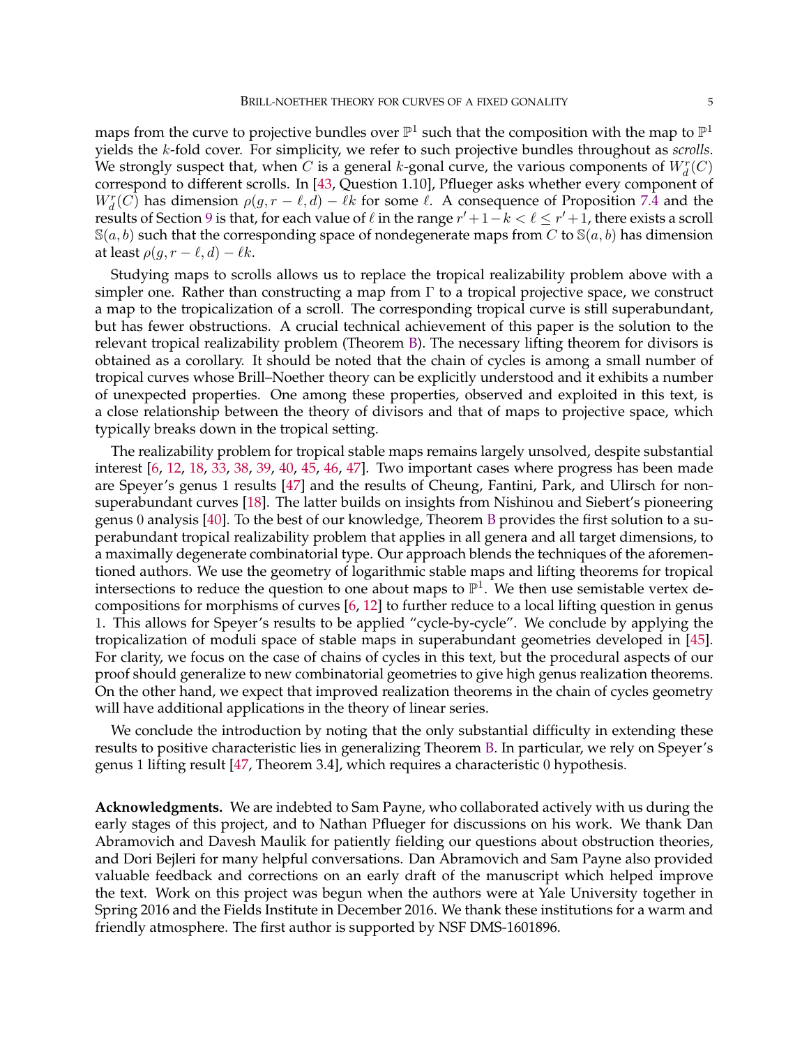maps from the curve to projective bundles over $\mathbb{P}^1$ such that the composition with the map to $\mathbb{P}^1$ yields the $k$-fold cover. For simplicity, we refer to such projective bundles throughout as *scrolls*. We strongly suspect that, when $C$ is a general $k$-gonal curve, the various components of $W^r_d(C)$ correspond to different scrolls. In [43, Question 1.10], Pflueger asks whether every component of $W^r_d(C)$ has dimension $\rho(g, r-\ell, d) - \ell k$ for some $\ell$. A consequence of Proposition 7.4 and the results of Section 9 is that, for each value of $\ell$ in the range $r'+1-k < \ell \leq r'+1$, there exists a scroll $\mathbb{S}(a, b)$ such that the corresponding space of nondegenerate maps from $C$ to $\mathbb{S}(a, b)$ has dimension at least $\rho(g, r-\ell, d) - \ell k$.

Studying maps to scrolls allows us to replace the tropical realizability problem above with a simpler one. Rather than constructing a map from $\Gamma$ to a tropical projective space, we construct a map to the tropicalization of a scroll. The corresponding tropical curve is still superabundant, but has fewer obstructions. A crucial technical achievement of this paper is the solution to the relevant tropical realizability problem (Theorem B). The necessary lifting theorem for divisors is obtained as a corollary. It should be noted that the chain of cycles is among a small number of tropical curves whose Brill–Noether theory can be explicitly understood and it exhibits a number of unexpected properties. One among these properties, observed and exploited in this text, is a close relationship between the theory of divisors and that of maps to projective space, which typically breaks down in the tropical setting.

The realizability problem for tropical stable maps remains largely unsolved, despite substantial interest [6, 12, 18, 33, 38, 39, 40, 45, 46, 47]. Two important cases where progress has been made are Speyer's genus 1 results [47] and the results of Cheung, Fantini, Park, and Ulirsch for non-superabundant curves [18]. The latter builds on insights from Nishinou and Siebert's pioneering genus 0 analysis [40]. To the best of our knowledge, Theorem B provides the first solution to a superabundant tropical realizability problem that applies in all genera and all target dimensions, to a maximally degenerate combinatorial type. Our approach blends the techniques of the aforementioned authors. We use the geometry of logarithmic stable maps and lifting theorems for tropical intersections to reduce the question to one about maps to $\mathbb{P}^1$. We then use semistable vertex decompositions for morphisms of curves [6, 12] to further reduce to a local lifting question in genus 1. This allows for Speyer's results to be applied "cycle-by-cycle". We conclude by applying the tropicalization of moduli space of stable maps in superabundant geometries developed in [45]. For clarity, we focus on the case of chains of cycles in this text, but the procedural aspects of our proof should generalize to new combinatorial geometries to give high genus realization theorems. On the other hand, we expect that improved realization theorems in the chain of cycles geometry will have additional applications in the theory of linear series.

We conclude the introduction by noting that the only substantial difficulty in extending these results to positive characteristic lies in generalizing Theorem B. In particular, we rely on Speyer's genus 1 lifting result [47, Theorem 3.4], which requires a characteristic 0 hypothesis.

**Acknowledgments.** We are indebted to Sam Payne, who collaborated actively with us during the early stages of this project, and to Nathan Pflueger for discussions on his work. We thank Dan Abramovich and Davesh Maulik for patiently fielding our questions about obstruction theories, and Dori Bejleri for many helpful conversations. Dan Abramovich and Sam Payne also provided valuable feedback and corrections on an early draft of the manuscript which helped improve the text. Work on this project was begun when the authors were at Yale University together in Spring 2016 and the Fields Institute in December 2016. We thank these institutions for a warm and friendly atmosphere. The first author is supported by NSF DMS-1601896.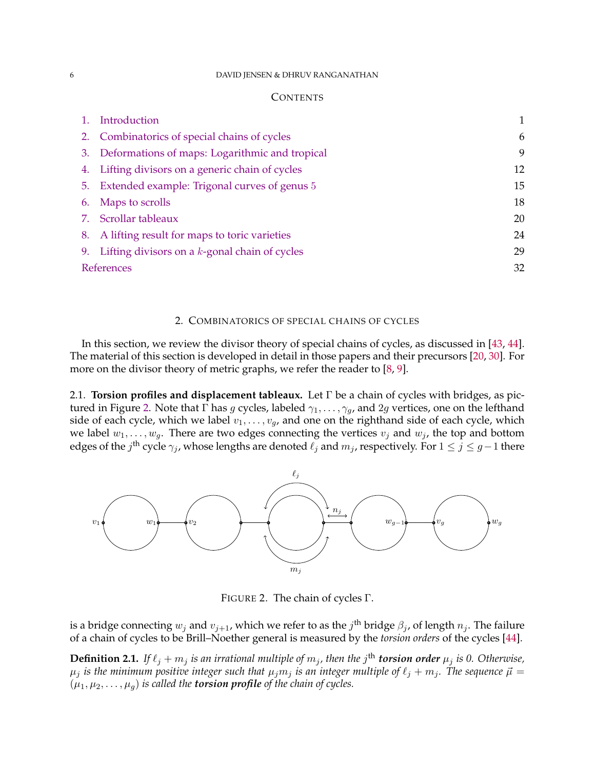CONTENTS

1. Introduction 1
2. Combinatorics of special chains of cycles 6
3. Deformations of maps: Logarithmic and tropical 9
4. Lifting divisors on a generic chain of cycles 12
5. Extended example: Trigonal curves of genus 5 15
6. Maps to scrolls 18
7. Scrollar tableaux 20
8. A lifting result for maps to toric varieties 24
9. Lifting divisors on a $k$-gonal chain of cycles 29

References 32

## 2. Combinatorics of special chains of cycles

In this section, we review the divisor theory of special chains of cycles, as discussed in [43, 44]. The material of this section is developed in detail in those papers and their precursors [20, 30]. For more on the divisor theory of metric graphs, we refer the reader to [8, 9].

### 2.1. Torsion profiles and displacement tableaux.

Let $\Gamma$ be a chain of cycles with bridges, as pictured in Figure 2. Note that $\Gamma$ has $g$ cycles, labeled $\gamma_1, \ldots, \gamma_g$, and $2g$ vertices, one on the lefthand side of each cycle, which we label $v_1, \ldots, v_g$, and one on the righthand side of each cycle, which we label $w_1, \ldots, w_g$. There are two edges connecting the vertices $v_j$ and $w_j$, the top and bottom edges of the $j^{\text{th}}$ cycle $\gamma_j$, whose lengths are denoted $\ell_j$ and $m_j$, respectively. For $1 \leq j \leq g-1$ there

FIGURE 2. The chain of cycles $\Gamma$.

is a bridge connecting $w_j$ and $v_{j+1}$, which we refer to as the $j^{\text{th}}$ bridge $\beta_j$, of length $n_j$. The failure of a chain of cycles to be Brill–Noether general is measured by the *torsion orders* of the cycles [44].

**Definition 2.1.** *If $\ell_j + m_j$ is an irrational multiple of $m_j$, then the $j^{\text{th}}$ **torsion order** $\mu_j$ is 0. Otherwise, $\mu_j$ is the minimum positive integer such that $\mu_j m_j$ is an integer multiple of $\ell_j + m_j$. The sequence $\vec{\mu} = (\mu_1, \mu_2, \ldots, \mu_g)$ is called the **torsion profile** of the chain of cycles.*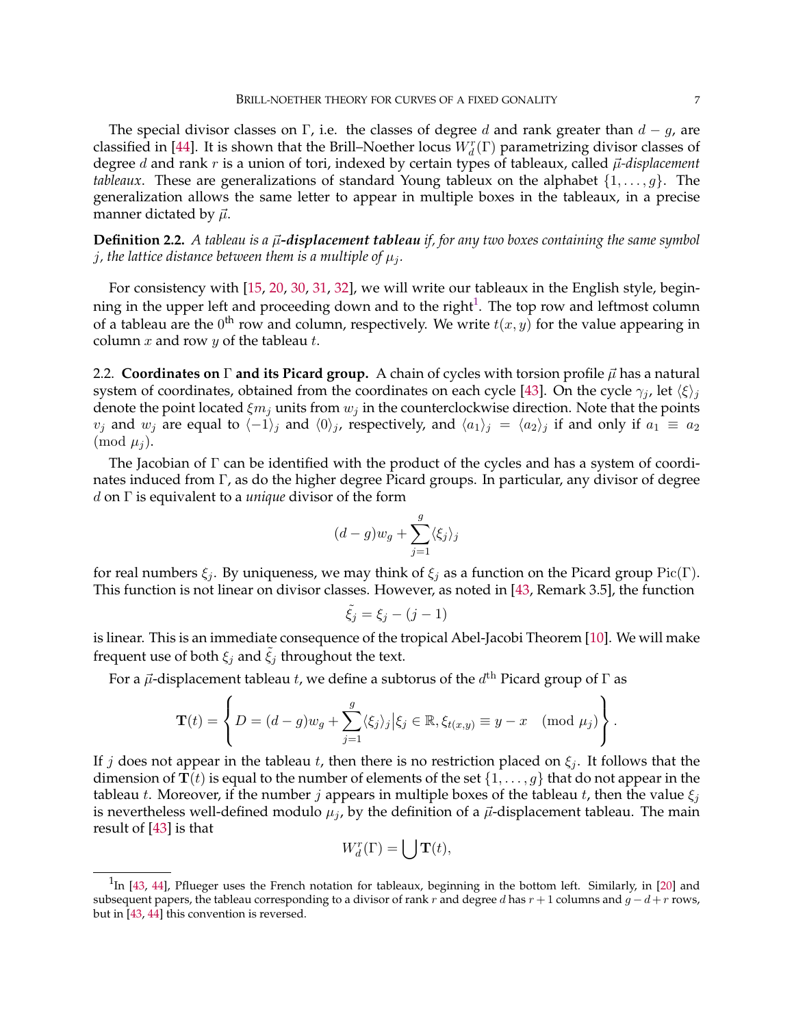The special divisor classes on $\Gamma$, i.e. the classes of degree $d$ and rank greater than $d - g$, are classified in [44]. It is shown that the Brill–Noether locus $W^r_d(\Gamma)$ parametrizing divisor classes of degree $d$ and rank $r$ is a union of tori, indexed by certain types of tableaux, called *$\vec{\mu}$-displacement tableaux*. These are generalizations of standard Young tableux on the alphabet $\{1, \ldots, g\}$. The generalization allows the same letter to appear in multiple boxes in the tableaux, in a precise manner dictated by $\vec{\mu}$.

**Definition 2.2.** *A tableau is a **$\vec{\mu}$-displacement tableau** if, for any two boxes containing the same symbol $j$, the lattice distance between them is a multiple of $\mu_j$.*

For consistency with [15, 20, 30, 31, 32], we will write our tableaux in the English style, beginning in the upper left and proceeding down and to the right[1]. The top row and leftmost column of a tableau are the $0^{\text{th}}$ row and column, respectively. We write $t(x, y)$ for the value appearing in column $x$ and row $y$ of the tableau $t$.

2.2. **Coordinates on $\Gamma$ and its Picard group.** A chain of cycles with torsion profile $\vec{\mu}$ has a natural system of coordinates, obtained from the coordinates on each cycle [43]. On the cycle $\gamma_j$, let $\langle \xi \rangle_j$ denote the point located $\xi m_j$ units from $w_j$ in the counterclockwise direction. Note that the points $v_j$ and $w_j$ are equal to $\langle -1 \rangle_j$ and $\langle 0 \rangle_j$, respectively, and $\langle a_1 \rangle_j = \langle a_2 \rangle_j$ if and only if $a_1 \equiv a_2 \pmod{\mu_j}$.

The Jacobian of $\Gamma$ can be identified with the product of the cycles and has a system of coordinates induced from $\Gamma$, as do the higher degree Picard groups. In particular, any divisor of degree $d$ on $\Gamma$ is equivalent to a *unique* divisor of the form

$$(d-g)w_g + \sum_{j=1}^{g} \langle \xi_j \rangle_j$$

for real numbers $\xi_j$. By uniqueness, we may think of $\xi_j$ as a function on the Picard group $\mathrm{Pic}(\Gamma)$. This function is not linear on divisor classes. However, as noted in [43, Remark 3.5], the function

$$\tilde{\xi_j} = \xi_j - (j-1)$$

is linear. This is an immediate consequence of the tropical Abel-Jacobi Theorem [10]. We will make frequent use of both $\xi_j$ and $\tilde{\xi_j}$ throughout the text.

For a $\vec{\mu}$-displacement tableau $t$, we define a subtorus of the $d^{\text{th}}$ Picard group of $\Gamma$ as

$$\mathbf{T}(t) = \left\{ D = (d-g)w_g + \sum_{j=1}^{g} \langle \xi_j \rangle_j \middle| \xi_j \in \mathbb{R}, \xi_{t(x,y)} \equiv y - x \pmod{\mu_j} \right\}.$$

If $j$ does not appear in the tableau $t$, then there is no restriction placed on $\xi_j$. It follows that the dimension of $\mathbf{T}(t)$ is equal to the number of elements of the set $\{1, \ldots, g\}$ that do not appear in the tableau $t$. Moreover, if the number $j$ appears in multiple boxes of the tableau $t$, then the value $\xi_j$ is nevertheless well-defined modulo $\mu_j$, by the definition of a $\vec{\mu}$-displacement tableau. The main result of [43] is that

$$W^r_d(\Gamma) = \bigcup \mathbf{T}(t),$$

---

[1] In [43, 44], Pflueger uses the French notation for tableaux, beginning in the bottom left. Similarly, in [20] and subsequent papers, the tableau corresponding to a divisor of rank $r$ and degree $d$ has $r + 1$ columns and $g - d + r$ rows, but in [43, 44] this convention is reversed.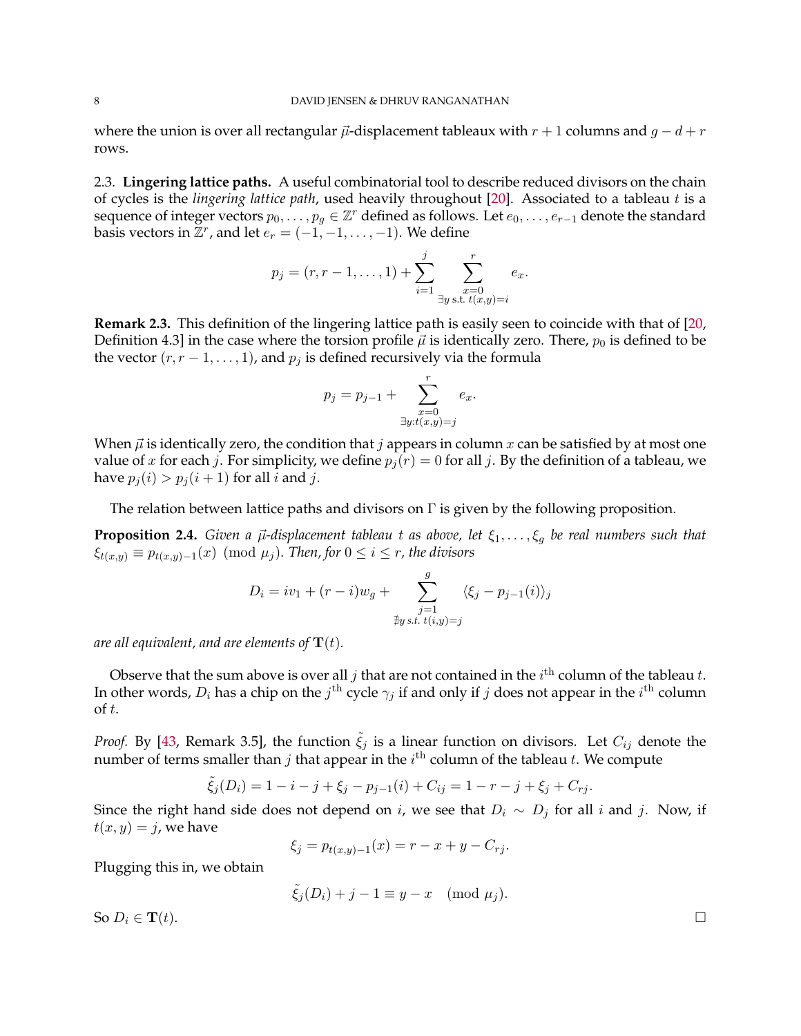where the union is over all rectangular $\vec{\mu}$-displacement tableaux with $r+1$ columns and $g-d+r$ rows.

2.3. **Lingering lattice paths.** A useful combinatorial tool to describe reduced divisors on the chain of cycles is the *lingering lattice path*, used heavily throughout [20]. Associated to a tableau $t$ is a sequence of integer vectors $p_0, \ldots, p_g \in \mathbb{Z}^r$ defined as follows. Let $e_0, \ldots, e_{r-1}$ denote the standard basis vectors in $\mathbb{Z}^r$, and let $e_r = (-1, -1, \ldots, -1)$. We define

$$p_j = (r, r-1, \ldots, 1) + \sum_{i=1}^{j} \sum_{\substack{x=0 \\ \exists y \text{ s.t. } t(x,y)=i}}^{r} e_x.$$

**Remark 2.3.** This definition of the lingering lattice path is easily seen to coincide with that of [20, Definition 4.3] in the case where the torsion profile $\vec{\mu}$ is identically zero. There, $p_0$ is defined to be the vector $(r, r-1, \ldots, 1)$, and $p_j$ is defined recursively via the formula

$$p_j = p_{j-1} + \sum_{\substack{x=0 \\ \exists y: t(x,y)=j}}^{r} e_x.$$

When $\vec{\mu}$ is identically zero, the condition that $j$ appears in column $x$ can be satisfied by at most one value of $x$ for each $j$. For simplicity, we define $p_j(r) = 0$ for all $j$. By the definition of a tableau, we have $p_j(i) > p_j(i+1)$ for all $i$ and $j$.

The relation between lattice paths and divisors on $\Gamma$ is given by the following proposition.

**Proposition 2.4.** *Given a $\vec{\mu}$-displacement tableau $t$ as above, let $\xi_1, \ldots, \xi_g$ be real numbers such that $\xi_{t(x,y)} \equiv p_{t(x,y)-1}(x) \pmod{\mu_j}$. Then, for $0 \leq i \leq r$, the divisors*

$$D_i = iv_1 + (r-i)w_g + \sum_{\substack{j=1 \\ \nexists y \text{ s.t. } t(i,y)=j}}^{g} \langle \xi_j - p_{j-1}(i) \rangle_j$$

*are all equivalent, and are elements of $\mathbf{T}(t)$.*

Observe that the sum above is over all $j$ that are not contained in the $i^{\text{th}}$ column of the tableau $t$. In other words, $D_i$ has a chip on the $j^{\text{th}}$ cycle $\gamma_j$ if and only if $j$ does not appear in the $i^{\text{th}}$ column of $t$.

*Proof.* By [43, Remark 3.5], the function $\tilde{\xi}_j$ is a linear function on divisors. Let $C_{ij}$ denote the number of terms smaller than $j$ that appear in the $i^{\text{th}}$ column of the tableau $t$. We compute

$$\tilde{\xi}_j(D_i) = 1 - i - j + \xi_j - p_{j-1}(i) + C_{ij} = 1 - r - j + \xi_j + C_{rj}.$$

Since the right hand side does not depend on $i$, we see that $D_i \sim D_j$ for all $i$ and $j$. Now, if $t(x,y) = j$, we have

$$\xi_j = p_{t(x,y)-1}(x) = r - x + y - C_{rj}.$$

Plugging this in, we obtain

$$\tilde{\xi}_j(D_i) + j - 1 \equiv y - x \pmod{\mu_j}.$$

So $D_i \in \mathbf{T}(t)$. $\square$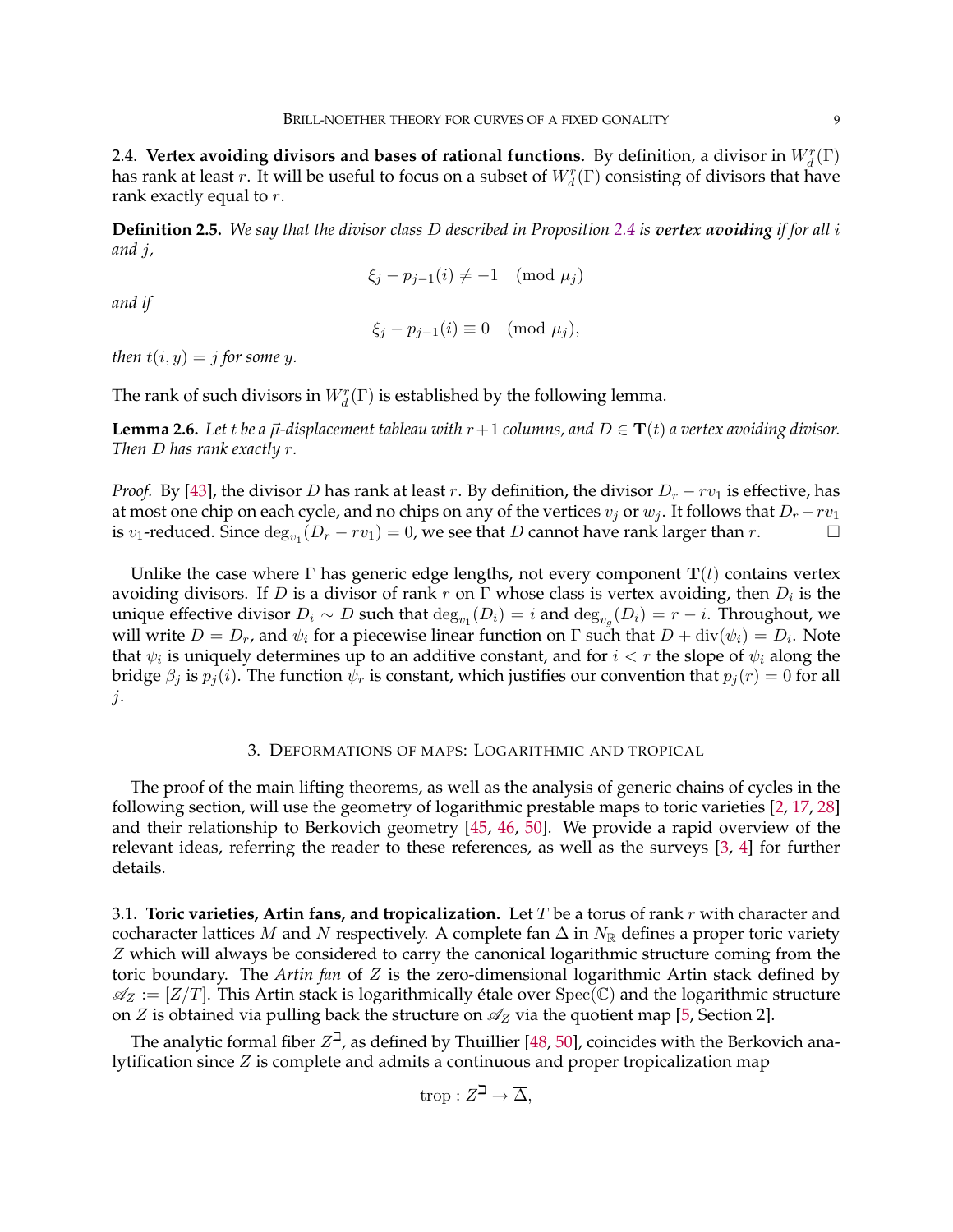2.4. **Vertex avoiding divisors and bases of rational functions.** By definition, a divisor in $W^r_d(\Gamma)$ has rank at least $r$. It will be useful to focus on a subset of $W^r_d(\Gamma)$ consisting of divisors that have rank exactly equal to $r$.

**Definition 2.5.** *We say that the divisor class $D$ described in Proposition 2.4 is* ***vertex avoiding*** *if for all $i$ and $j$,*

$$\xi_j - p_{j-1}(i) \neq -1 \pmod{\mu_j}$$

*and if*

$$\xi_j - p_{j-1}(i) \equiv 0 \pmod{\mu_j},$$

*then $t(i,y) = j$ for some $y$.*

The rank of such divisors in $W^r_d(\Gamma)$ is established by the following lemma.

**Lemma 2.6.** *Let $t$ be a $\vec{\mu}$-displacement tableau with $r+1$ columns, and $D \in \mathbf{T}(t)$ a vertex avoiding divisor. Then $D$ has rank exactly $r$.*

*Proof.* By [43], the divisor $D$ has rank at least $r$. By definition, the divisor $D_r - rv_1$ is effective, has at most one chip on each cycle, and no chips on any of the vertices $v_j$ or $w_j$. It follows that $D_r - rv_1$ is $v_1$-reduced. Since $\deg_{v_1}(D_r - rv_1) = 0$, we see that $D$ cannot have rank larger than $r$. □

Unlike the case where $\Gamma$ has generic edge lengths, not every component $\mathbf{T}(t)$ contains vertex avoiding divisors. If $D$ is a divisor of rank $r$ on $\Gamma$ whose class is vertex avoiding, then $D_i$ is the unique effective divisor $D_i \sim D$ such that $\deg_{v_1}(D_i) = i$ and $\deg_{v_g}(D_i) = r - i$. Throughout, we will write $D = D_r$, and $\psi_i$ for a piecewise linear function on $\Gamma$ such that $D + \mathrm{div}(\psi_i) = D_i$. Note that $\psi_i$ is uniquely determines up to an additive constant, and for $i < r$ the slope of $\psi_i$ along the bridge $\beta_j$ is $p_j(i)$. The function $\psi_r$ is constant, which justifies our convention that $p_j(r) = 0$ for all $j$.

## 3. Deformations of maps: Logarithmic and tropical

The proof of the main lifting theorems, as well as the analysis of generic chains of cycles in the following section, will use the geometry of logarithmic prestable maps to toric varieties [2, 17, 28] and their relationship to Berkovich geometry [45, 46, 50]. We provide a rapid overview of the relevant ideas, referring the reader to these references, as well as the surveys [3, 4] for further details.

3.1. **Toric varieties, Artin fans, and tropicalization.** Let $T$ be a torus of rank $r$ with character and cocharacter lattices $M$ and $N$ respectively. A complete fan $\Delta$ in $N_{\mathbb{R}}$ defines a proper toric variety $Z$ which will always be considered to carry the canonical logarithmic structure coming from the toric boundary. The *Artin fan* of $Z$ is the zero-dimensional logarithmic Artin stack defined by $\mathscr{A}_Z := [Z/T]$. This Artin stack is logarithmically étale over $\mathrm{Spec}(\mathbb{C})$ and the logarithmic structure on $Z$ is obtained via pulling back the structure on $\mathscr{A}_Z$ via the quotient map [5, Section 2].

The analytic formal fiber $Z^{\beth}$, as defined by Thuillier [48, 50], coincides with the Berkovich analytification since $Z$ is complete and admits a continuous and proper tropicalization map

$$\mathrm{trop} : Z^{\beth} \to \overline{\Delta},$$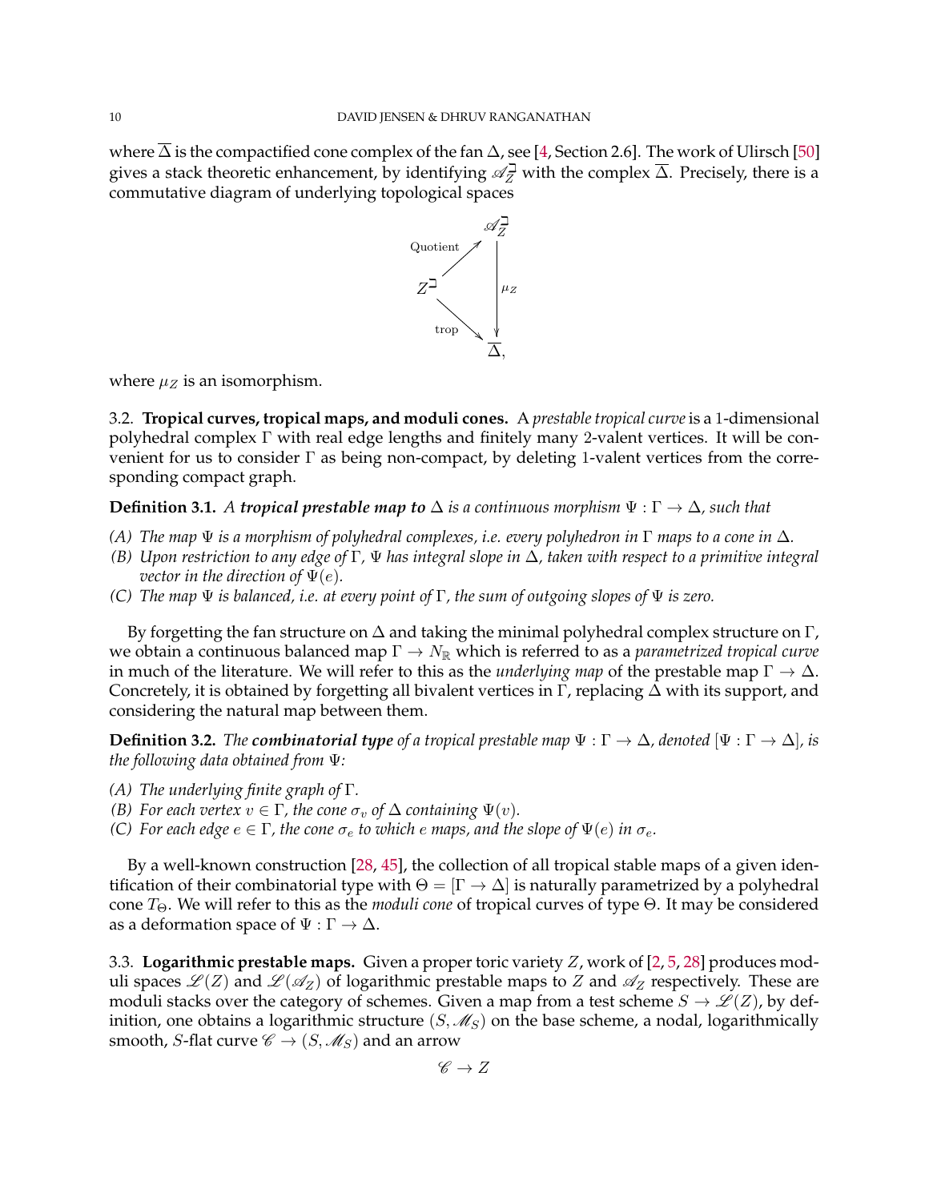where $\overline{\Delta}$ is the compactified cone complex of the fan $\Delta$, see [4, Section 2.6]. The work of Ulirsch [50] gives a stack theoretic enhancement, by identifying $\mathscr{A}_Z^{\beth}$ with the complex $\overline{\Delta}$. Precisely, there is a commutative diagram of underlying topological spaces

$$\begin{array}{ccc} & & \mathscr{A}_Z^{\beth} \\ & \overset{\text{Quotient}}{\nearrow} & \\ Z^{\beth} & & \big\downarrow \mu_Z \\ & \underset{\text{trop}}{\searrow} & \\ & & \overline{\Delta}, \end{array}$$

where $\mu_Z$ is an isomorphism.

## 3.2. Tropical curves, tropical maps, and moduli cones.

A *prestable tropical curve* is a 1-dimensional polyhedral complex $\Gamma$ with real edge lengths and finitely many 2-valent vertices. It will be convenient for us to consider $\Gamma$ as being non-compact, by deleting 1-valent vertices from the corresponding compact graph.

**Definition 3.1.** *A **tropical prestable map to** $\Delta$ is a continuous morphism $\Psi : \Gamma \to \Delta$, such that*

*(A) The map $\Psi$ is a morphism of polyhedral complexes, i.e. every polyhedron in $\Gamma$ maps to a cone in $\Delta$.*
*(B) Upon restriction to any edge of $\Gamma$, $\Psi$ has integral slope in $\Delta$, taken with respect to a primitive integral vector in the direction of $\Psi(e)$.*
*(C) The map $\Psi$ is balanced, i.e. at every point of $\Gamma$, the sum of outgoing slopes of $\Psi$ is zero.*

By forgetting the fan structure on $\Delta$ and taking the minimal polyhedral complex structure on $\Gamma$, we obtain a continuous balanced map $\Gamma \to N_{\mathbb{R}}$ which is referred to as a *parametrized tropical curve* in much of the literature. We will refer to this as the *underlying map* of the prestable map $\Gamma \to \Delta$. Concretely, it is obtained by forgetting all bivalent vertices in $\Gamma$, replacing $\Delta$ with its support, and considering the natural map between them.

**Definition 3.2.** *The **combinatorial type** of a tropical prestable map $\Psi : \Gamma \to \Delta$, denoted $[\Psi : \Gamma \to \Delta]$, is the following data obtained from $\Psi$:*

*(A) The underlying finite graph of $\Gamma$.*
*(B) For each vertex $v \in \Gamma$, the cone $\sigma_v$ of $\Delta$ containing $\Psi(v)$.*
*(C) For each edge $e \in \Gamma$, the cone $\sigma_e$ to which $e$ maps, and the slope of $\Psi(e)$ in $\sigma_e$.*

By a well-known construction [28, 45], the collection of all tropical stable maps of a given identification of their combinatorial type with $\Theta = [\Gamma \to \Delta]$ is naturally parametrized by a polyhedral cone $T_\Theta$. We will refer to this as the *moduli cone* of tropical curves of type $\Theta$. It may be considered as a deformation space of $\Psi : \Gamma \to \Delta$.

## 3.3. Logarithmic prestable maps.

Given a proper toric variety $Z$, work of [2, 5, 28] produces moduli spaces $\mathscr{L}(Z)$ and $\mathscr{L}(\mathscr{A}_Z)$ of logarithmic prestable maps to $Z$ and $\mathscr{A}_Z$ respectively. These are moduli stacks over the category of schemes. Given a map from a test scheme $S \to \mathscr{L}(Z)$, by definition, one obtains a logarithmic structure $(S, \mathscr{M}_S)$ on the base scheme, a nodal, logarithmically smooth, $S$-flat curve $\mathscr{C} \to (S, \mathscr{M}_S)$ and an arrow

$$\mathscr{C} \to Z$$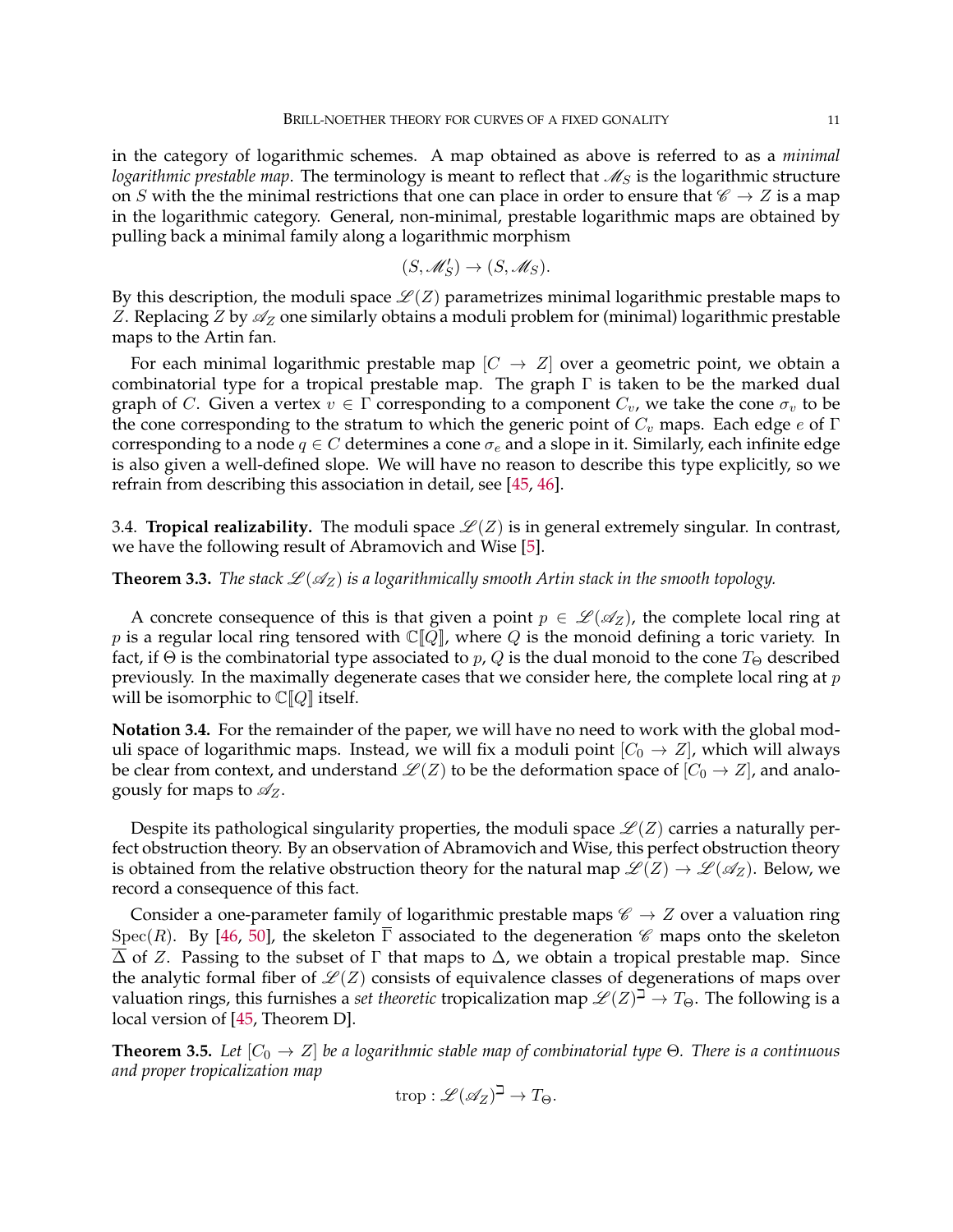in the category of logarithmic schemes. A map obtained as above is referred to as a *minimal logarithmic prestable map*. The terminology is meant to reflect that $\mathscr{M}_S$ is the logarithmic structure on $S$ with the the minimal restrictions that one can place in order to ensure that $\mathscr{C} \to Z$ is a map in the logarithmic category. General, non-minimal, prestable logarithmic maps are obtained by pulling back a minimal family along a logarithmic morphism

$$(S, \mathscr{M}_S') \to (S, \mathscr{M}_S).$$

By this description, the moduli space $\mathscr{L}(Z)$ parametrizes minimal logarithmic prestable maps to $Z$. Replacing $Z$ by $\mathscr{A}_Z$ one similarly obtains a moduli problem for (minimal) logarithmic prestable maps to the Artin fan.

For each minimal logarithmic prestable map $[C \to Z]$ over a geometric point, we obtain a combinatorial type for a tropical prestable map. The graph $\Gamma$ is taken to be the marked dual graph of $C$. Given a vertex $v \in \Gamma$ corresponding to a component $C_v$, we take the cone $\sigma_v$ to be the cone corresponding to the stratum to which the generic point of $C_v$ maps. Each edge $e$ of $\Gamma$ corresponding to a node $q \in C$ determines a cone $\sigma_e$ and a slope in it. Similarly, each infinite edge is also given a well-defined slope. We will have no reason to describe this type explicitly, so we refrain from describing this association in detail, see [45, 46].

3.4. **Tropical realizability.** The moduli space $\mathscr{L}(Z)$ is in general extremely singular. In contrast, we have the following result of Abramovich and Wise [5].

**Theorem 3.3.** *The stack $\mathscr{L}(\mathscr{A}_Z)$ is a logarithmically smooth Artin stack in the smooth topology.*

A concrete consequence of this is that given a point $p \in \mathscr{L}(\mathscr{A}_Z)$, the complete local ring at $p$ is a regular local ring tensored with $\mathbb{C}[\![Q]\!]$, where $Q$ is the monoid defining a toric variety. In fact, if $\Theta$ is the combinatorial type associated to $p$, $Q$ is the dual monoid to the cone $T_\Theta$ described previously. In the maximally degenerate cases that we consider here, the complete local ring at $p$ will be isomorphic to $\mathbb{C}[\![Q]\!]$ itself.

**Notation 3.4.** For the remainder of the paper, we will have no need to work with the global moduli space of logarithmic maps. Instead, we will fix a moduli point $[C_0 \to Z]$, which will always be clear from context, and understand $\mathscr{L}(Z)$ to be the deformation space of $[C_0 \to Z]$, and analogously for maps to $\mathscr{A}_Z$.

Despite its pathological singularity properties, the moduli space $\mathscr{L}(Z)$ carries a naturally perfect obstruction theory. By an observation of Abramovich and Wise, this perfect obstruction theory is obtained from the relative obstruction theory for the natural map $\mathscr{L}(Z) \to \mathscr{L}(\mathscr{A}_Z)$. Below, we record a consequence of this fact.

Consider a one-parameter family of logarithmic prestable maps $\mathscr{C} \to Z$ over a valuation ring $\operatorname{Spec}(R)$. By [46, 50], the skeleton $\overline{\Gamma}$ associated to the degeneration $\mathscr{C}$ maps onto the skeleton $\overline{\Delta}$ of $Z$. Passing to the subset of $\Gamma$ that maps to $\Delta$, we obtain a tropical prestable map. Since the analytic formal fiber of $\mathscr{L}(Z)$ consists of equivalence classes of degenerations of maps over valuation rings, this furnishes a *set theoretic* tropicalization map $\mathscr{L}(Z)^{\beth} \to T_\Theta$. The following is a local version of [45, Theorem D].

**Theorem 3.5.** *Let $[C_0 \to Z]$ be a logarithmic stable map of combinatorial type $\Theta$. There is a continuous and proper tropicalization map*

$$\operatorname{trop} : \mathscr{L}(\mathscr{A}_Z)^{\beth} \to T_\Theta.$$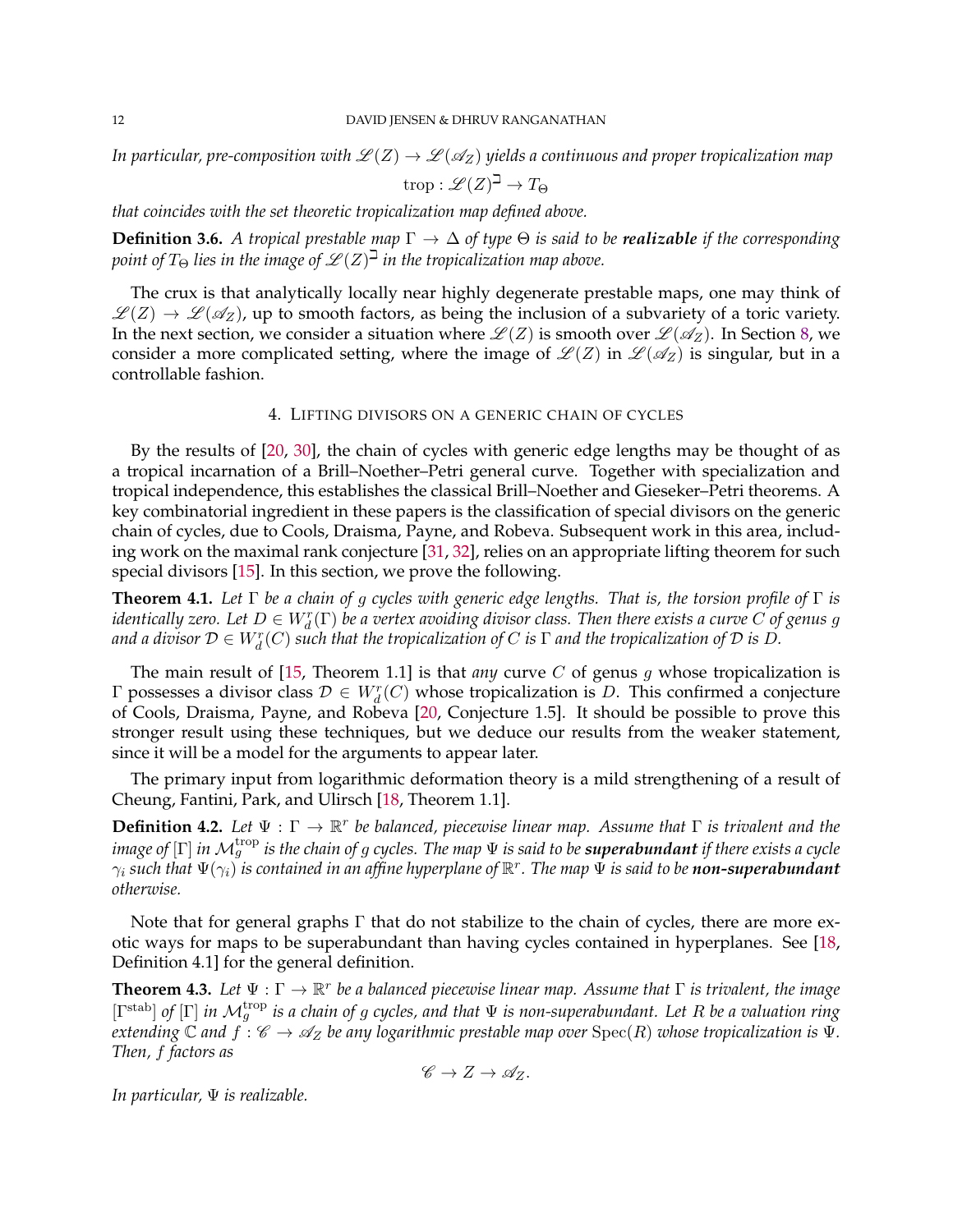*In particular, pre-composition with $\mathscr{L}(Z) \to \mathscr{L}(\mathscr{A}_Z)$ yields a continuous and proper tropicalization map*

$$\mathrm{trop} : \mathscr{L}(Z)^{\beth} \to T_\Theta$$

*that coincides with the set theoretic tropicalization map defined above.*

**Definition 3.6.** *A tropical prestable map $\Gamma \to \Delta$ of type $\Theta$ is said to be* ***realizable*** *if the corresponding point of $T_\Theta$ lies in the image of $\mathscr{L}(Z)^{\beth}$ in the tropicalization map above.*

The crux is that analytically locally near highly degenerate prestable maps, one may think of $\mathscr{L}(Z) \to \mathscr{L}(\mathscr{A}_Z)$, up to smooth factors, as being the inclusion of a subvariety of a toric variety. In the next section, we consider a situation where $\mathscr{L}(Z)$ is smooth over $\mathscr{L}(\mathscr{A}_Z)$. In Section 8, we consider a more complicated setting, where the image of $\mathscr{L}(Z)$ in $\mathscr{L}(\mathscr{A}_Z)$ is singular, but in a controllable fashion.

## 4. Lifting divisors on a generic chain of cycles

By the results of [20, 30], the chain of cycles with generic edge lengths may be thought of as a tropical incarnation of a Brill–Noether–Petri general curve. Together with specialization and tropical independence, this establishes the classical Brill–Noether and Gieseker–Petri theorems. A key combinatorial ingredient in these papers is the classification of special divisors on the generic chain of cycles, due to Cools, Draisma, Payne, and Robeva. Subsequent work in this area, including work on the maximal rank conjecture [31, 32], relies on an appropriate lifting theorem for such special divisors [15]. In this section, we prove the following.

**Theorem 4.1.** *Let $\Gamma$ be a chain of $g$ cycles with generic edge lengths. That is, the torsion profile of $\Gamma$ is identically zero. Let $D \in W^r_d(\Gamma)$ be a vertex avoiding divisor class. Then there exists a curve $C$ of genus $g$ and a divisor $\mathcal{D} \in W^r_d(C)$ such that the tropicalization of $C$ is $\Gamma$ and the tropicalization of $\mathcal{D}$ is $D$.*

The main result of [15, Theorem 1.1] is that *any* curve $C$ of genus $g$ whose tropicalization is $\Gamma$ possesses a divisor class $\mathcal{D} \in W^r_d(C)$ whose tropicalization is $D$. This confirmed a conjecture of Cools, Draisma, Payne, and Robeva [20, Conjecture 1.5]. It should be possible to prove this stronger result using these techniques, but we deduce our results from the weaker statement, since it will be a model for the arguments to appear later.

The primary input from logarithmic deformation theory is a mild strengthening of a result of Cheung, Fantini, Park, and Ulirsch [18, Theorem 1.1].

**Definition 4.2.** *Let $\Psi : \Gamma \to \mathbb{R}^r$ be balanced, piecewise linear map. Assume that $\Gamma$ is trivalent and the image of $[\Gamma]$ in $\mathcal{M}_g^{\mathrm{trop}}$ is the chain of $g$ cycles. The map $\Psi$ is said to be* ***superabundant*** *if there exists a cycle $\gamma_i$ such that $\Psi(\gamma_i)$ is contained in an affine hyperplane of $\mathbb{R}^r$. The map $\Psi$ is said to be* ***non-superabundant*** *otherwise.*

Note that for general graphs $\Gamma$ that do not stabilize to the chain of cycles, there are more exotic ways for maps to be superabundant than having cycles contained in hyperplanes. See [18, Definition 4.1] for the general definition.

**Theorem 4.3.** *Let $\Psi : \Gamma \to \mathbb{R}^r$ be a balanced piecewise linear map. Assume that $\Gamma$ is trivalent, the image $[\Gamma^{\mathrm{stab}}]$ of $[\Gamma]$ in $\mathcal{M}_g^{\mathrm{trop}}$ is a chain of $g$ cycles, and that $\Psi$ is non-superabundant. Let $R$ be a valuation ring extending $\mathbb{C}$ and $f : \mathscr{C} \to \mathscr{A}_Z$ be any logarithmic prestable map over $\mathrm{Spec}(R)$ whose tropicalization is $\Psi$. Then, $f$ factors as*

$$\mathscr{C} \to Z \to \mathscr{A}_Z.$$

*In particular, $\Psi$ is realizable.*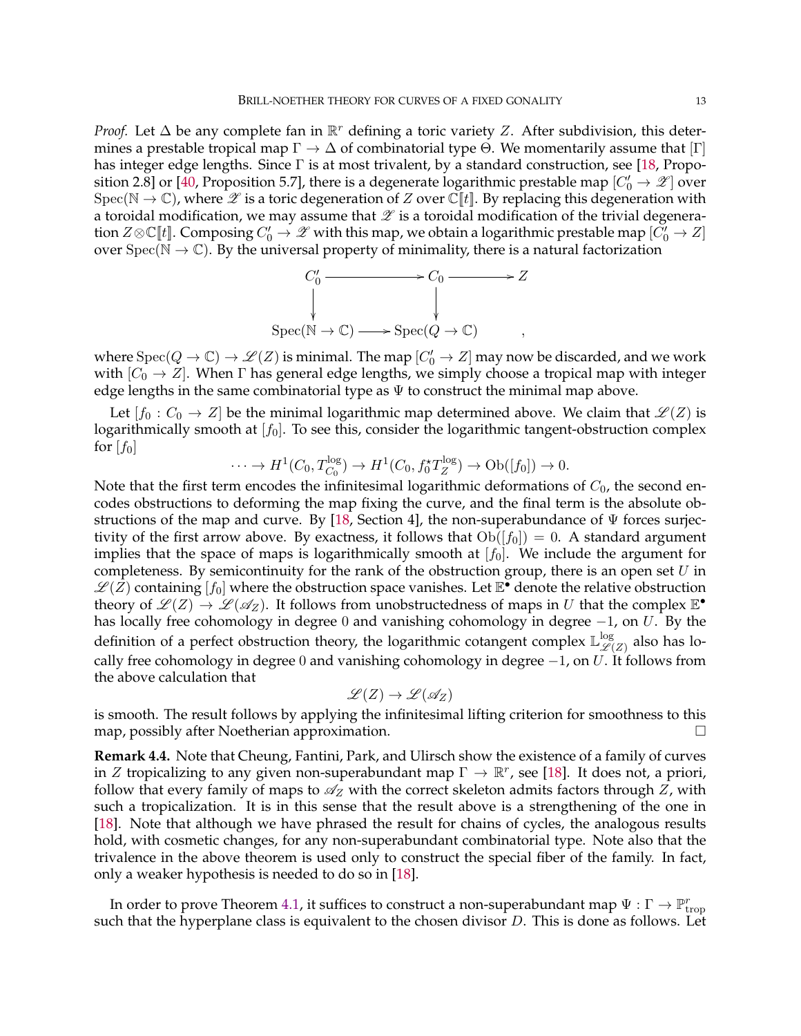*Proof.* Let $\Delta$ be any complete fan in $\mathbb{R}^r$ defining a toric variety $Z$. After subdivision, this determines a prestable tropical map $\Gamma \to \Delta$ of combinatorial type $\Theta$. We momentarily assume that $[\Gamma]$ has integer edge lengths. Since $\Gamma$ is at most trivalent, by a standard construction, see [18, Proposition 2.8] or [40, Proposition 5.7], there is a degenerate logarithmic prestable map $[C_0' \to \mathscr{X}]$ over $\mathrm{Spec}(\mathbb{N} \to \mathbb{C})$, where $\mathscr{X}$ is a toric degeneration of $Z$ over $\mathbb{C}[\![t]\!]$. By replacing this degeneration with a toroidal modification, we may assume that $\mathscr{X}$ is a toroidal modification of the trivial degeneration $Z \otimes \mathbb{C}[\![t]\!]$. Composing $C_0' \to \mathscr{X}$ with this map, we obtain a logarithmic prestable map $[C_0' \to Z]$ over $\mathrm{Spec}(\mathbb{N} \to \mathbb{C})$. By the universal property of minimality, there is a natural factorization

$$
\begin{array}{ccccc}
C_0' & \longrightarrow & C_0 & \longrightarrow & Z \\
\downarrow & & \downarrow & & \\
\mathrm{Spec}(\mathbb{N} \to \mathbb{C}) & \longrightarrow & \mathrm{Spec}(Q \to \mathbb{C}) & &
\end{array},
$$

where $\mathrm{Spec}(Q \to \mathbb{C}) \to \mathscr{L}(Z)$ is minimal. The map $[C_0' \to Z]$ may now be discarded, and we work with $[C_0 \to Z]$. When $\Gamma$ has general edge lengths, we simply choose a tropical map with integer edge lengths in the same combinatorial type as $\Psi$ to construct the minimal map above.

Let $[f_0 : C_0 \to Z]$ be the minimal logarithmic map determined above. We claim that $\mathscr{L}(Z)$ is logarithmically smooth at $[f_0]$. To see this, consider the logarithmic tangent-obstruction complex for $[f_0]$

$$\cdots \to H^1(C_0, T_{C_0}^{\log}) \to H^1(C_0, f_0^\star T_Z^{\log}) \to \mathrm{Ob}([f_0]) \to 0.$$

Note that the first term encodes the infinitesimal logarithmic deformations of $C_0$, the second encodes obstructions to deforming the map fixing the curve, and the final term is the absolute obstructions of the map and curve. By [18, Section 4], the non-superabundance of $\Psi$ forces surjectivity of the first arrow above. By exactness, it follows that $\mathrm{Ob}([f_0]) = 0$. A standard argument implies that the space of maps is logarithmically smooth at $[f_0]$. We include the argument for completeness. By semicontinuity for the rank of the obstruction group, there is an open set $U$ in $\mathscr{L}(Z)$ containing $[f_0]$ where the obstruction space vanishes. Let $\mathbb{E}^\bullet$ denote the relative obstruction theory of $\mathscr{L}(Z) \to \mathscr{L}(\mathscr{A}_Z)$. It follows from unobstructedness of maps in $U$ that the complex $\mathbb{E}^\bullet$ has locally free cohomology in degree $0$ and vanishing cohomology in degree $-1$, on $U$. By the definition of a perfect obstruction theory, the logarithmic cotangent complex $\mathbb{L}_{\mathscr{L}(Z)}^{\log}$ also has locally free cohomology in degree $0$ and vanishing cohomology in degree $-1$, on $U$. It follows from the above calculation that

$$\mathscr{L}(Z) \to \mathscr{L}(\mathscr{A}_Z)$$

is smooth. The result follows by applying the infinitesimal lifting criterion for smoothness to this map, possibly after Noetherian approximation. □

**Remark 4.4.** Note that Cheung, Fantini, Park, and Ulirsch show the existence of a family of curves in $Z$ tropicalizing to any given non-superabundant map $\Gamma \to \mathbb{R}^r$, see [18]. It does not, a priori, follow that every family of maps to $\mathscr{A}_Z$ with the correct skeleton admits factors through $Z$, with such a tropicalization. It is in this sense that the result above is a strengthening of the one in [18]. Note that although we have phrased the result for chains of cycles, the analogous results hold, with cosmetic changes, for any non-superabundant combinatorial type. Note also that the trivalence in the above theorem is used only to construct the special fiber of the family. In fact, only a weaker hypothesis is needed to do so in [18].

In order to prove Theorem 4.1, it suffices to construct a non-superabundant map $\Psi : \Gamma \to \mathbb{P}^r_{\mathrm{trop}}$ such that the hyperplane class is equivalent to the chosen divisor $D$. This is done as follows. Let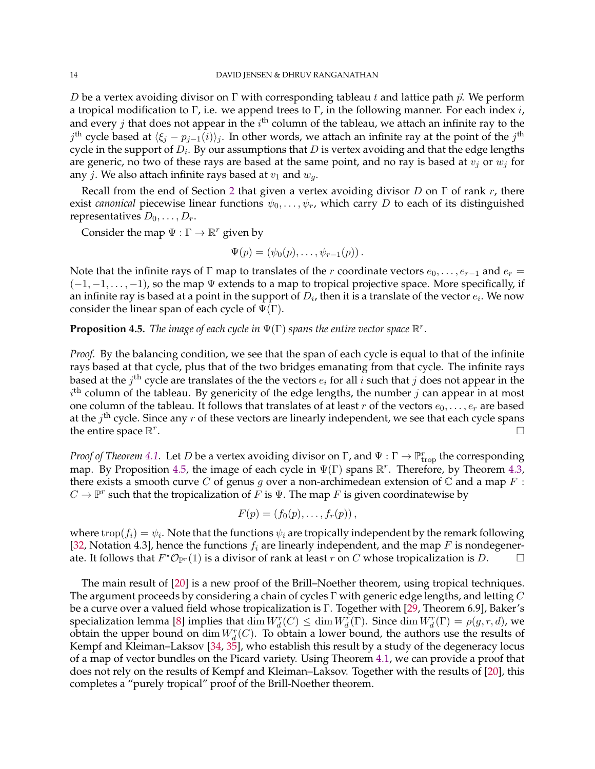$D$ be a vertex avoiding divisor on $\Gamma$ with corresponding tableau $t$ and lattice path $\vec{p}$. We perform a tropical modification to $\Gamma$, i.e. we append trees to $\Gamma$, in the following manner. For each index $i$, and every $j$ that does not appear in the $i^{\text{th}}$ column of the tableau, we attach an infinite ray to the $j^{\text{th}}$ cycle based at $\langle \xi_j - p_{j-1}(i) \rangle_j$. In other words, we attach an infinite ray at the point of the $j^{\text{th}}$ cycle in the support of $D_i$. By our assumptions that $D$ is vertex avoiding and that the edge lengths are generic, no two of these rays are based at the same point, and no ray is based at $v_j$ or $w_j$ for any $j$. We also attach infinite rays based at $v_1$ and $w_g$.

Recall from the end of Section 2 that given a vertex avoiding divisor $D$ on $\Gamma$ of rank $r$, there exist *canonical* piecewise linear functions $\psi_0, \ldots, \psi_r$, which carry $D$ to each of its distinguished representatives $D_0, \ldots, D_r$.

Consider the map $\Psi : \Gamma \to \mathbb{R}^r$ given by

$$\Psi(p) = (\psi_0(p), \ldots, \psi_{r-1}(p)).$$

Note that the infinite rays of $\Gamma$ map to translates of the $r$ coordinate vectors $e_0, \ldots, e_{r-1}$ and $e_r = (-1, -1, \ldots, -1)$, so the map $\Psi$ extends to a map to tropical projective space. More specifically, if an infinite ray is based at a point in the support of $D_i$, then it is a translate of the vector $e_i$. We now consider the linear span of each cycle of $\Psi(\Gamma)$.

**Proposition 4.5.** *The image of each cycle in $\Psi(\Gamma)$ spans the entire vector space $\mathbb{R}^r$.*

*Proof.* By the balancing condition, we see that the span of each cycle is equal to that of the infinite rays based at that cycle, plus that of the two bridges emanating from that cycle. The infinite rays based at the $j^{\text{th}}$ cycle are translates of the the vectors $e_i$ for all $i$ such that $j$ does not appear in the $i^{\text{th}}$ column of the tableau. By genericity of the edge lengths, the number $j$ can appear in at most one column of the tableau. It follows that translates of at least $r$ of the vectors $e_0, \ldots, e_r$ are based at the $j^{\text{th}}$ cycle. Since any $r$ of these vectors are linearly independent, we see that each cycle spans the entire space $\mathbb{R}^r$. □

*Proof of Theorem 4.1.* Let $D$ be a vertex avoiding divisor on $\Gamma$, and $\Psi : \Gamma \to \mathbb{P}^r_{\text{trop}}$ the corresponding map. By Proposition 4.5, the image of each cycle in $\Psi(\Gamma)$ spans $\mathbb{R}^r$. Therefore, by Theorem 4.3, there exists a smooth curve $C$ of genus $g$ over a non-archimedean extension of $\mathbb{C}$ and a map $F : C \to \mathbb{P}^r$ such that the tropicalization of $F$ is $\Psi$. The map $F$ is given coordinatewise by

$$F(p) = (f_0(p), \ldots, f_r(p)),$$

where $\operatorname{trop}(f_i) = \psi_i$. Note that the functions $\psi_i$ are tropically independent by the remark following [32, Notation 4.3], hence the functions $f_i$ are linearly independent, and the map $F$ is nondegenerate. It follows that $F^{\star}\mathcal{O}_{\mathbb{P}^r}(1)$ is a divisor of rank at least $r$ on $C$ whose tropicalization is $D$. □

The main result of [20] is a new proof of the Brill–Noether theorem, using tropical techniques. The argument proceeds by considering a chain of cycles $\Gamma$ with generic edge lengths, and letting $C$ be a curve over a valued field whose tropicalization is $\Gamma$. Together with [29, Theorem 6.9], Baker's specialization lemma [8] implies that $\dim W^r_d(C) \leq \dim W^r_d(\Gamma)$. Since $\dim W^r_d(\Gamma) = \rho(g, r, d)$, we obtain the upper bound on $\dim W^r_d(C)$. To obtain a lower bound, the authors use the results of Kempf and Kleiman–Laksov [34, 35], who establish this result by a study of the degeneracy locus of a map of vector bundles on the Picard variety. Using Theorem 4.1, we can provide a proof that does not rely on the results of Kempf and Kleiman–Laksov. Together with the results of [20], this completes a "purely tropical" proof of the Brill-Noether theorem.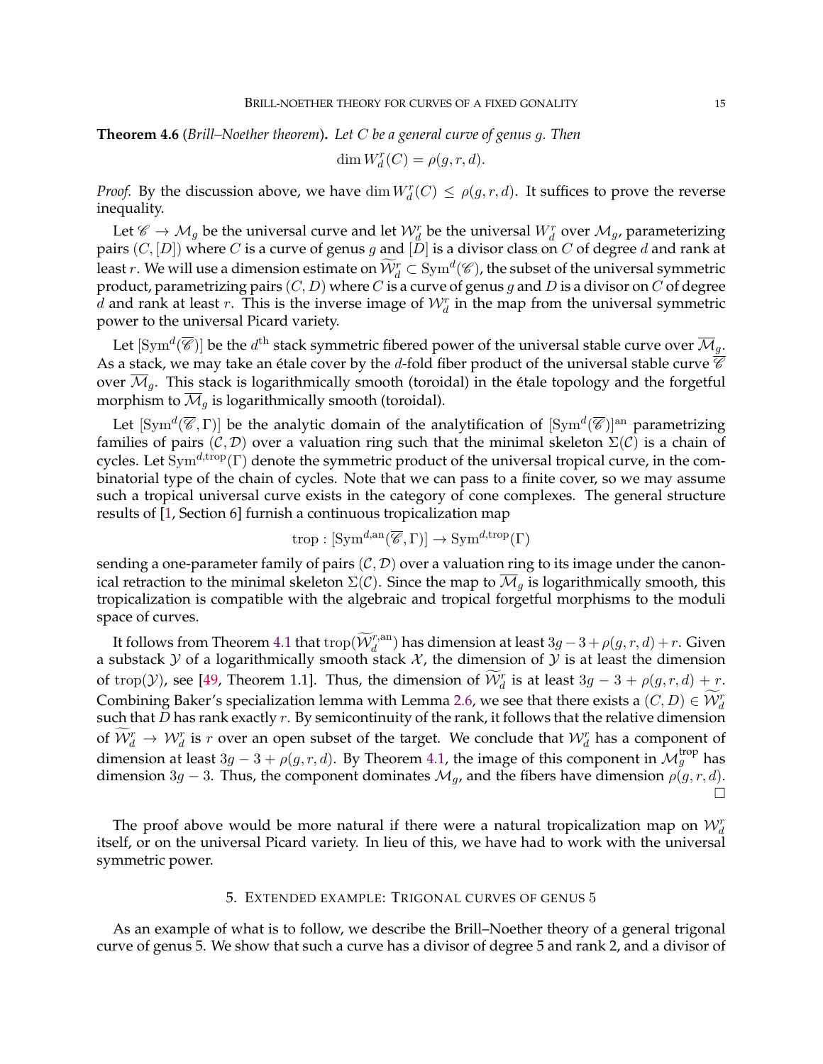**Theorem 4.6** (*Brill–Noether theorem*)**.** *Let $C$ be a general curve of genus $g$. Then*

$$\dim W^r_d(C) = \rho(g, r, d).$$

*Proof.* By the discussion above, we have $\dim W^r_d(C) \leq \rho(g, r, d)$. It suffices to prove the reverse inequality.

Let $\mathscr{C} \to \mathcal{M}_g$ be the universal curve and let $\mathcal{W}^r_d$ be the universal $W^r_d$ over $\mathcal{M}_g$, parameterizing pairs $(C, [D])$ where $C$ is a curve of genus $g$ and $[D]$ is a divisor class on $C$ of degree $d$ and rank at least $r$. We will use a dimension estimate on $\widetilde{\mathcal{W}}^r_d \subset \mathrm{Sym}^d(\mathscr{C})$, the subset of the universal symmetric product, parametrizing pairs $(C, D)$ where $C$ is a curve of genus $g$ and $D$ is a divisor on $C$ of degree $d$ and rank at least $r$. This is the inverse image of $\mathcal{W}^r_d$ in the map from the universal symmetric power to the universal Picard variety.

Let $[\mathrm{Sym}^d(\overline{\mathscr{C}})]$ be the $d^{\text{th}}$ stack symmetric fibered power of the universal stable curve over $\overline{\mathcal{M}}_g$. As a stack, we may take an étale cover by the $d$-fold fiber product of the universal stable curve $\overline{\mathscr{C}}$ over $\overline{\mathcal{M}}_g$. This stack is logarithmically smooth (toroidal) in the étale topology and the forgetful morphism to $\overline{\mathcal{M}}_g$ is logarithmically smooth (toroidal).

Let $[\mathrm{Sym}^d(\overline{\mathscr{C}}, \Gamma)]$ be the analytic domain of the analytification of $[\mathrm{Sym}^d(\overline{\mathscr{C}})]^{\mathrm{an}}$ parametrizing families of pairs $(\mathcal{C}, \mathcal{D})$ over a valuation ring such that the minimal skeleton $\Sigma(\mathcal{C})$ is a chain of cycles. Let $\mathrm{Sym}^{d,\mathrm{trop}}(\Gamma)$ denote the symmetric product of the universal tropical curve, in the combinatorial type of the chain of cycles. Note that we can pass to a finite cover, so we may assume such a tropical universal curve exists in the category of cone complexes. The general structure results of [1, Section 6] furnish a continuous tropicalization map

$$\mathrm{trop} : [\mathrm{Sym}^{d,\mathrm{an}}(\overline{\mathscr{C}}, \Gamma)] \to \mathrm{Sym}^{d,\mathrm{trop}}(\Gamma)$$

sending a one-parameter family of pairs $(\mathcal{C}, \mathcal{D})$ over a valuation ring to its image under the canonical retraction to the minimal skeleton $\Sigma(\mathcal{C})$. Since the map to $\overline{\mathcal{M}}_g$ is logarithmically smooth, this tropicalization is compatible with the algebraic and tropical forgetful morphisms to the moduli space of curves.

It follows from Theorem 4.1 that $\mathrm{trop}(\widetilde{\mathcal{W}}^{r,\mathrm{an}}_d)$ has dimension at least $3g - 3 + \rho(g, r, d) + r$. Given a substack $\mathcal{Y}$ of a logarithmically smooth stack $\mathcal{X}$, the dimension of $\mathcal{Y}$ is at least the dimension of $\mathrm{trop}(\mathcal{Y})$, see [49, Theorem 1.1]. Thus, the dimension of $\widetilde{\mathcal{W}}^r_d$ is at least $3g - 3 + \rho(g, r, d) + r$. Combining Baker's specialization lemma with Lemma 2.6, we see that there exists a $(C, D) \in \widetilde{\mathcal{W}}^r_d$ such that $D$ has rank exactly $r$. By semicontinuity of the rank, it follows that the relative dimension of $\widetilde{\mathcal{W}}^r_d \to \mathcal{W}^r_d$ is $r$ over an open subset of the target. We conclude that $\mathcal{W}^r_d$ has a component of dimension at least $3g - 3 + \rho(g, r, d)$. By Theorem 4.1, the image of this component in $\mathcal{M}^{\mathrm{trop}}_g$ has dimension $3g - 3$. Thus, the component dominates $\mathcal{M}_g$, and the fibers have dimension $\rho(g, r, d)$. $\square$

The proof above would be more natural if there were a natural tropicalization map on $\mathcal{W}^r_d$ itself, or on the universal Picard variety. In lieu of this, we have had to work with the universal symmetric power.

## 5. Extended example: Trigonal curves of genus 5

As an example of what is to follow, we describe the Brill–Noether theory of a general trigonal curve of genus 5. We show that such a curve has a divisor of degree 5 and rank 2, and a divisor of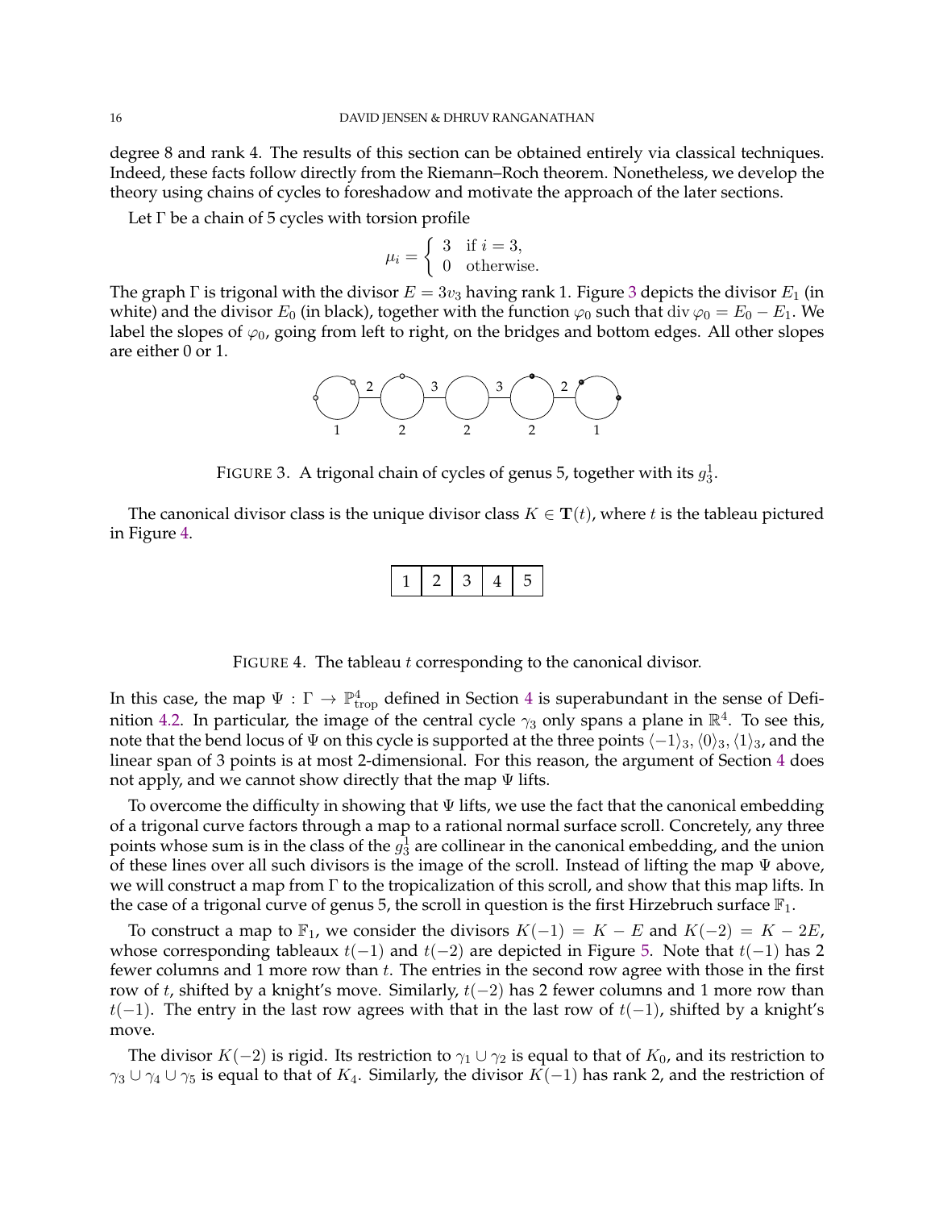degree 8 and rank 4. The results of this section can be obtained entirely via classical techniques. Indeed, these facts follow directly from the Riemann–Roch theorem. Nonetheless, we develop the theory using chains of cycles to foreshadow and motivate the approach of the later sections.

Let $\Gamma$ be a chain of 5 cycles with torsion profile

$$\mu_i = \begin{cases} 3 & \text{if } i = 3, \\ 0 & \text{otherwise.} \end{cases}$$

The graph $\Gamma$ is trigonal with the divisor $E = 3v_3$ having rank 1. Figure 3 depicts the divisor $E_1$ (in white) and the divisor $E_0$ (in black), together with the function $\varphi_0$ such that $\operatorname{div}\varphi_0 = E_0 - E_1$. We label the slopes of $\varphi_0$, going from left to right, on the bridges and bottom edges. All other slopes are either 0 or 1.

FIGURE 3. A trigonal chain of cycles of genus 5, together with its $g^1_3$.

The canonical divisor class is the unique divisor class $K \in \mathbf{T}(t)$, where $t$ is the tableau pictured in Figure 4.

| 1 | 2 | 3 | 4 | 5 |
|---|---|---|---|---|

FIGURE 4. The tableau $t$ corresponding to the canonical divisor.

In this case, the map $\Psi : \Gamma \to \mathbb{P}^4_{\text{trop}}$ defined in Section 4 is superabundant in the sense of Definition 4.2. In particular, the image of the central cycle $\gamma_3$ only spans a plane in $\mathbb{R}^4$. To see this, note that the bend locus of $\Psi$ on this cycle is supported at the three points $\langle -1 \rangle_3, \langle 0 \rangle_3, \langle 1 \rangle_3$, and the linear span of 3 points is at most 2-dimensional. For this reason, the argument of Section 4 does not apply, and we cannot show directly that the map $\Psi$ lifts.

To overcome the difficulty in showing that $\Psi$ lifts, we use the fact that the canonical embedding of a trigonal curve factors through a map to a rational normal surface scroll. Concretely, any three points whose sum is in the class of the $g^1_3$ are collinear in the canonical embedding, and the union of these lines over all such divisors is the image of the scroll. Instead of lifting the map $\Psi$ above, we will construct a map from $\Gamma$ to the tropicalization of this scroll, and show that this map lifts. In the case of a trigonal curve of genus 5, the scroll in question is the first Hirzebruch surface $\mathbb{F}_1$.

To construct a map to $\mathbb{F}_1$, we consider the divisors $K(-1) = K - E$ and $K(-2) = K - 2E$, whose corresponding tableaux $t(-1)$ and $t(-2)$ are depicted in Figure 5. Note that $t(-1)$ has 2 fewer columns and 1 more row than $t$. The entries in the second row agree with those in the first row of $t$, shifted by a knight's move. Similarly, $t(-2)$ has 2 fewer columns and 1 more row than $t(-1)$. The entry in the last row agrees with that in the last row of $t(-1)$, shifted by a knight's move.

The divisor $K(-2)$ is rigid. Its restriction to $\gamma_1 \cup \gamma_2$ is equal to that of $K_0$, and its restriction to $\gamma_3 \cup \gamma_4 \cup \gamma_5$ is equal to that of $K_4$. Similarly, the divisor $K(-1)$ has rank 2, and the restriction of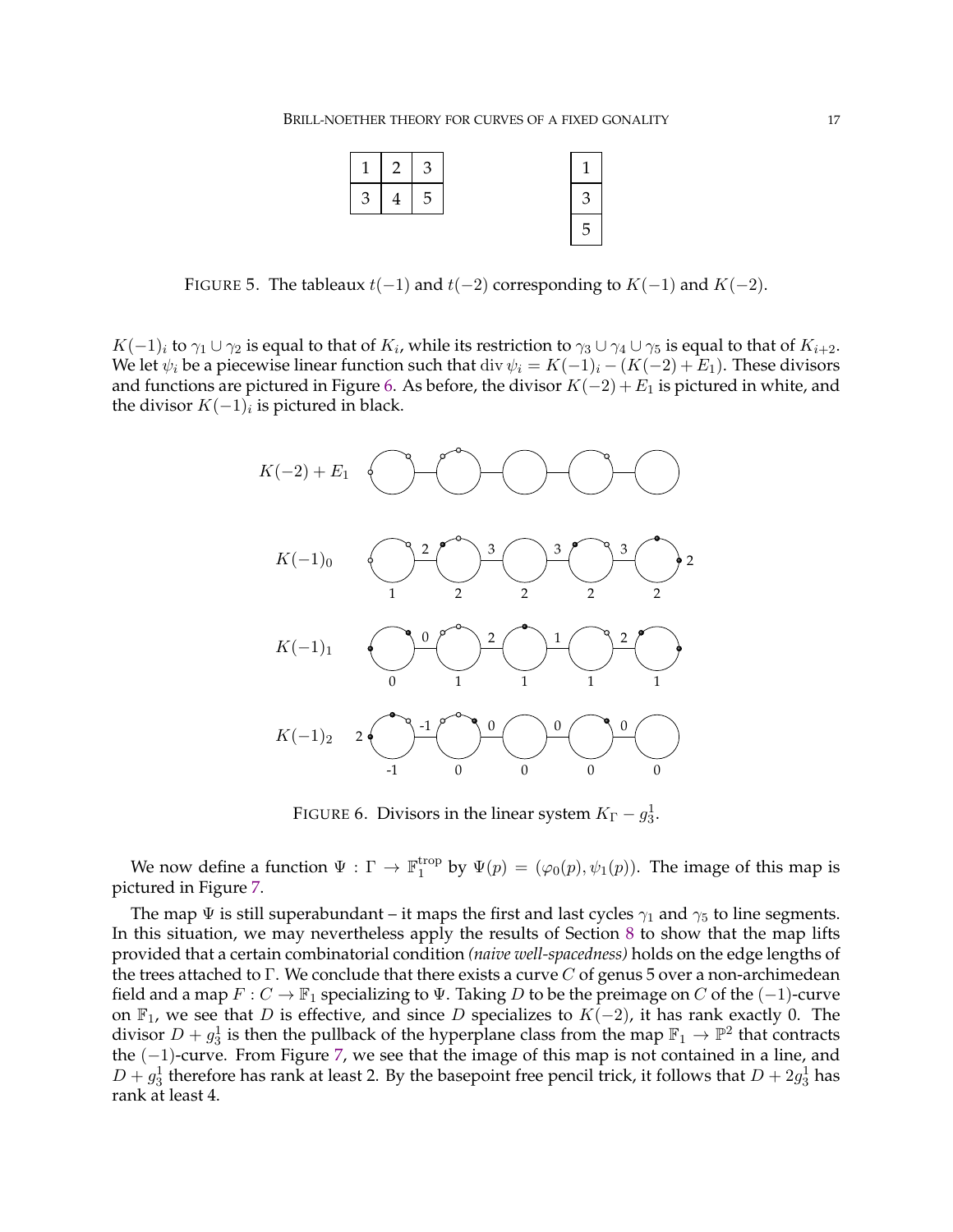| 1 | 2 | 3 |
|---|---|---|
| 3 | 4 | 5 |

| 1 |
|---|
| 3 |
| 5 |

FIGURE 5. The tableaux $t(-1)$ and $t(-2)$ corresponding to $K(-1)$ and $K(-2)$.

$K(-1)_i$ to $\gamma_1 \cup \gamma_2$ is equal to that of $K_i$, while its restriction to $\gamma_3 \cup \gamma_4 \cup \gamma_5$ is equal to that of $K_{i+2}$. We let $\psi_i$ be a piecewise linear function such that $\operatorname{div} \psi_i = K(-1)_i - (K(-2) + E_1)$. These divisors and functions are pictured in Figure 6. As before, the divisor $K(-2) + E_1$ is pictured in white, and the divisor $K(-1)_i$ is pictured in black.

FIGURE 6. Divisors in the linear system $K_\Gamma - g^1_3$.

We now define a function $\Psi : \Gamma \to \mathbb{F}_1^{\mathrm{trop}}$ by $\Psi(p) = (\varphi_0(p), \psi_1(p))$. The image of this map is pictured in Figure 7.

The map $\Psi$ is still superabundant – it maps the first and last cycles $\gamma_1$ and $\gamma_5$ to line segments. In this situation, we may nevertheless apply the results of Section 8 to show that the map lifts provided that a certain combinatorial condition *(naive well-spacedness)* holds on the edge lengths of the trees attached to $\Gamma$. We conclude that there exists a curve $C$ of genus 5 over a non-archimedean field and a map $F : C \to \mathbb{F}_1$ specializing to $\Psi$. Taking $D$ to be the preimage on $C$ of the $(-1)$-curve on $\mathbb{F}_1$, we see that $D$ is effective, and since $D$ specializes to $K(-2)$, it has rank exactly 0. The divisor $D + g^1_3$ is then the pullback of the hyperplane class from the map $\mathbb{F}_1 \to \mathbb{P}^2$ that contracts the $(-1)$-curve. From Figure 7, we see that the image of this map is not contained in a line, and $D + g^1_3$ therefore has rank at least 2. By the basepoint free pencil trick, it follows that $D + 2g^1_3$ has rank at least 4.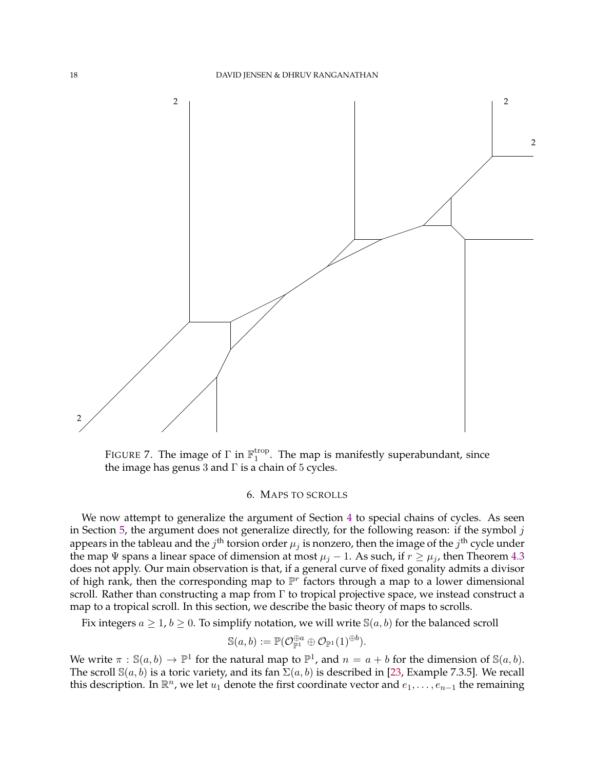Figure 7. The image of $\Gamma$ in $\mathbb{F}_1^{\mathrm{trop}}$. The map is manifestly superabundant, since the image has genus 3 and $\Gamma$ is a chain of 5 cycles.

## 6. Maps to scrolls

We now attempt to generalize the argument of Section 4 to special chains of cycles. As seen in Section 5, the argument does not generalize directly, for the following reason: if the symbol $j$ appears in the tableau and the $j^{\text{th}}$ torsion order $\mu_j$ is nonzero, then the image of the $j^{\text{th}}$ cycle under the map $\Psi$ spans a linear space of dimension at most $\mu_j - 1$. As such, if $r \geq \mu_j$, then Theorem 4.3 does not apply. Our main observation is that, if a general curve of fixed gonality admits a divisor of high rank, then the corresponding map to $\mathbb{P}^r$ factors through a map to a lower dimensional scroll. Rather than constructing a map from $\Gamma$ to tropical projective space, we instead construct a map to a tropical scroll. In this section, we describe the basic theory of maps to scrolls.

Fix integers $a \geq 1$, $b \geq 0$. To simplify notation, we will write $\mathbb{S}(a,b)$ for the balanced scroll

$$\mathbb{S}(a,b) := \mathbb{P}(\mathcal{O}_{\mathbb{P}^1}^{\oplus a} \oplus \mathcal{O}_{\mathbb{P}^1}(1)^{\oplus b}).$$

We write $\pi : \mathbb{S}(a,b) \to \mathbb{P}^1$ for the natural map to $\mathbb{P}^1$, and $n = a + b$ for the dimension of $\mathbb{S}(a,b)$. The scroll $\mathbb{S}(a,b)$ is a toric variety, and its fan $\Sigma(a,b)$ is described in [23, Example 7.3.5]. We recall this description. In $\mathbb{R}^n$, we let $u_1$ denote the first coordinate vector and $e_1, \ldots, e_{n-1}$ the remaining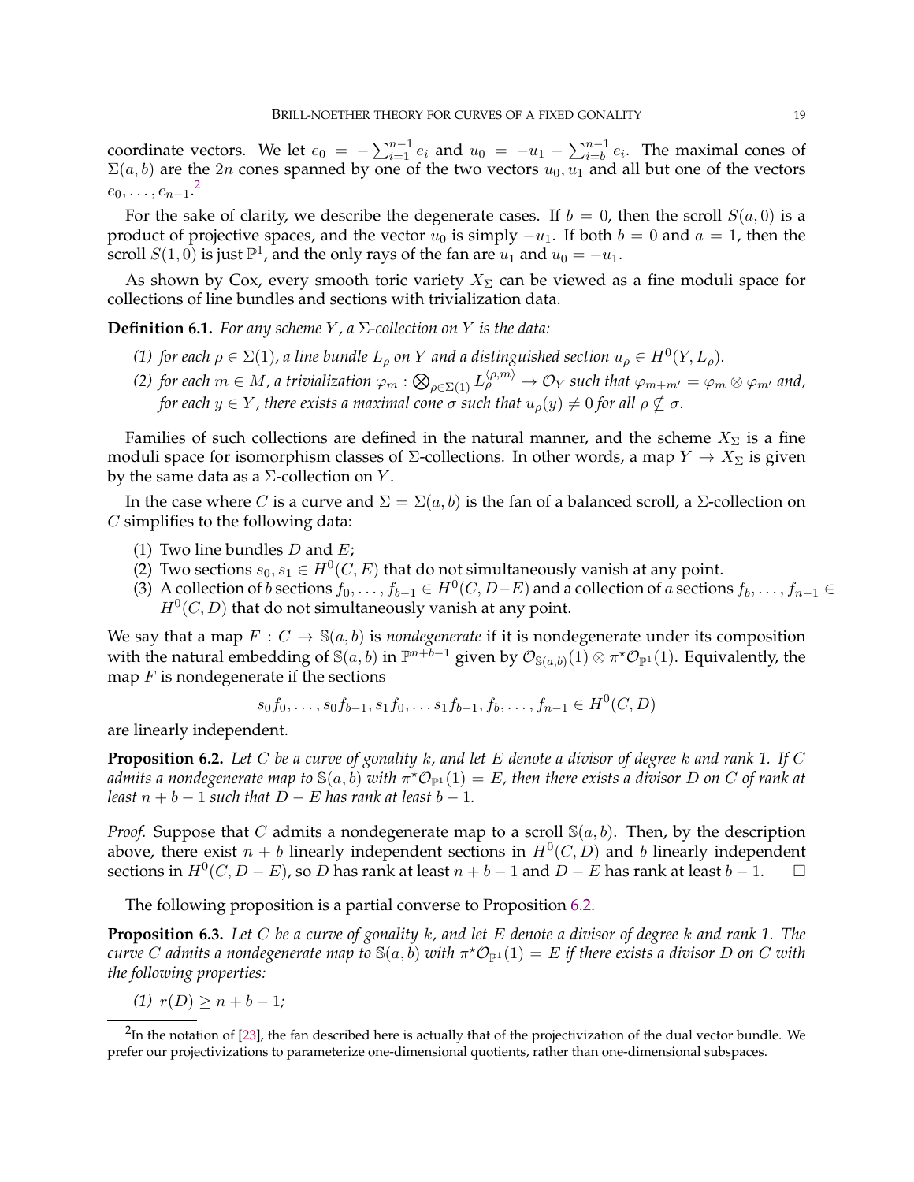coordinate vectors. We let $e_0 = -\sum_{i=1}^{n-1} e_i$ and $u_0 = -u_1 - \sum_{i=b}^{n-1} e_i$. The maximal cones of $\Sigma(a,b)$ are the $2n$ cones spanned by one of the two vectors $u_0, u_1$ and all but one of the vectors $e_0, \ldots, e_{n-1}$.[2]

For the sake of clarity, we describe the degenerate cases. If $b = 0$, then the scroll $S(a, 0)$ is a product of projective spaces, and the vector $u_0$ is simply $-u_1$. If both $b = 0$ and $a = 1$, then the scroll $S(1, 0)$ is just $\mathbb{P}^1$, and the only rays of the fan are $u_1$ and $u_0 = -u_1$.

As shown by Cox, every smooth toric variety $X_\Sigma$ can be viewed as a fine moduli space for collections of line bundles and sections with trivialization data.

**Definition 6.1.** *For any scheme $Y$, a $\Sigma$-collection on $Y$ is the data:*

*(1) for each $\rho \in \Sigma(1)$, a line bundle $L_\rho$ on $Y$ and a distinguished section $u_\rho \in H^0(Y, L_\rho)$.*

*(2) for each $m \in M$, a trivialization $\varphi_m : \bigotimes_{\rho \in \Sigma(1)} L_\rho^{\langle \rho, m\rangle} \to \mathcal{O}_Y$ such that $\varphi_{m+m'} = \varphi_m \otimes \varphi_{m'}$ and, for each $y \in Y$, there exists a maximal cone $\sigma$ such that $u_\rho(y) \neq 0$ for all $\rho \nsubseteq \sigma$.*

Families of such collections are defined in the natural manner, and the scheme $X_\Sigma$ is a fine moduli space for isomorphism classes of $\Sigma$-collections. In other words, a map $Y \to X_\Sigma$ is given by the same data as a $\Sigma$-collection on $Y$.

In the case where $C$ is a curve and $\Sigma = \Sigma(a, b)$ is the fan of a balanced scroll, a $\Sigma$-collection on $C$ simplifies to the following data:

(1) Two line bundles $D$ and $E$;
(2) Two sections $s_0, s_1 \in H^0(C, E)$ that do not simultaneously vanish at any point.
(3) A collection of $b$ sections $f_0, \ldots, f_{b-1} \in H^0(C, D-E)$ and a collection of $a$ sections $f_b, \ldots, f_{n-1} \in H^0(C, D)$ that do not simultaneously vanish at any point.

We say that a map $F : C \to \mathbb{S}(a, b)$ is *nondegenerate* if it is nondegenerate under its composition with the natural embedding of $\mathbb{S}(a, b)$ in $\mathbb{P}^{n+b-1}$ given by $\mathcal{O}_{\mathbb{S}(a,b)}(1) \otimes \pi^\star \mathcal{O}_{\mathbb{P}^1}(1)$. Equivalently, the map $F$ is nondegenerate if the sections

$$s_0 f_0, \ldots, s_0 f_{b-1}, s_1 f_0, \ldots s_1 f_{b-1}, f_b, \ldots, f_{n-1} \in H^0(C, D)$$

are linearly independent.

**Proposition 6.2.** *Let $C$ be a curve of gonality $k$, and let $E$ denote a divisor of degree $k$ and rank 1. If $C$ admits a nondegenerate map to $\mathbb{S}(a, b)$ with $\pi^\star \mathcal{O}_{\mathbb{P}^1}(1) = E$, then there exists a divisor $D$ on $C$ of rank at least $n + b - 1$ such that $D - E$ has rank at least $b - 1$.*

*Proof.* Suppose that $C$ admits a nondegenerate map to a scroll $\mathbb{S}(a, b)$. Then, by the description above, there exist $n + b$ linearly independent sections in $H^0(C, D)$ and $b$ linearly independent sections in $H^0(C, D - E)$, so $D$ has rank at least $n + b - 1$ and $D - E$ has rank at least $b - 1$. $\square$

The following proposition is a partial converse to Proposition 6.2.

**Proposition 6.3.** *Let $C$ be a curve of gonality $k$, and let $E$ denote a divisor of degree $k$ and rank 1. The curve $C$ admits a nondegenerate map to $\mathbb{S}(a, b)$ with $\pi^\star \mathcal{O}_{\mathbb{P}^1}(1) = E$ if there exists a divisor $D$ on $C$ with the following properties:*

*(1) $r(D) \geq n + b - 1$;*

[2] In the notation of [23], the fan described here is actually that of the projectivization of the dual vector bundle. We prefer our projectivizations to parameterize one-dimensional quotients, rather than one-dimensional subspaces.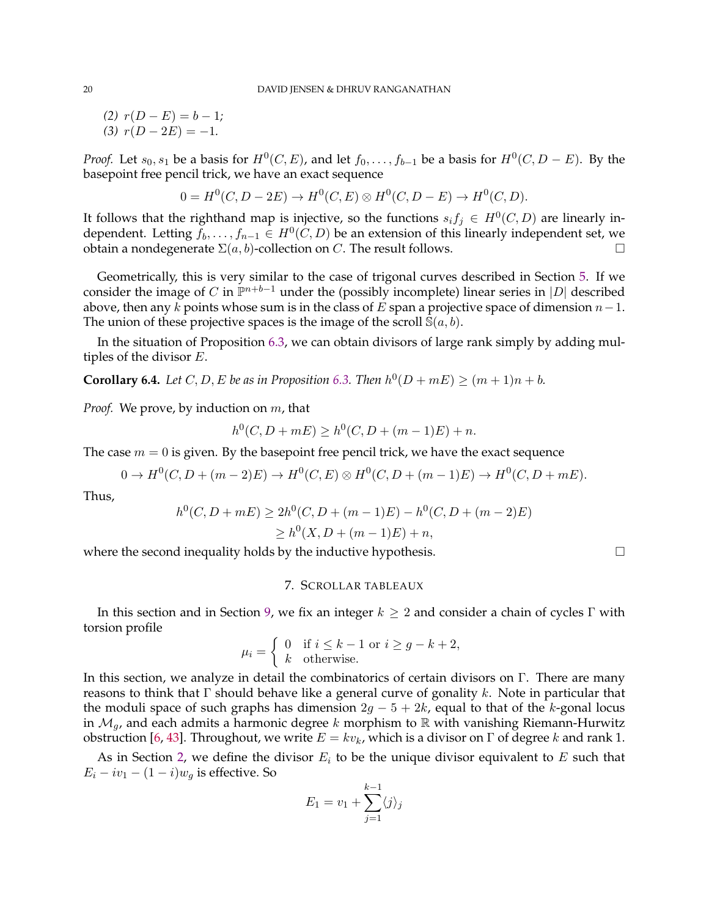(2) $r(D-E) = b-1$;
(3) $r(D-2E) = -1$.

*Proof.* Let $s_0, s_1$ be a basis for $H^0(C,E)$, and let $f_0, \ldots, f_{b-1}$ be a basis for $H^0(C, D-E)$. By the basepoint free pencil trick, we have an exact sequence

$$0 = H^0(C, D-2E) \to H^0(C,E) \otimes H^0(C, D-E) \to H^0(C,D).$$

It follows that the righthand map is injective, so the functions $s_i f_j \in H^0(C,D)$ are linearly independent. Letting $f_b, \ldots, f_{n-1} \in H^0(C,D)$ be an extension of this linearly independent set, we obtain a nondegenerate $\Sigma(a,b)$-collection on $C$. The result follows. $\square$

Geometrically, this is very similar to the case of trigonal curves described in Section 5. If we consider the image of $C$ in $\mathbb{P}^{n+b-1}$ under the (possibly incomplete) linear series in $|D|$ described above, then any $k$ points whose sum is in the class of $E$ span a projective space of dimension $n-1$. The union of these projective spaces is the image of the scroll $\mathbb{S}(a,b)$.

In the situation of Proposition 6.3, we can obtain divisors of large rank simply by adding multiples of the divisor $E$.

**Corollary 6.4.** *Let $C, D, E$ be as in Proposition 6.3. Then $h^0(D+mE) \geq (m+1)n + b$.*

*Proof.* We prove, by induction on $m$, that

$$h^0(C, D+mE) \geq h^0(C, D+(m-1)E) + n.$$

The case $m = 0$ is given. By the basepoint free pencil trick, we have the exact sequence

$$0 \to H^0(C, D+(m-2)E) \to H^0(C,E) \otimes H^0(C, D+(m-1)E) \to H^0(C, D+mE).$$

Thus,

$$\begin{aligned} h^0(C, D+mE) &\geq 2h^0(C, D+(m-1)E) - h^0(C, D+(m-2)E) \\ &\geq h^0(X, D+(m-1)E) + n, \end{aligned}$$

where the second inequality holds by the inductive hypothesis. $\square$

## 7. Scrollar tableaux

In this section and in Section 9, we fix an integer $k \geq 2$ and consider a chain of cycles $\Gamma$ with torsion profile

$$\mu_i = \begin{cases} 0 & \text{if } i \leq k-1 \text{ or } i \geq g-k+2, \\ k & \text{otherwise.} \end{cases}$$

In this section, we analyze in detail the combinatorics of certain divisors on $\Gamma$. There are many reasons to think that $\Gamma$ should behave like a general curve of gonality $k$. Note in particular that the moduli space of such graphs has dimension $2g-5+2k$, equal to that of the $k$-gonal locus in $\mathcal{M}_g$, and each admits a harmonic degree $k$ morphism to $\mathbb{R}$ with vanishing Riemann-Hurwitz obstruction [6, 43]. Throughout, we write $E = kv_k$, which is a divisor on $\Gamma$ of degree $k$ and rank 1.

As in Section 2, we define the divisor $E_i$ to be the unique divisor equivalent to $E$ such that $E_i - iv_1 - (1-i)w_g$ is effective. So

$$E_1 = v_1 + \sum_{j=1}^{k-1} \langle j \rangle_j$$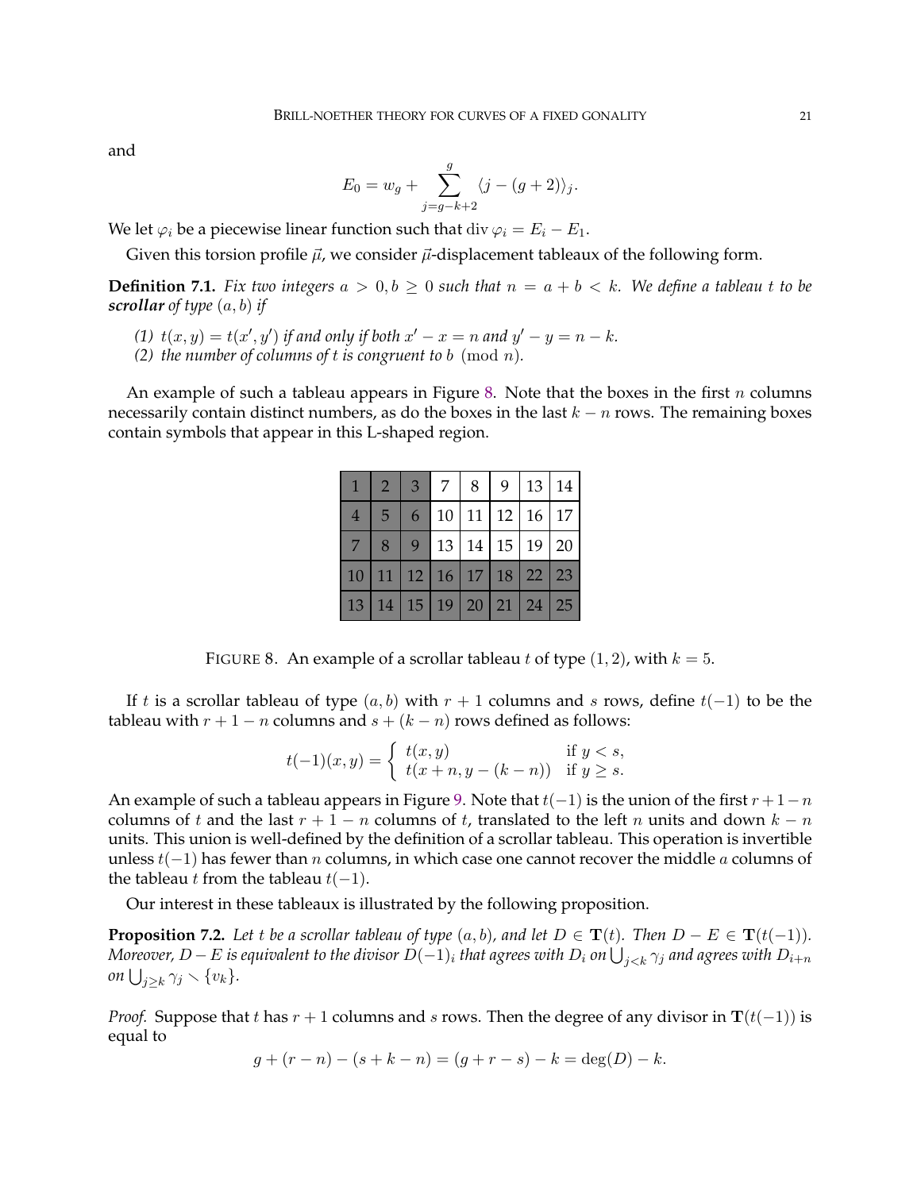and

$$E_0 = w_g + \sum_{j=g-k+2}^{g} \langle j-(g+2)\rangle_j.$$

We let $\varphi_i$ be a piecewise linear function such that $\operatorname{div}\varphi_i = E_i - E_1$.

Given this torsion profile $\vec{\mu}$, we consider $\vec{\mu}$-displacement tableaux of the following form.

**Definition 7.1.** *Fix two integers $a > 0, b \geq 0$ such that $n = a + b < k$. We define a tableau $t$ to be* ***scrollar*** *of type $(a, b)$ if*

*(1) $t(x, y) = t(x', y')$ if and only if both $x' - x = n$ and $y' - y = n - k$.*
*(2) the number of columns of $t$ is congruent to $b \pmod{n}$.*

An example of such a tableau appears in Figure 8. Note that the boxes in the first $n$ columns necessarily contain distinct numbers, as do the boxes in the last $k - n$ rows. The remaining boxes contain symbols that appear in this L-shaped region.

| | | | | | | | |
|---|---|---|---|---|---|---|---|
| 1 | 2 | 3 | 7 | 8 | 9 | 13 | 14 |
| 4 | 5 | 6 | 10 | 11 | 12 | 16 | 17 |
| 7 | 8 | 9 | 13 | 14 | 15 | 19 | 20 |
| 10 | 11 | 12 | 16 | 17 | 18 | 22 | 23 |
| 13 | 14 | 15 | 19 | 20 | 21 | 24 | 25 |

FIGURE 8. An example of a scrollar tableau $t$ of type $(1, 2)$, with $k = 5$.

If $t$ is a scrollar tableau of type $(a, b)$ with $r + 1$ columns and $s$ rows, define $t(-1)$ to be the tableau with $r + 1 - n$ columns and $s + (k - n)$ rows defined as follows:

$$t(-1)(x, y) = \begin{cases} t(x, y) & \text{if } y < s, \\ t(x + n, y - (k - n)) & \text{if } y \geq s. \end{cases}$$

An example of such a tableau appears in Figure 9. Note that $t(-1)$ is the union of the first $r+1-n$ columns of $t$ and the last $r + 1 - n$ columns of $t$, translated to the left $n$ units and down $k - n$ units. This union is well-defined by the definition of a scrollar tableau. This operation is invertible unless $t(-1)$ has fewer than $n$ columns, in which case one cannot recover the middle $a$ columns of the tableau $t$ from the tableau $t(-1)$.

Our interest in these tableaux is illustrated by the following proposition.

**Proposition 7.2.** *Let $t$ be a scrollar tableau of type $(a, b)$, and let $D \in \mathbf{T}(t)$. Then $D - E \in \mathbf{T}(t(-1))$. Moreover, $D - E$ is equivalent to the divisor $D(-1)_i$ that agrees with $D_i$ on $\bigcup_{j<k} \gamma_j$ and agrees with $D_{i+n}$ on $\bigcup_{j \geq k} \gamma_j \smallsetminus \{v_k\}$.*

*Proof.* Suppose that $t$ has $r + 1$ columns and $s$ rows. Then the degree of any divisor in $\mathbf{T}(t(-1))$ is equal to

$$g + (r - n) - (s + k - n) = (g + r - s) - k = \deg(D) - k.$$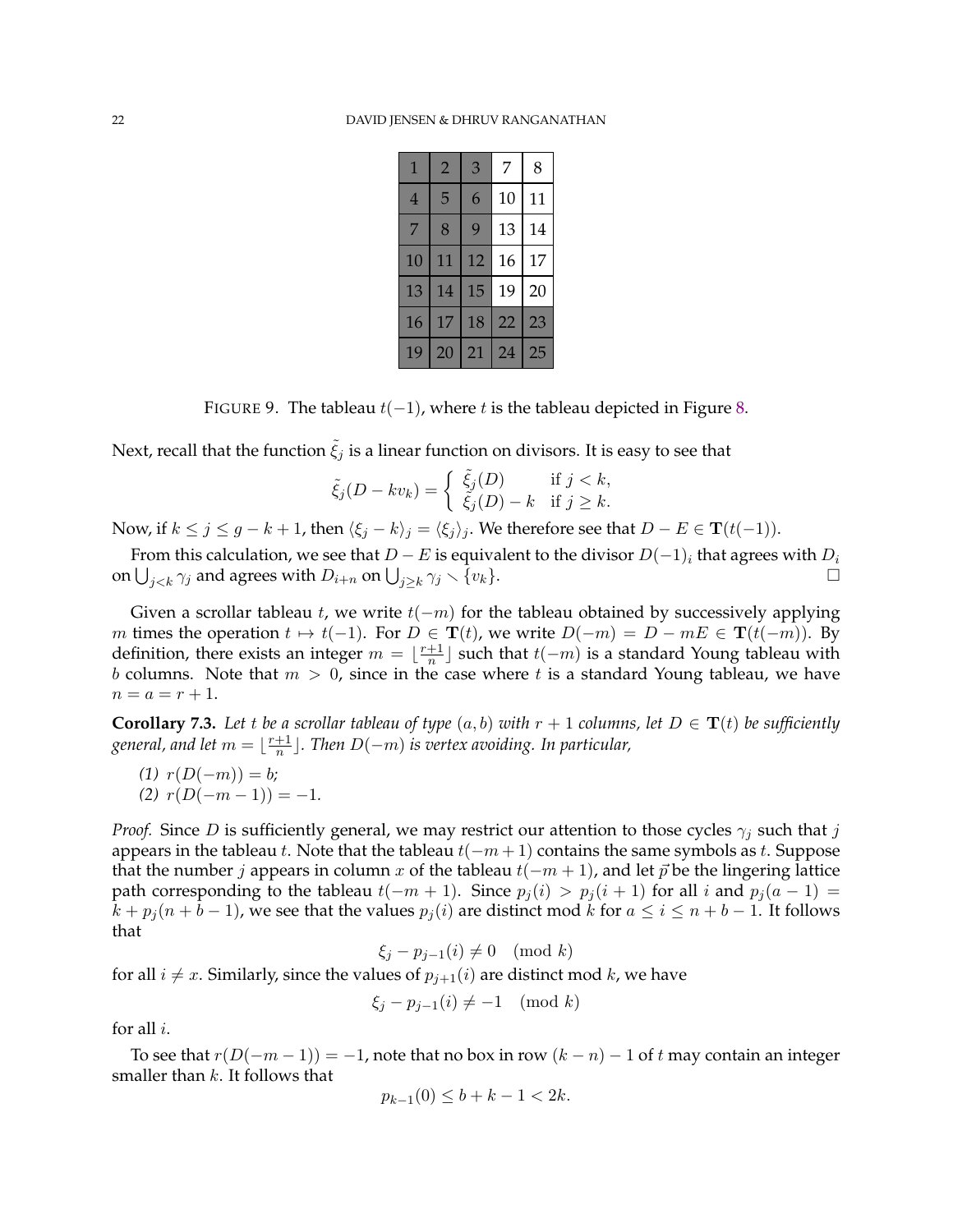| 1 | 2 | 3 | 7 | 8 |
|---|---|---|---|---|
| 4 | 5 | 6 | 10 | 11 |
| 7 | 8 | 9 | 13 | 14 |
| 10 | 11 | 12 | 16 | 17 |
| 13 | 14 | 15 | 19 | 20 |
| 16 | 17 | 18 | 22 | 23 |
| 19 | 20 | 21 | 24 | 25 |

FIGURE 9. The tableau $t(-1)$, where $t$ is the tableau depicted in Figure 8.

Next, recall that the function $\tilde{\xi}_j$ is a linear function on divisors. It is easy to see that

$$\tilde{\xi}_j(D - kv_k) = \begin{cases} \tilde{\xi}_j(D) & \text{if } j < k, \\ \tilde{\xi}_j(D) - k & \text{if } j \geq k. \end{cases}$$

Now, if $k \leq j \leq g - k + 1$, then $\langle \xi_j - k \rangle_j = \langle \xi_j \rangle_j$. We therefore see that $D - E \in \mathbf{T}(t(-1))$.

From this calculation, we see that $D - E$ is equivalent to the divisor $D(-1)_i$ that agrees with $D_i$ on $\bigcup_{j<k} \gamma_j$ and agrees with $D_{i+n}$ on $\bigcup_{j \geq k} \gamma_j \smallsetminus \{v_k\}$. $\square$

Given a scrollar tableau $t$, we write $t(-m)$ for the tableau obtained by successively applying $m$ times the operation $t \mapsto t(-1)$. For $D \in \mathbf{T}(t)$, we write $D(-m) = D - mE \in \mathbf{T}(t(-m))$. By definition, there exists an integer $m = \lfloor \frac{r+1}{n} \rfloor$ such that $t(-m)$ is a standard Young tableau with $b$ columns. Note that $m > 0$, since in the case where $t$ is a standard Young tableau, we have $n = a = r + 1$.

**Corollary 7.3.** *Let $t$ be a scrollar tableau of type $(a, b)$ with $r + 1$ columns, let $D \in \mathbf{T}(t)$ be sufficiently general, and let $m = \lfloor \frac{r+1}{n} \rfloor$. Then $D(-m)$ is vertex avoiding. In particular,*

*(1) $r(D(-m)) = b$;*
*(2) $r(D(-m-1)) = -1$.*

*Proof.* Since $D$ is sufficiently general, we may restrict our attention to those cycles $\gamma_j$ such that $j$ appears in the tableau $t$. Note that the tableau $t(-m+1)$ contains the same symbols as $t$. Suppose that the number $j$ appears in column $x$ of the tableau $t(-m+1)$, and let $\vec{p}$ be the lingering lattice path corresponding to the tableau $t(-m+1)$. Since $p_j(i) > p_j(i+1)$ for all $i$ and $p_j(a-1) = k + p_j(n + b - 1)$, we see that the values $p_j(i)$ are distinct mod $k$ for $a \leq i \leq n + b - 1$. It follows that

$$\xi_j - p_{j-1}(i) \neq 0 \pmod{k}$$

for all $i \neq x$. Similarly, since the values of $p_{j+1}(i)$ are distinct mod $k$, we have

$$\xi_j - p_{j-1}(i) \neq -1 \pmod{k}$$

for all $i$.

To see that $r(D(-m-1)) = -1$, note that no box in row $(k-n) - 1$ of $t$ may contain an integer smaller than $k$. It follows that

$$p_{k-1}(0) \leq b + k - 1 < 2k.$$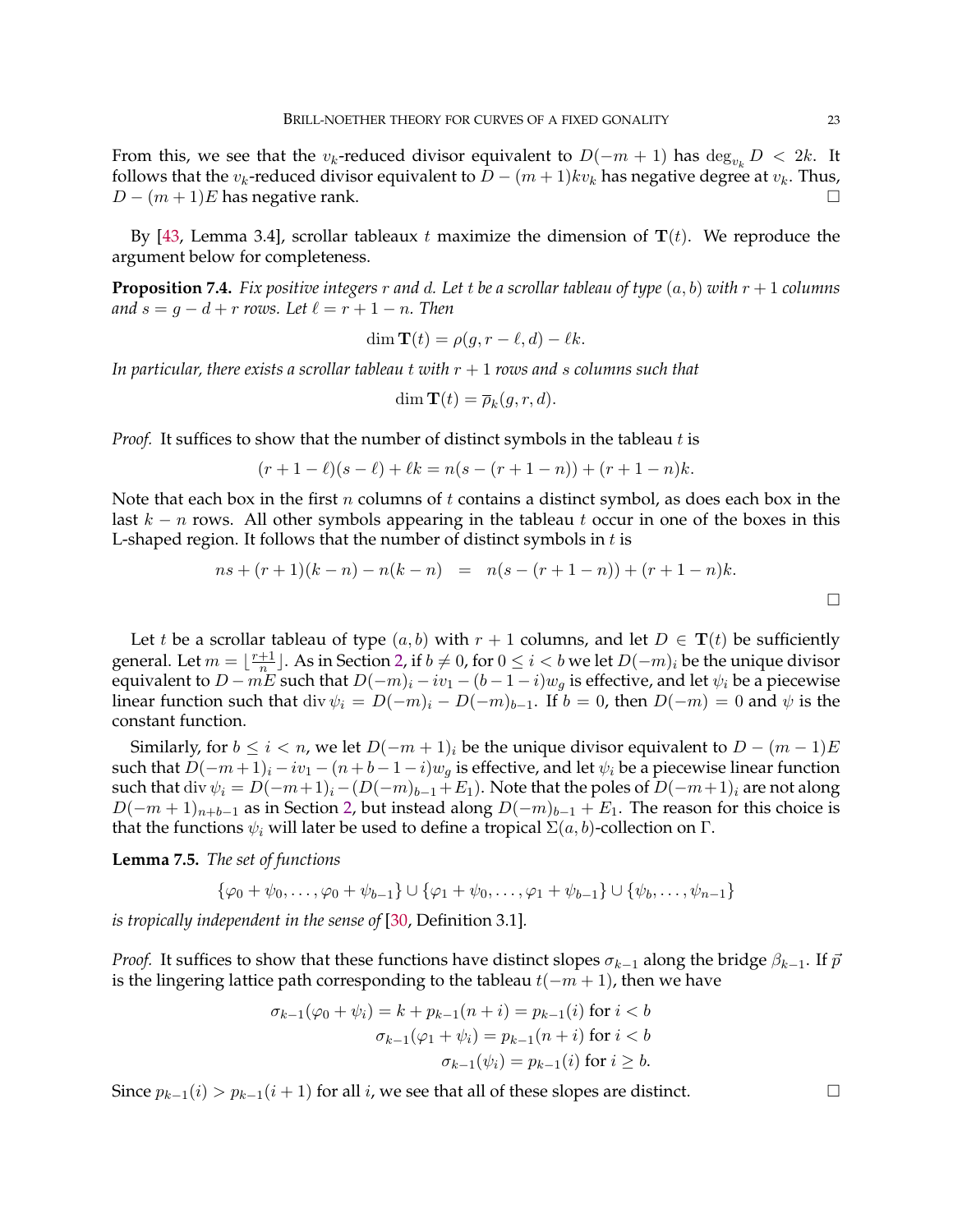From this, we see that the $v_k$-reduced divisor equivalent to $D(-m+1)$ has $\deg_{v_k} D < 2k$. It follows that the $v_k$-reduced divisor equivalent to $D-(m+1)kv_k$ has negative degree at $v_k$. Thus, $D-(m+1)E$ has negative rank. □

By [43, Lemma 3.4], scrollar tableaux $t$ maximize the dimension of $\mathbf{T}(t)$. We reproduce the argument below for completeness.

**Proposition 7.4.** *Fix positive integers $r$ and $d$. Let $t$ be a scrollar tableau of type $(a,b)$ with $r+1$ columns and $s = g-d+r$ rows. Let $\ell = r+1-n$. Then*

$$\dim \mathbf{T}(t) = \rho(g, r-\ell, d) - \ell k.$$

*In particular, there exists a scrollar tableau $t$ with $r+1$ rows and $s$ columns such that*

$$\dim \mathbf{T}(t) = \overline{\rho}_k(g,r,d).$$

*Proof.* It suffices to show that the number of distinct symbols in the tableau $t$ is

$$(r+1-\ell)(s-\ell) + \ell k = n(s-(r+1-n)) + (r+1-n)k.$$

Note that each box in the first $n$ columns of $t$ contains a distinct symbol, as does each box in the last $k-n$ rows. All other symbols appearing in the tableau $t$ occur in one of the boxes in this L-shaped region. It follows that the number of distinct symbols in $t$ is

$$ns + (r+1)(k-n) - n(k-n) \quad = \quad n(s-(r+1-n)) + (r+1-n)k.$$

□

Let $t$ be a scrollar tableau of type $(a,b)$ with $r+1$ columns, and let $D \in \mathbf{T}(t)$ be sufficiently general. Let $m = \lfloor \frac{r+1}{n} \rfloor$. As in Section 2, if $b \neq 0$, for $0 \leq i < b$ we let $D(-m)_i$ be the unique divisor equivalent to $D - mE$ such that $D(-m)_i - iv_1 - (b-1-i)w_g$ is effective, and let $\psi_i$ be a piecewise linear function such that $\operatorname{div} \psi_i = D(-m)_i - D(-m)_{b-1}$. If $b=0$, then $D(-m)=0$ and $\psi$ is the constant function.

Similarly, for $b \leq i < n$, we let $D(-m+1)_i$ be the unique divisor equivalent to $D-(m-1)E$ such that $D(-m+1)_i - iv_1 - (n+b-1-i)w_g$ is effective, and let $\psi_i$ be a piecewise linear function such that $\operatorname{div} \psi_i = D(-m+1)_i - (D(-m)_{b-1} + E_1)$. Note that the poles of $D(-m+1)_i$ are not along $D(-m+1)_{n+b-1}$ as in Section 2, but instead along $D(-m)_{b-1} + E_1$. The reason for this choice is that the functions $\psi_i$ will later be used to define a tropical $\Sigma(a,b)$-collection on $\Gamma$.

**Lemma 7.5.** *The set of functions*

$$\{\varphi_0 + \psi_0, \ldots, \varphi_0 + \psi_{b-1}\} \cup \{\varphi_1 + \psi_0, \ldots, \varphi_1 + \psi_{b-1}\} \cup \{\psi_b, \ldots, \psi_{n-1}\}$$

*is tropically independent in the sense of* [30, Definition 3.1].

*Proof.* It suffices to show that these functions have distinct slopes $\sigma_{k-1}$ along the bridge $\beta_{k-1}$. If $\vec{p}$ is the lingering lattice path corresponding to the tableau $t(-m+1)$, then we have

$$\begin{aligned}
\sigma_{k-1}(\varphi_0 + \psi_i) = k + p_{k-1}(n+i) = p_{k-1}(i) &\text{ for } i < b \\
\sigma_{k-1}(\varphi_1 + \psi_i) = p_{k-1}(n+i) &\text{ for } i < b \\
\sigma_{k-1}(\psi_i) = p_{k-1}(i) &\text{ for } i \geq b.
\end{aligned}$$

Since $p_{k-1}(i) > p_{k-1}(i+1)$ for all $i$, we see that all of these slopes are distinct. □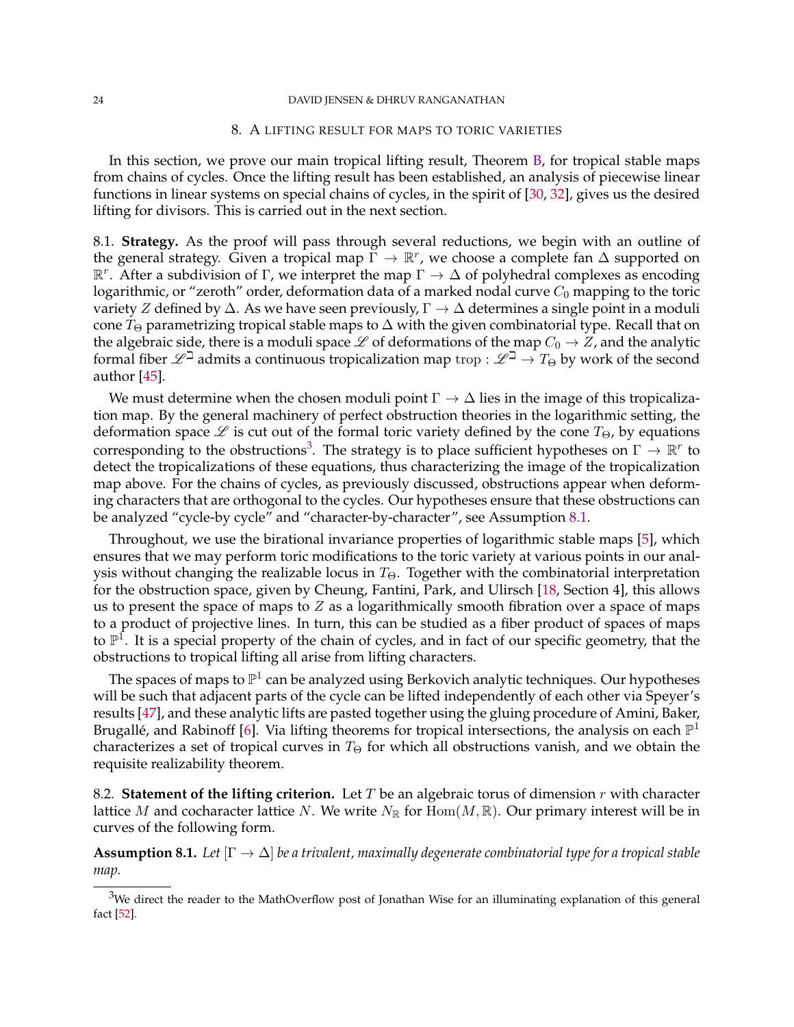## 8. A LIFTING RESULT FOR MAPS TO TORIC VARIETIES

In this section, we prove our main tropical lifting result, Theorem B, for tropical stable maps from chains of cycles. Once the lifting result has been established, an analysis of piecewise linear functions in linear systems on special chains of cycles, in the spirit of [30, 32], gives us the desired lifting for divisors. This is carried out in the next section.

8.1. **Strategy.** As the proof will pass through several reductions, we begin with an outline of the general strategy. Given a tropical map $\Gamma \to \mathbb{R}^r$, we choose a complete fan $\Delta$ supported on $\mathbb{R}^r$. After a subdivision of $\Gamma$, we interpret the map $\Gamma \to \Delta$ of polyhedral complexes as encoding logarithmic, or "zeroth" order, deformation data of a marked nodal curve $C_0$ mapping to the toric variety $Z$ defined by $\Delta$. As we have seen previously, $\Gamma \to \Delta$ determines a single point in a moduli cone $T_\Theta$ parametrizing tropical stable maps to $\Delta$ with the given combinatorial type. Recall that on the algebraic side, there is a moduli space $\mathscr{L}$ of deformations of the map $C_0 \to Z$, and the analytic formal fiber $\mathscr{L}^\beth$ admits a continuous tropicalization map $\operatorname{trop} : \mathscr{L}^\beth \to T_\Theta$ by work of the second author [45].

We must determine when the chosen moduli point $\Gamma \to \Delta$ lies in the image of this tropicalization map. By the general machinery of perfect obstruction theories in the logarithmic setting, the deformation space $\mathscr{L}$ is cut out of the formal toric variety defined by the cone $T_\Theta$, by equations corresponding to the obstructions[3]. The strategy is to place sufficient hypotheses on $\Gamma \to \mathbb{R}^r$ to detect the tropicalizations of these equations, thus characterizing the image of the tropicalization map above. For the chains of cycles, as previously discussed, obstructions appear when deforming characters that are orthogonal to the cycles. Our hypotheses ensure that these obstructions can be analyzed "cycle-by cycle" and "character-by-character", see Assumption 8.1.

Throughout, we use the birational invariance properties of logarithmic stable maps [5], which ensures that we may perform toric modifications to the toric variety at various points in our analysis without changing the realizable locus in $T_\Theta$. Together with the combinatorial interpretation for the obstruction space, given by Cheung, Fantini, Park, and Ulirsch [18, Section 4], this allows us to present the space of maps to $Z$ as a logarithmically smooth fibration over a space of maps to a product of projective lines. In turn, this can be studied as a fiber product of spaces of maps to $\mathbb{P}^1$. It is a special property of the chain of cycles, and in fact of our specific geometry, that the obstructions to tropical lifting all arise from lifting characters.

The spaces of maps to $\mathbb{P}^1$ can be analyzed using Berkovich analytic techniques. Our hypotheses will be such that adjacent parts of the cycle can be lifted independently of each other via Speyer's results [47], and these analytic lifts are pasted together using the gluing procedure of Amini, Baker, Brugallé, and Rabinoff [6]. Via lifting theorems for tropical intersections, the analysis on each $\mathbb{P}^1$ characterizes a set of tropical curves in $T_\Theta$ for which all obstructions vanish, and we obtain the requisite realizability theorem.

8.2. **Statement of the lifting criterion.** Let $T$ be an algebraic torus of dimension $r$ with character lattice $M$ and cocharacter lattice $N$. We write $N_\mathbb{R}$ for $\operatorname{Hom}(M, \mathbb{R})$. Our primary interest will be in curves of the following form.

**Assumption 8.1.** *Let $[\Gamma \to \Delta]$ be a trivalent, maximally degenerate combinatorial type for a tropical stable map.*

[3] We direct the reader to the MathOverflow post of Jonathan Wise for an illuminating explanation of this general fact [52].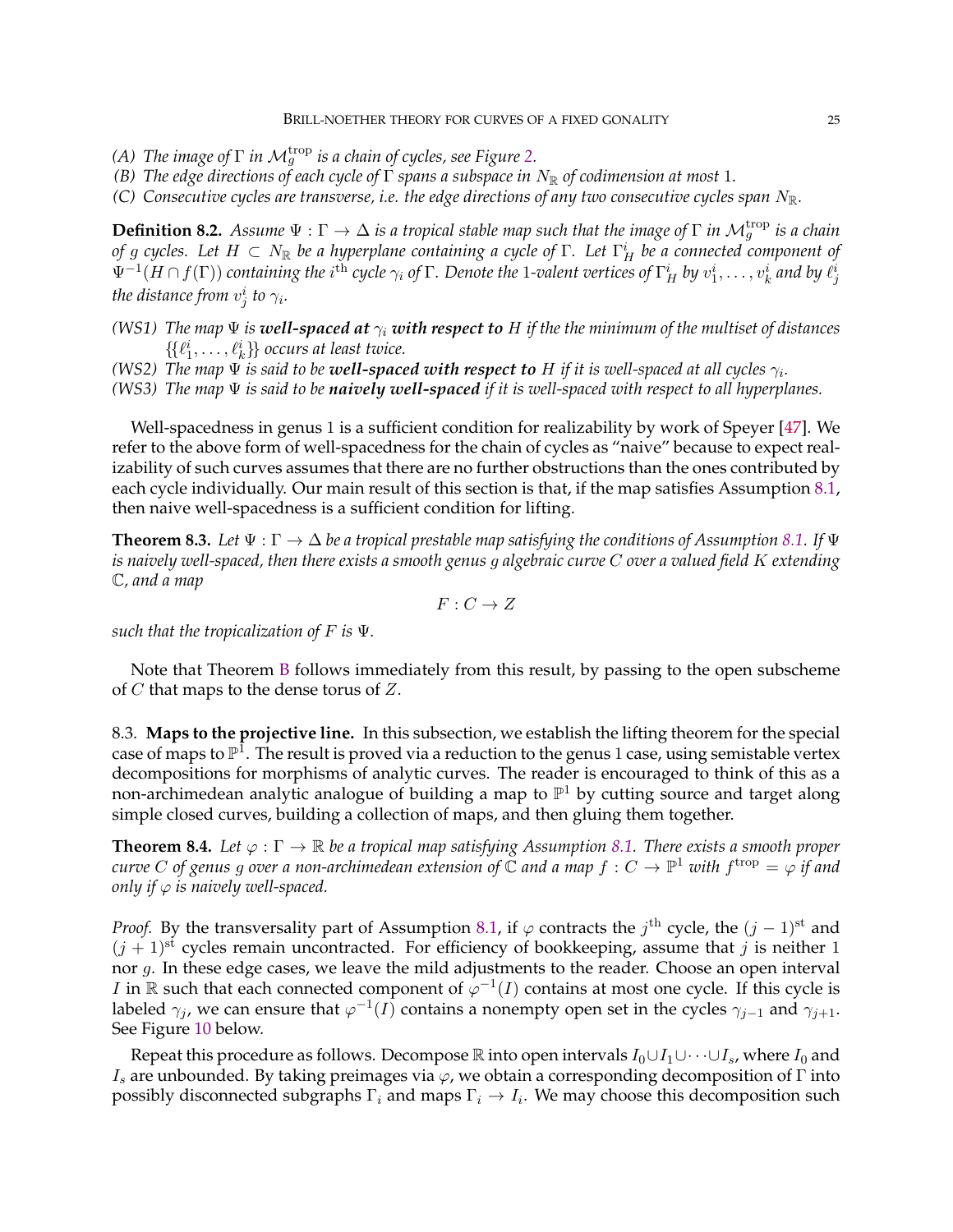*(A) The image of $\Gamma$ in $\mathcal{M}_g^{\mathrm{trop}}$ is a chain of cycles, see Figure 2.*
*(B) The edge directions of each cycle of $\Gamma$ spans a subspace in $N_{\mathbb{R}}$ of codimension at most 1.*
*(C) Consecutive cycles are transverse, i.e. the edge directions of any two consecutive cycles span $N_{\mathbb{R}}$.*

**Definition 8.2.** *Assume $\Psi : \Gamma \to \Delta$ is a tropical stable map such that the image of $\Gamma$ in $\mathcal{M}_g^{\mathrm{trop}}$ is a chain of $g$ cycles. Let $H \subset N_{\mathbb{R}}$ be a hyperplane containing a cycle of $\Gamma$. Let $\Gamma_H^i$ be a connected component of $\Psi^{-1}(H \cap f(\Gamma))$ containing the $i^{\mathrm{th}}$ cycle $\gamma_i$ of $\Gamma$. Denote the 1-valent vertices of $\Gamma_H^i$ by $v_1^i, \dots, v_k^i$ and by $\ell_j^i$ the distance from $v_j^i$ to $\gamma_i$.*

*(WS1) The map $\Psi$ is **well-spaced at $\gamma_i$ with respect to** $H$ if the the minimum of the multiset of distances $\{\{\ell_1^i, \dots, \ell_k^i\}\}$ occurs at least twice.*
*(WS2) The map $\Psi$ is said to be **well-spaced with respect to** $H$ if it is well-spaced at all cycles $\gamma_i$.*
*(WS3) The map $\Psi$ is said to be **naively well-spaced** if it is well-spaced with respect to all hyperplanes.*

Well-spacedness in genus 1 is a sufficient condition for realizability by work of Speyer [47]. We refer to the above form of well-spacedness for the chain of cycles as "naive" because to expect realizability of such curves assumes that there are no further obstructions than the ones contributed by each cycle individually. Our main result of this section is that, if the map satisfies Assumption 8.1, then naive well-spacedness is a sufficient condition for lifting.

**Theorem 8.3.** *Let $\Psi : \Gamma \to \Delta$ be a tropical prestable map satisfying the conditions of Assumption 8.1. If $\Psi$ is naively well-spaced, then there exists a smooth genus $g$ algebraic curve $C$ over a valued field $K$ extending $\mathbb{C}$, and a map*

$$F : C \to Z$$

*such that the tropicalization of $F$ is $\Psi$.*

Note that Theorem B follows immediately from this result, by passing to the open subscheme of $C$ that maps to the dense torus of $Z$.

8.3. **Maps to the projective line.** In this subsection, we establish the lifting theorem for the special case of maps to $\mathbb{P}^1$. The result is proved via a reduction to the genus 1 case, using semistable vertex decompositions for morphisms of analytic curves. The reader is encouraged to think of this as a non-archimedean analytic analogue of building a map to $\mathbb{P}^1$ by cutting source and target along simple closed curves, building a collection of maps, and then gluing them together.

**Theorem 8.4.** *Let $\varphi : \Gamma \to \mathbb{R}$ be a tropical map satisfying Assumption 8.1. There exists a smooth proper curve $C$ of genus $g$ over a non-archimedean extension of $\mathbb{C}$ and a map $f : C \to \mathbb{P}^1$ with $f^{\mathrm{trop}} = \varphi$ if and only if $\varphi$ is naively well-spaced.*

*Proof.* By the transversality part of Assumption 8.1, if $\varphi$ contracts the $j^{\mathrm{th}}$ cycle, the $(j-1)^{\mathrm{st}}$ and $(j+1)^{\mathrm{st}}$ cycles remain uncontracted. For efficiency of bookkeeping, assume that $j$ is neither 1 nor $g$. In these edge cases, we leave the mild adjustments to the reader. Choose an open interval $I$ in $\mathbb{R}$ such that each connected component of $\varphi^{-1}(I)$ contains at most one cycle. If this cycle is labeled $\gamma_j$, we can ensure that $\varphi^{-1}(I)$ contains a nonempty open set in the cycles $\gamma_{j-1}$ and $\gamma_{j+1}$. See Figure 10 below.

Repeat this procedure as follows. Decompose $\mathbb{R}$ into open intervals $I_0 \cup I_1 \cup \cdots \cup I_s$, where $I_0$ and $I_s$ are unbounded. By taking preimages via $\varphi$, we obtain a corresponding decomposition of $\Gamma$ into possibly disconnected subgraphs $\Gamma_i$ and maps $\Gamma_i \to I_i$. We may choose this decomposition such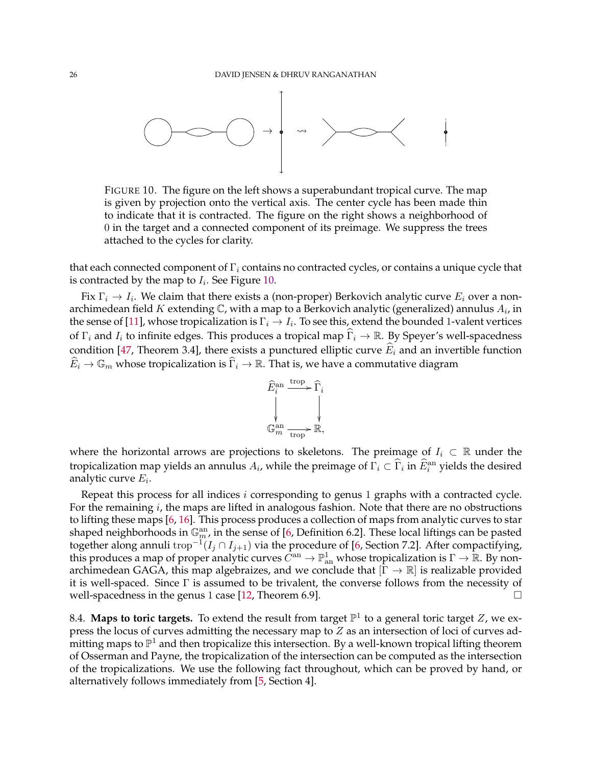FIGURE 10. The figure on the left shows a superabundant tropical curve. The map is given by projection onto the vertical axis. The center cycle has been made thin to indicate that it is contracted. The figure on the right shows a neighborhood of $0$ in the target and a connected component of its preimage. We suppress the trees attached to the cycles for clarity.

that each connected component of $\Gamma_i$ contains no contracted cycles, or contains a unique cycle that is contracted by the map to $I_i$. See Figure 10.

Fix $\Gamma_i \to I_i$. We claim that there exists a (non-proper) Berkovich analytic curve $E_i$ over a non-archimedean field $K$ extending $\mathbb{C}$, with a map to a Berkovich analytic (generalized) annulus $A_i$, in the sense of [11], whose tropicalization is $\Gamma_i \to I_i$. To see this, extend the bounded 1-valent vertices of $\Gamma_i$ and $I_i$ to infinite edges. This produces a tropical map $\widehat{\Gamma}_i \to \mathbb{R}$. By Speyer's well-spacedness condition [47, Theorem 3.4], there exists a punctured elliptic curve $\widehat{E}_i$ and an invertible function $\widehat{E}_i \to \mathbb{G}_m$ whose tropicalization is $\widehat{\Gamma}_i \to \mathbb{R}$. That is, we have a commutative diagram

$$\begin{array}{ccc} \widehat{E}_i^{\mathrm{an}} & \xrightarrow{\mathrm{trop}} & \widehat{\Gamma}_i \\ \downarrow & & \downarrow \\ \mathbb{G}_m^{\mathrm{an}} & \xrightarrow[\mathrm{trop}]{} & \mathbb{R}, \end{array}$$

where the horizontal arrows are projections to skeletons. The preimage of $I_i \subset \mathbb{R}$ under the tropicalization map yields an annulus $A_i$, while the preimage of $\Gamma_i \subset \widehat{\Gamma}_i$ in $\widehat{E}_i^{\mathrm{an}}$ yields the desired analytic curve $E_i$.

Repeat this process for all indices $i$ corresponding to genus 1 graphs with a contracted cycle. For the remaining $i$, the maps are lifted in analogous fashion. Note that there are no obstructions to lifting these maps [6, 16]. This process produces a collection of maps from analytic curves to star shaped neighborhoods in $\mathbb{G}_m^{\mathrm{an}}$, in the sense of [6, Definition 6.2]. These local liftings can be pasted together along annuli $\mathrm{trop}^{-1}(I_j \cap I_{j+1})$ via the procedure of [6, Section 7.2]. After compactifying, this produces a map of proper analytic curves $C^{\mathrm{an}} \to \mathbb{P}^1_{\mathrm{an}}$ whose tropicalization is $\Gamma \to \mathbb{R}$. By non-archimedean GAGA, this map algebraizes, and we conclude that $[\Gamma \to \mathbb{R}]$ is realizable provided it is well-spaced. Since $\Gamma$ is assumed to be trivalent, the converse follows from the necessity of well-spacedness in the genus 1 case [12, Theorem 6.9]. □

### 8.4. Maps to toric targets.

To extend the result from target $\mathbb{P}^1$ to a general toric target $Z$, we express the locus of curves admitting the necessary map to $Z$ as an intersection of loci of curves admitting maps to $\mathbb{P}^1$ and then tropicalize this intersection. By a well-known tropical lifting theorem of Osserman and Payne, the tropicalization of the intersection can be computed as the intersection of the tropicalizations. We use the following fact throughout, which can be proved by hand, or alternatively follows immediately from [5, Section 4].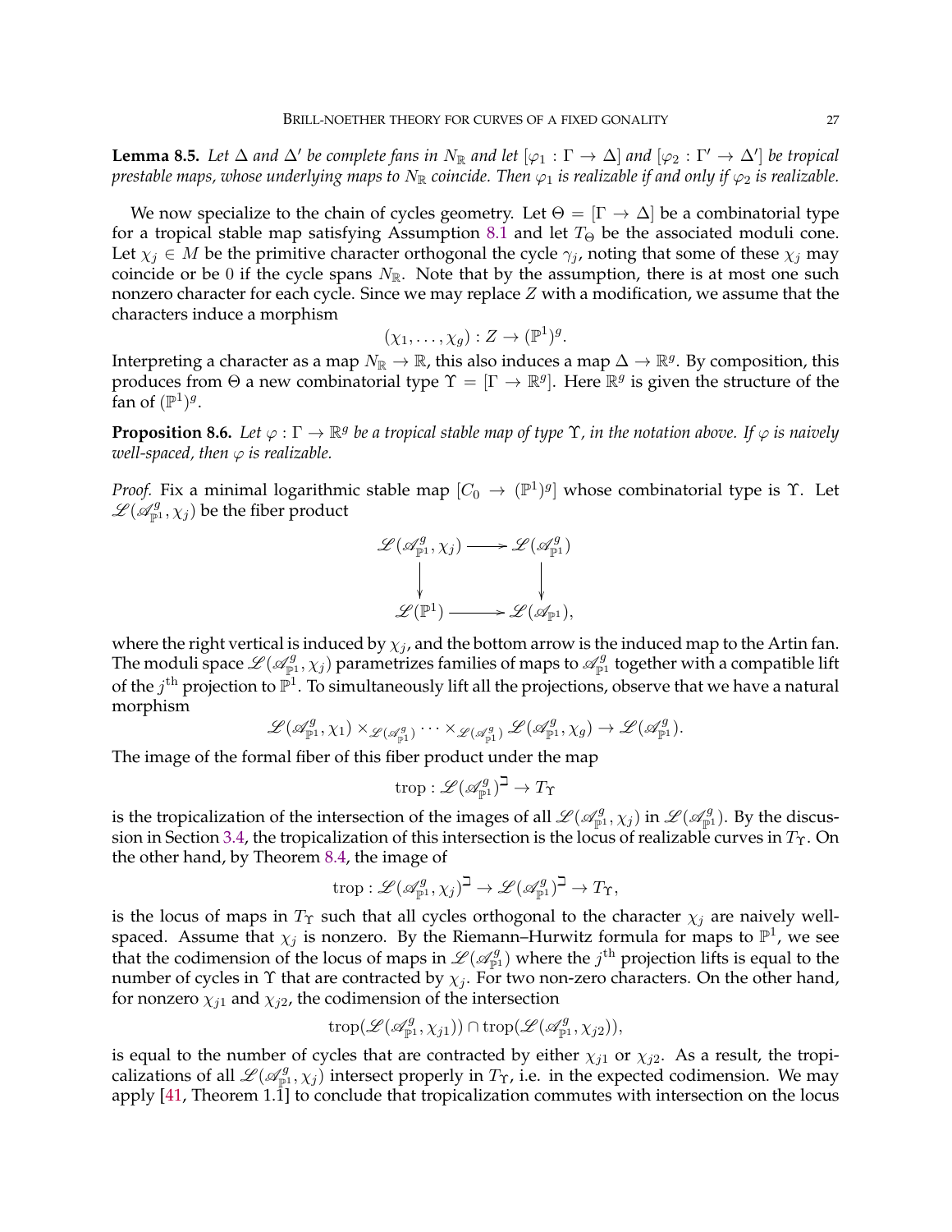**Lemma 8.5.** *Let $\Delta$ and $\Delta'$ be complete fans in $N_\mathbb{R}$ and let $[\varphi_1 : \Gamma \to \Delta]$ and $[\varphi_2 : \Gamma' \to \Delta']$ be tropical prestable maps, whose underlying maps to $N_\mathbb{R}$ coincide. Then $\varphi_1$ is realizable if and only if $\varphi_2$ is realizable.*

We now specialize to the chain of cycles geometry. Let $\Theta = [\Gamma \to \Delta]$ be a combinatorial type for a tropical stable map satisfying Assumption 8.1 and let $T_\Theta$ be the associated moduli cone. Let $\chi_j \in M$ be the primitive character orthogonal the cycle $\gamma_j$, noting that some of these $\chi_j$ may coincide or be 0 if the cycle spans $N_\mathbb{R}$. Note that by the assumption, there is at most one such nonzero character for each cycle. Since we may replace $Z$ with a modification, we assume that the characters induce a morphism

$$(\chi_1, \ldots, \chi_g) : Z \to (\mathbb{P}^1)^g.$$

Interpreting a character as a map $N_\mathbb{R} \to \mathbb{R}$, this also induces a map $\Delta \to \mathbb{R}^g$. By composition, this produces from $\Theta$ a new combinatorial type $\Upsilon = [\Gamma \to \mathbb{R}^g]$. Here $\mathbb{R}^g$ is given the structure of the fan of $(\mathbb{P}^1)^g$.

**Proposition 8.6.** *Let $\varphi : \Gamma \to \mathbb{R}^g$ be a tropical stable map of type $\Upsilon$, in the notation above. If $\varphi$ is naively well-spaced, then $\varphi$ is realizable.*

*Proof.* Fix a minimal logarithmic stable map $[C_0 \to (\mathbb{P}^1)^g]$ whose combinatorial type is $\Upsilon$. Let $\mathscr{L}(\mathscr{A}^g_{\mathbb{P}^1}, \chi_j)$ be the fiber product

$$\begin{array}{ccc} \mathscr{L}(\mathscr{A}^g_{\mathbb{P}^1}, \chi_j) & \longrightarrow & \mathscr{L}(\mathscr{A}^g_{\mathbb{P}^1}) \\ \downarrow & & \downarrow \\ \mathscr{L}(\mathbb{P}^1) & \longrightarrow & \mathscr{L}(\mathscr{A}_{\mathbb{P}^1}), \end{array}$$

where the right vertical is induced by $\chi_j$, and the bottom arrow is the induced map to the Artin fan. The moduli space $\mathscr{L}(\mathscr{A}^g_{\mathbb{P}^1}, \chi_j)$ parametrizes families of maps to $\mathscr{A}^g_{\mathbb{P}^1}$ together with a compatible lift of the $j^{\text{th}}$ projection to $\mathbb{P}^1$. To simultaneously lift all the projections, observe that we have a natural morphism

$$\mathscr{L}(\mathscr{A}^g_{\mathbb{P}^1}, \chi_1) \times_{\mathscr{L}(\mathscr{A}^g_{\mathbb{P}^1})} \cdots \times_{\mathscr{L}(\mathscr{A}^g_{\mathbb{P}^1})} \mathscr{L}(\mathscr{A}^g_{\mathbb{P}^1}, \chi_g) \to \mathscr{L}(\mathscr{A}^g_{\mathbb{P}^1}).$$

The image of the formal fiber of this fiber product under the map

$$\operatorname{trop} : \mathscr{L}(\mathscr{A}^g_{\mathbb{P}^1})^\beth \to T_\Upsilon$$

is the tropicalization of the intersection of the images of all $\mathscr{L}(\mathscr{A}^g_{\mathbb{P}^1}, \chi_j)$ in $\mathscr{L}(\mathscr{A}^g_{\mathbb{P}^1})$. By the discussion in Section 3.4, the tropicalization of this intersection is the locus of realizable curves in $T_\Upsilon$. On the other hand, by Theorem 8.4, the image of

$$\operatorname{trop} : \mathscr{L}(\mathscr{A}^g_{\mathbb{P}^1}, \chi_j)^\beth \to \mathscr{L}(\mathscr{A}^g_{\mathbb{P}^1})^\beth \to T_\Upsilon,$$

is the locus of maps in $T_\Upsilon$ such that all cycles orthogonal to the character $\chi_j$ are naively well-spaced. Assume that $\chi_j$ is nonzero. By the Riemann–Hurwitz formula for maps to $\mathbb{P}^1$, we see that the codimension of the locus of maps in $\mathscr{L}(\mathscr{A}^g_{\mathbb{P}^1})$ where the $j^{\text{th}}$ projection lifts is equal to the number of cycles in $\Upsilon$ that are contracted by $\chi_j$. For two non-zero characters. On the other hand, for nonzero $\chi_{j1}$ and $\chi_{j2}$, the codimension of the intersection

$$\operatorname{trop}(\mathscr{L}(\mathscr{A}^g_{\mathbb{P}^1}, \chi_{j1})) \cap \operatorname{trop}(\mathscr{L}(\mathscr{A}^g_{\mathbb{P}^1}, \chi_{j2})),$$

is equal to the number of cycles that are contracted by either $\chi_{j1}$ or $\chi_{j2}$. As a result, the tropicalizations of all $\mathscr{L}(\mathscr{A}^g_{\mathbb{P}^1}, \chi_j)$ intersect properly in $T_\Upsilon$, i.e. in the expected codimension. We may apply [41, Theorem 1.1] to conclude that tropicalization commutes with intersection on the locus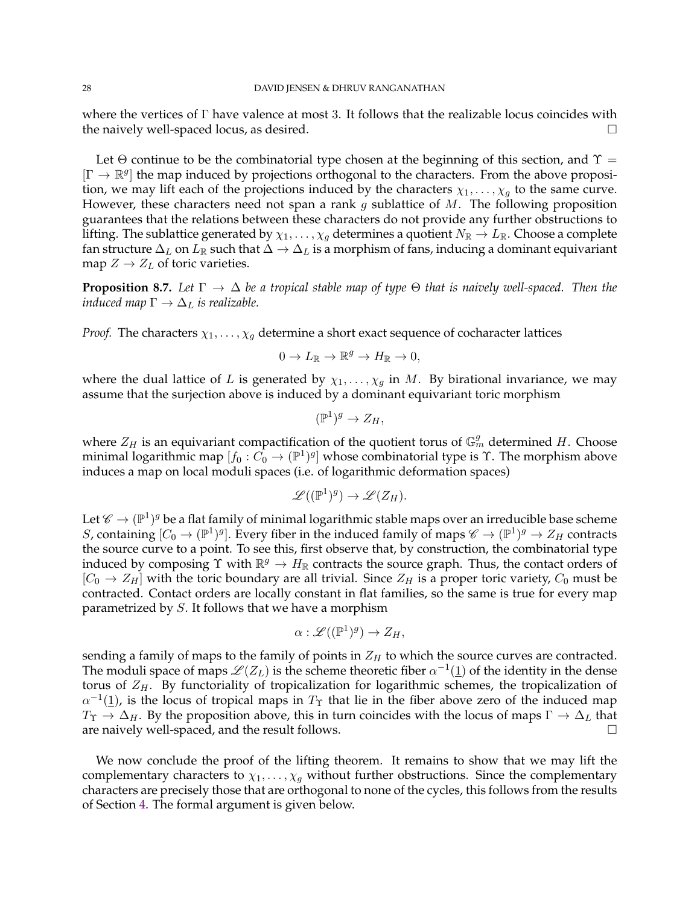where the vertices of $\Gamma$ have valence at most 3. It follows that the realizable locus coincides with the naively well-spaced locus, as desired. ☐

Let $\Theta$ continue to be the combinatorial type chosen at the beginning of this section, and $\Upsilon = [\Gamma \to \mathbb{R}^g]$ the map induced by projections orthogonal to the characters. From the above proposition, we may lift each of the projections induced by the characters $\chi_1, \ldots, \chi_g$ to the same curve. However, these characters need not span a rank $g$ sublattice of $M$. The following proposition guarantees that the relations between these characters do not provide any further obstructions to lifting. The sublattice generated by $\chi_1, \ldots, \chi_g$ determines a quotient $N_\mathbb{R} \to L_\mathbb{R}$. Choose a complete fan structure $\Delta_L$ on $L_\mathbb{R}$ such that $\Delta \to \Delta_L$ is a morphism of fans, inducing a dominant equivariant map $Z \to Z_L$ of toric varieties.

**Proposition 8.7.** *Let $\Gamma \to \Delta$ be a tropical stable map of type $\Theta$ that is naively well-spaced. Then the induced map $\Gamma \to \Delta_L$ is realizable.*

*Proof.* The characters $\chi_1, \ldots, \chi_g$ determine a short exact sequence of cocharacter lattices

$$0 \to L_\mathbb{R} \to \mathbb{R}^g \to H_\mathbb{R} \to 0,$$

where the dual lattice of $L$ is generated by $\chi_1, \ldots, \chi_g$ in $M$. By birational invariance, we may assume that the surjection above is induced by a dominant equivariant toric morphism

$$(\mathbb{P}^1)^g \to Z_H,$$

where $Z_H$ is an equivariant compactification of the quotient torus of $\mathbb{G}_m^g$ determined $H$. Choose minimal logarithmic map $[f_0 : C_0 \to (\mathbb{P}^1)^g]$ whose combinatorial type is $\Upsilon$. The morphism above induces a map on local moduli spaces (i.e. of logarithmic deformation spaces)

$$\mathscr{L}((\mathbb{P}^1)^g) \to \mathscr{L}(Z_H).$$

Let $\mathscr{C} \to (\mathbb{P}^1)^g$ be a flat family of minimal logarithmic stable maps over an irreducible base scheme $S$, containing $[C_0 \to (\mathbb{P}^1)^g]$. Every fiber in the induced family of maps $\mathscr{C} \to (\mathbb{P}^1)^g \to Z_H$ contracts the source curve to a point. To see this, first observe that, by construction, the combinatorial type induced by composing $\Upsilon$ with $\mathbb{R}^g \to H_\mathbb{R}$ contracts the source graph. Thus, the contact orders of $[C_0 \to Z_H]$ with the toric boundary are all trivial. Since $Z_H$ is a proper toric variety, $C_0$ must be contracted. Contact orders are locally constant in flat families, so the same is true for every map parametrized by $S$. It follows that we have a morphism

$$\alpha : \mathscr{L}((\mathbb{P}^1)^g) \to Z_H,$$

sending a family of maps to the family of points in $Z_H$ to which the source curves are contracted. The moduli space of maps $\mathscr{L}(Z_L)$ is the scheme theoretic fiber $\alpha^{-1}(\underline{1})$ of the identity in the dense torus of $Z_H$. By functoriality of tropicalization for logarithmic schemes, the tropicalization of $\alpha^{-1}(\underline{1})$, is the locus of tropical maps in $T_\Upsilon$ that lie in the fiber above zero of the induced map $T_\Upsilon \to \Delta_H$. By the proposition above, this in turn coincides with the locus of maps $\Gamma \to \Delta_L$ that are naively well-spaced, and the result follows. ☐

We now conclude the proof of the lifting theorem. It remains to show that we may lift the complementary characters to $\chi_1, \ldots, \chi_g$ without further obstructions. Since the complementary characters are precisely those that are orthogonal to none of the cycles, this follows from the results of Section 4. The formal argument is given below.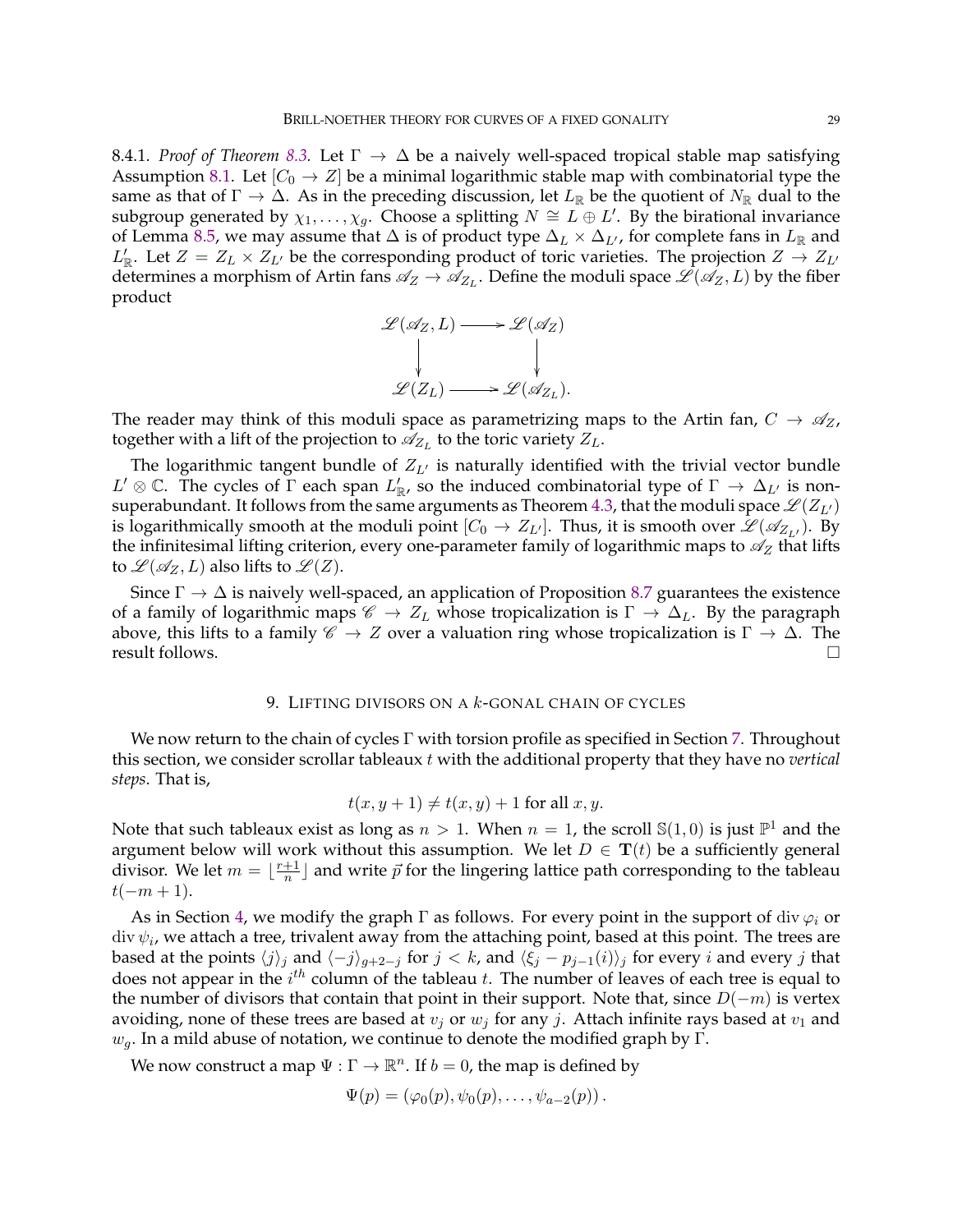8.4.1. *Proof of Theorem 8.3.* Let $\Gamma \to \Delta$ be a naively well-spaced tropical stable map satisfying Assumption 8.1. Let $[C_0 \to Z]$ be a minimal logarithmic stable map with combinatorial type the same as that of $\Gamma \to \Delta$. As in the preceding discussion, let $L_{\mathbb{R}}$ be the quotient of $N_{\mathbb{R}}$ dual to the subgroup generated by $\chi_1, \ldots, \chi_g$. Choose a splitting $N \cong L \oplus L'$. By the birational invariance of Lemma 8.5, we may assume that $\Delta$ is of product type $\Delta_L \times \Delta_{L'}$, for complete fans in $L_{\mathbb{R}}$ and $L'_{\mathbb{R}}$. Let $Z = Z_L \times Z_{L'}$ be the corresponding product of toric varieties. The projection $Z \to Z_{L'}$ determines a morphism of Artin fans $\mathscr{A}_Z \to \mathscr{A}_{Z_L}$. Define the moduli space $\mathscr{L}(\mathscr{A}_Z, L)$ by the fiber product

$$
\begin{array}{ccc}
\mathscr{L}(\mathscr{A}_Z, L) & \longrightarrow & \mathscr{L}(\mathscr{A}_Z) \\
\downarrow & & \downarrow \\
\mathscr{L}(Z_L) & \longrightarrow & \mathscr{L}(\mathscr{A}_{Z_L}).
\end{array}
$$

The reader may think of this moduli space as parametrizing maps to the Artin fan, $C \to \mathscr{A}_Z$, together with a lift of the projection to $\mathscr{A}_{Z_L}$ to the toric variety $Z_L$.

The logarithmic tangent bundle of $Z_{L'}$ is naturally identified with the trivial vector bundle $L' \otimes \mathbb{C}$. The cycles of $\Gamma$ each span $L'_{\mathbb{R}}$, so the induced combinatorial type of $\Gamma \to \Delta_{L'}$ is non-superabundant. It follows from the same arguments as Theorem 4.3, that the moduli space $\mathscr{L}(Z_{L'})$ is logarithmically smooth at the moduli point $[C_0 \to Z_{L'}]$. Thus, it is smooth over $\mathscr{L}(\mathscr{A}_{Z_{L'}})$. By the infinitesimal lifting criterion, every one-parameter family of logarithmic maps to $\mathscr{A}_Z$ that lifts to $\mathscr{L}(\mathscr{A}_Z, L)$ also lifts to $\mathscr{L}(Z)$.

Since $\Gamma \to \Delta$ is naively well-spaced, an application of Proposition 8.7 guarantees the existence of a family of logarithmic maps $\mathscr{C} \to Z_L$ whose tropicalization is $\Gamma \to \Delta_L$. By the paragraph above, this lifts to a family $\mathscr{C} \to Z$ over a valuation ring whose tropicalization is $\Gamma \to \Delta$. The result follows. $\square$

## 9. Lifting divisors on a $k$-gonal chain of cycles

We now return to the chain of cycles $\Gamma$ with torsion profile as specified in Section 7. Throughout this section, we consider scrollar tableaux $t$ with the additional property that they have no *vertical steps*. That is,

$$t(x, y+1) \neq t(x, y) + 1 \text{ for all } x, y.$$

Note that such tableaux exist as long as $n > 1$. When $n = 1$, the scroll $\mathbb{S}(1,0)$ is just $\mathbb{P}^1$ and the argument below will work without this assumption. We let $D \in \mathbf{T}(t)$ be a sufficiently general divisor. We let $m = \lfloor \frac{r+1}{n} \rfloor$ and write $\vec{p}$ for the lingering lattice path corresponding to the tableau $t(-m+1)$.

As in Section 4, we modify the graph $\Gamma$ as follows. For every point in the support of $\operatorname{div} \varphi_i$ or $\operatorname{div} \psi_i$, we attach a tree, trivalent away from the attaching point, based at this point. The trees are based at the points $\langle j \rangle_j$ and $\langle -j \rangle_{g+2-j}$ for $j < k$, and $\langle \xi_j - p_{j-1}(i) \rangle_j$ for every $i$ and every $j$ that does not appear in the $i^{th}$ column of the tableau $t$. The number of leaves of each tree is equal to the number of divisors that contain that point in their support. Note that, since $D(-m)$ is vertex avoiding, none of these trees are based at $v_j$ or $w_j$ for any $j$. Attach infinite rays based at $v_1$ and $w_g$. In a mild abuse of notation, we continue to denote the modified graph by $\Gamma$.

We now construct a map $\Psi : \Gamma \to \mathbb{R}^n$. If $b = 0$, the map is defined by

$$\Psi(p) = (\varphi_0(p), \psi_0(p), \ldots, \psi_{a-2}(p)).$$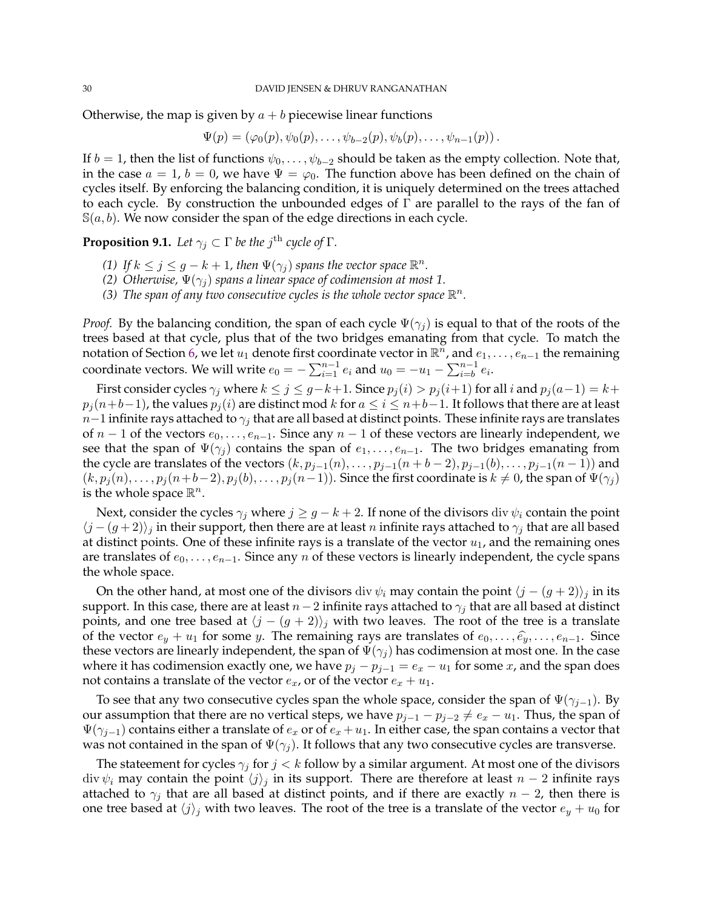Otherwise, the map is given by $a + b$ piecewise linear functions

$$\Psi(p) = (\varphi_0(p), \psi_0(p), \ldots, \psi_{b-2}(p), \psi_b(p), \ldots, \psi_{n-1}(p)).$$

If $b = 1$, then the list of functions $\psi_0, \ldots, \psi_{b-2}$ should be taken as the empty collection. Note that, in the case $a = 1$, $b = 0$, we have $\Psi = \varphi_0$. The function above has been defined on the chain of cycles itself. By enforcing the balancing condition, it is uniquely determined on the trees attached to each cycle. By construction the unbounded edges of $\Gamma$ are parallel to the rays of the fan of $\mathbb{S}(a, b)$. We now consider the span of the edge directions in each cycle.

**Proposition 9.1.** *Let $\gamma_j \subset \Gamma$ be the $j^{\text{th}}$ cycle of $\Gamma$.*

*(1) If $k \leq j \leq g - k + 1$, then $\Psi(\gamma_j)$ spans the vector space $\mathbb{R}^n$.*
*(2) Otherwise, $\Psi(\gamma_j)$ spans a linear space of codimension at most 1.*
*(3) The span of any two consecutive cycles is the whole vector space $\mathbb{R}^n$.*

*Proof.* By the balancing condition, the span of each cycle $\Psi(\gamma_j)$ is equal to that of the roots of the trees based at that cycle, plus that of the two bridges emanating from that cycle. To match the notation of Section 6, we let $u_1$ denote first coordinate vector in $\mathbb{R}^n$, and $e_1, \ldots, e_{n-1}$ the remaining coordinate vectors. We will write $e_0 = -\sum_{i=1}^{n-1} e_i$ and $u_0 = -u_1 - \sum_{i=b}^{n-1} e_i$.

First consider cycles $\gamma_j$ where $k \leq j \leq g-k+1$. Since $p_j(i) > p_j(i+1)$ for all $i$ and $p_j(a-1) = k + p_j(n+b-1)$, the values $p_j(i)$ are distinct mod $k$ for $a \leq i \leq n+b-1$. It follows that there are at least $n-1$ infinite rays attached to $\gamma_j$ that are all based at distinct points. These infinite rays are translates of $n-1$ of the vectors $e_0, \ldots, e_{n-1}$. Since any $n-1$ of these vectors are linearly independent, we see that the span of $\Psi(\gamma_j)$ contains the span of $e_1, \ldots, e_{n-1}$. The two bridges emanating from the cycle are translates of the vectors $(k, p_{j-1}(n), \ldots, p_{j-1}(n+b-2), p_{j-1}(b), \ldots, p_{j-1}(n-1))$ and $(k, p_j(n), \ldots, p_j(n+b-2), p_j(b), \ldots, p_j(n-1))$. Since the first coordinate is $k \neq 0$, the span of $\Psi(\gamma_j)$ is the whole space $\mathbb{R}^n$.

Next, consider the cycles $\gamma_j$ where $j \geq g-k+2$. If none of the divisors $\operatorname{div}\psi_i$ contain the point $\langle j-(g+2)\rangle_j$ in their support, then there are at least $n$ infinite rays attached to $\gamma_j$ that are all based at distinct points. One of these infinite rays is a translate of the vector $u_1$, and the remaining ones are translates of $e_0, \ldots, e_{n-1}$. Since any $n$ of these vectors is linearly independent, the cycle spans the whole space.

On the other hand, at most one of the divisors $\operatorname{div}\psi_i$ may contain the point $\langle j-(g+2)\rangle_j$ in its support. In this case, there are at least $n-2$ infinite rays attached to $\gamma_j$ that are all based at distinct points, and one tree based at $\langle j-(g+2)\rangle_j$ with two leaves. The root of the tree is a translate of the vector $e_y + u_1$ for some $y$. The remaining rays are translates of $e_0, \ldots, \widehat{e_y}, \ldots, e_{n-1}$. Since these vectors are linearly independent, the span of $\Psi(\gamma_j)$ has codimension at most one. In the case where it has codimension exactly one, we have $p_j - p_{j-1} = e_x - u_1$ for some $x$, and the span does not contains a translate of the vector $e_x$, or of the vector $e_x + u_1$.

To see that any two consecutive cycles span the whole space, consider the span of $\Psi(\gamma_{j-1})$. By our assumption that there are no vertical steps, we have $p_{j-1} - p_{j-2} \neq e_x - u_1$. Thus, the span of $\Psi(\gamma_{j-1})$ contains either a translate of $e_x$ or of $e_x + u_1$. In either case, the span contains a vector that was not contained in the span of $\Psi(\gamma_j)$. It follows that any two consecutive cycles are transverse.

The stateement for cycles $\gamma_j$ for $j < k$ follow by a similar argument. At most one of the divisors $\operatorname{div}\psi_i$ may contain the point $\langle j\rangle_j$ in its support. There are therefore at least $n-2$ infinite rays attached to $\gamma_j$ that are all based at distinct points, and if there are exactly $n-2$, then there is one tree based at $\langle j\rangle_j$ with two leaves. The root of the tree is a translate of the vector $e_y + u_0$ for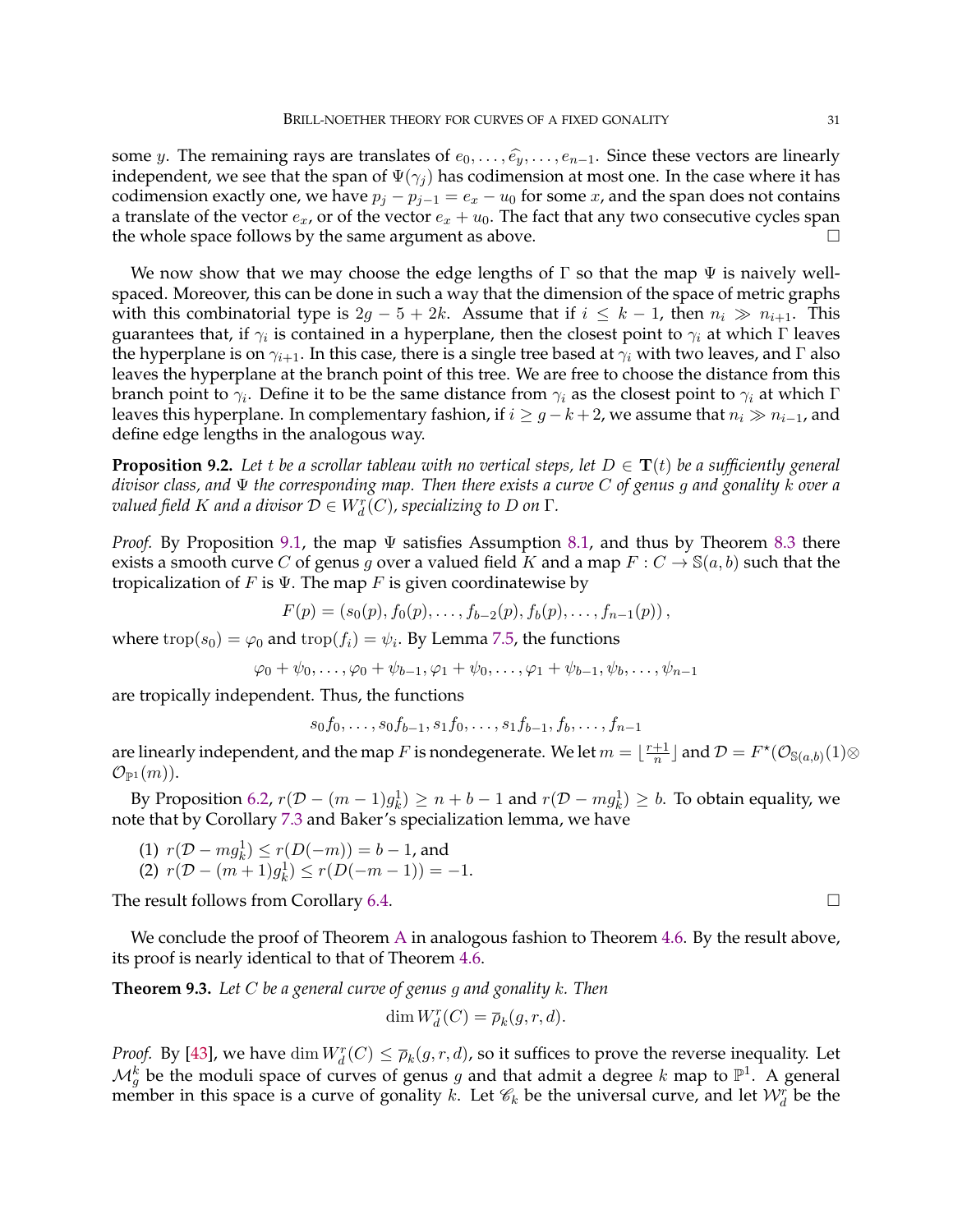some $y$. The remaining rays are translates of $e_0, \ldots, \widehat{e_y}, \ldots, e_{n-1}$. Since these vectors are linearly independent, we see that the span of $\Psi(\gamma_j)$ has codimension at most one. In the case where it has codimension exactly one, we have $p_j - p_{j-1} = e_x - u_0$ for some $x$, and the span does not contains a translate of the vector $e_x$, or of the vector $e_x + u_0$. The fact that any two consecutive cycles span the whole space follows by the same argument as above. $\square$

We now show that we may choose the edge lengths of $\Gamma$ so that the map $\Psi$ is naively well-spaced. Moreover, this can be done in such a way that the dimension of the space of metric graphs with this combinatorial type is $2g - 5 + 2k$. Assume that if $i \leq k - 1$, then $n_i \gg n_{i+1}$. This guarantees that, if $\gamma_i$ is contained in a hyperplane, then the closest point to $\gamma_i$ at which $\Gamma$ leaves the hyperplane is on $\gamma_{i+1}$. In this case, there is a single tree based at $\gamma_i$ with two leaves, and $\Gamma$ also leaves the hyperplane at the branch point of this tree. We are free to choose the distance from this branch point to $\gamma_i$. Define it to be the same distance from $\gamma_i$ as the closest point to $\gamma_i$ at which $\Gamma$ leaves this hyperplane. In complementary fashion, if $i \geq g - k + 2$, we assume that $n_i \gg n_{i-1}$, and define edge lengths in the analogous way.

**Proposition 9.2.** *Let $t$ be a scrollar tableau with no vertical steps, let $D \in \mathbf{T}(t)$ be a sufficiently general divisor class, and $\Psi$ the corresponding map. Then there exists a curve $C$ of genus $g$ and gonality $k$ over a valued field $K$ and a divisor $\mathcal{D} \in W^r_d(C)$, specializing to $D$ on $\Gamma$.*

*Proof.* By Proposition 9.1, the map $\Psi$ satisfies Assumption 8.1, and thus by Theorem 8.3 there exists a smooth curve $C$ of genus $g$ over a valued field $K$ and a map $F : C \to \mathbb{S}(a,b)$ such that the tropicalization of $F$ is $\Psi$. The map $F$ is given coordinatewise by

$$F(p) = (s_0(p), f_0(p), \ldots, f_{b-2}(p), f_b(p), \ldots, f_{n-1}(p)),$$

where $\mathrm{trop}(s_0) = \varphi_0$ and $\mathrm{trop}(f_i) = \psi_i$. By Lemma 7.5, the functions

$$\varphi_0 + \psi_0, \ldots, \varphi_0 + \psi_{b-1}, \varphi_1 + \psi_0, \ldots, \varphi_1 + \psi_{b-1}, \psi_b, \ldots, \psi_{n-1}$$

are tropically independent. Thus, the functions

$$s_0 f_0, \ldots, s_0 f_{b-1}, s_1 f_0, \ldots, s_1 f_{b-1}, f_b, \ldots, f_{n-1}$$

are linearly independent, and the map $F$ is nondegenerate. We let $m = \lfloor \frac{r+1}{n} \rfloor$ and $\mathcal{D} = F^\star(\mathcal{O}_{\mathbb{S}(a,b)}(1) \otimes \mathcal{O}_{\mathbb{P}^1}(m))$.

By Proposition 6.2, $r(\mathcal{D} - (m-1)g^1_k) \geq n + b - 1$ and $r(\mathcal{D} - m g^1_k) \geq b$. To obtain equality, we note that by Corollary 7.3 and Baker's specialization lemma, we have

(1) $r(\mathcal{D} - m g^1_k) \leq r(D(-m)) = b - 1$, and
(2) $r(\mathcal{D} - (m+1) g^1_k) \leq r(D(-m-1)) = -1$.

The result follows from Corollary 6.4. $\square$

We conclude the proof of Theorem A in analogous fashion to Theorem 4.6. By the result above, its proof is nearly identical to that of Theorem 4.6.

**Theorem 9.3.** *Let $C$ be a general curve of genus $g$ and gonality $k$. Then*

$$\dim W^r_d(C) = \overline{\rho}_k(g,r,d).$$

*Proof.* By [43], we have $\dim W^r_d(C) \leq \overline{\rho}_k(g,r,d)$, so it suffices to prove the reverse inequality. Let $\mathcal{M}^k_g$ be the moduli space of curves of genus $g$ and that admit a degree $k$ map to $\mathbb{P}^1$. A general member in this space is a curve of gonality $k$. Let $\mathscr{C}_k$ be the universal curve, and let $\mathcal{W}^r_d$ be the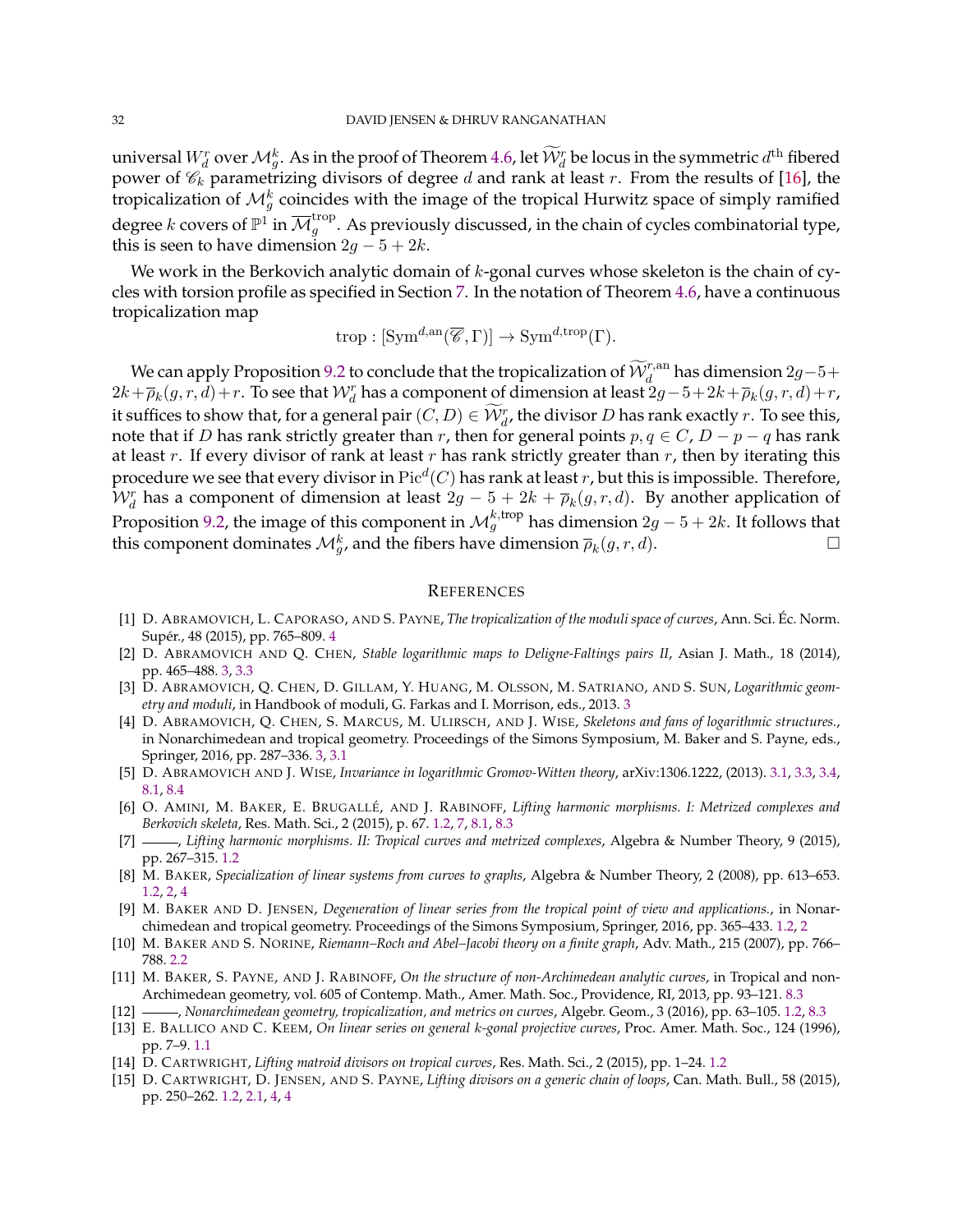universal $W^r_d$ over $\mathcal{M}^k_g$. As in the proof of Theorem 4.6, let $\widetilde{\mathcal{W}}^r_d$ be locus in the symmetric $d^{\text{th}}$ fibered power of $\mathscr{C}_k$ parametrizing divisors of degree $d$ and rank at least $r$. From the results of [16], the tropicalization of $\mathcal{M}^k_g$ coincides with the image of the tropical Hurwitz space of simply ramified degree $k$ covers of $\mathbb{P}^1$ in $\overline{\mathcal{M}}^{\text{trop}}_g$. As previously discussed, in the chain of cycles combinatorial type, this is seen to have dimension $2g-5+2k$.

We work in the Berkovich analytic domain of $k$-gonal curves whose skeleton is the chain of cycles with torsion profile as specified in Section 7. In the notation of Theorem 4.6, have a continuous tropicalization map

$$\text{trop} : [\text{Sym}^{d,\text{an}}(\overline{\mathscr{C}}, \Gamma)] \to \text{Sym}^{d,\text{trop}}(\Gamma).$$

We can apply Proposition 9.2 to conclude that the tropicalization of $\widetilde{\mathcal{W}}^{r,\text{an}}_d$ has dimension $2g-5+2k+\overline{\rho}_k(g,r,d)+r$. To see that $\mathcal{W}^r_d$ has a component of dimension at least $2g-5+2k+\overline{\rho}_k(g,r,d)+r$, it suffices to show that, for a general pair $(C,D) \in \widetilde{\mathcal{W}}^r_d$, the divisor $D$ has rank exactly $r$. To see this, note that if $D$ has rank strictly greater than $r$, then for general points $p,q \in C$, $D-p-q$ has rank at least $r$. If every divisor of rank at least $r$ has rank strictly greater than $r$, then by iterating this procedure we see that every divisor in $\text{Pic}^d(C)$ has rank at least $r$, but this is impossible. Therefore, $\mathcal{W}^r_d$ has a component of dimension at least $2g-5+2k+\overline{\rho}_k(g,r,d)$. By another application of Proposition 9.2, the image of this component in $\mathcal{M}^{k,\text{trop}}_g$ has dimension $2g-5+2k$. It follows that this component dominates $\mathcal{M}^k_g$, and the fibers have dimension $\overline{\rho}_k(g,r,d)$. □

## References

[1] D. Abramovich, L. Caporaso, and S. Payne, *The tropicalization of the moduli space of curves*, Ann. Sci. Éc. Norm. Supér., 48 (2015), pp. 765–809. 4

[2] D. Abramovich and Q. Chen, *Stable logarithmic maps to Deligne-Faltings pairs II*, Asian J. Math., 18 (2014), pp. 465–488. 3, 3.3

[3] D. Abramovich, Q. Chen, D. Gillam, Y. Huang, M. Olsson, M. Satriano, and S. Sun, *Logarithmic geometry and moduli*, in Handbook of moduli, G. Farkas and I. Morrison, eds., 2013. 3

[4] D. Abramovich, Q. Chen, S. Marcus, M. Ulirsch, and J. Wise, *Skeletons and fans of logarithmic structures.*, in Nonarchimedean and tropical geometry. Proceedings of the Simons Symposium, M. Baker and S. Payne, eds., Springer, 2016, pp. 287–336. 3, 3.1

[5] D. Abramovich and J. Wise, *Invariance in logarithmic Gromov-Witten theory*, arXiv:1306.1222, (2013). 3.1, 3.3, 3.4, 8.1, 8.4

[6] O. Amini, M. Baker, E. Brugallé, and J. Rabinoff, *Lifting harmonic morphisms. I: Metrized complexes and Berkovich skeleta*, Res. Math. Sci., 2 (2015), p. 67. 1.2, 7, 8.1, 8.3

[7] ———, *Lifting harmonic morphisms. II: Tropical curves and metrized complexes*, Algebra & Number Theory, 9 (2015), pp. 267–315. 1.2

[8] M. Baker, *Specialization of linear systems from curves to graphs*, Algebra & Number Theory, 2 (2008), pp. 613–653. 1.2, 2, 4

[9] M. Baker and D. Jensen, *Degeneration of linear series from the tropical point of view and applications.*, in Nonarchimedean and tropical geometry. Proceedings of the Simons Symposium, Springer, 2016, pp. 365–433. 1.2, 2

[10] M. Baker and S. Norine, *Riemann–Roch and Abel–Jacobi theory on a finite graph*, Adv. Math., 215 (2007), pp. 766–788. 2.2

[11] M. Baker, S. Payne, and J. Rabinoff, *On the structure of non-Archimedean analytic curves*, in Tropical and non-Archimedean geometry, vol. 605 of Contemp. Math., Amer. Math. Soc., Providence, RI, 2013, pp. 93–121. 8.3

[12] ———, *Nonarchimedean geometry, tropicalization, and metrics on curves*, Algebr. Geom., 3 (2016), pp. 63–105. 1.2, 8.3

[13] E. Ballico and C. Keem, *On linear series on general k-gonal projective curves*, Proc. Amer. Math. Soc., 124 (1996), pp. 7–9. 1.1

[14] D. Cartwright, *Lifting matroid divisors on tropical curves*, Res. Math. Sci., 2 (2015), pp. 1–24. 1.2

[15] D. Cartwright, D. Jensen, and S. Payne, *Lifting divisors on a generic chain of loops*, Can. Math. Bull., 58 (2015), pp. 250–262. 1.2, 2.1, 4, 4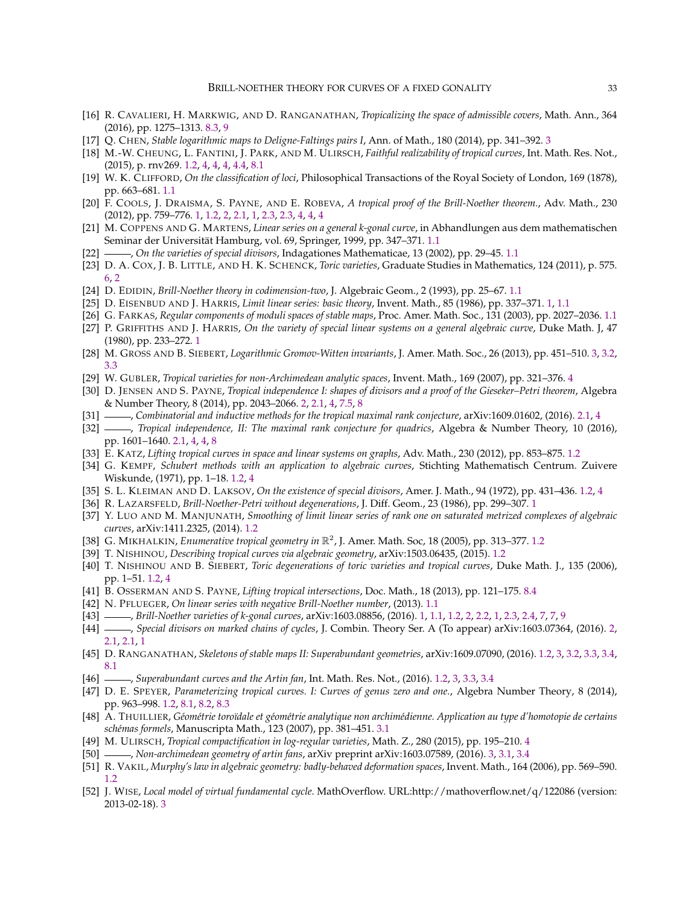[16] R. Cavalieri, H. Markwig, and D. Ranganathan, *Tropicalizing the space of admissible covers*, Math. Ann., 364 (2016), pp. 1275–1313. 8.3, 9

[17] Q. Chen, *Stable logarithmic maps to Deligne-Faltings pairs I*, Ann. of Math., 180 (2014), pp. 341–392. 3

[18] M.-W. Cheung, L. Fantini, J. Park, and M. Ulirsch, *Faithful realizability of tropical curves*, Int. Math. Res. Not., (2015), p. rnv269. 1.2, 4, 4, 4, 4.4, 8.1

[19] W. K. Clifford, *On the classification of loci*, Philosophical Transactions of the Royal Society of London, 169 (1878), pp. 663–681. 1.1

[20] F. Cools, J. Draisma, S. Payne, and E. Robeva, *A tropical proof of the Brill-Noether theorem.*, Adv. Math., 230 (2012), pp. 759–776. 1, 1.2, 2, 2.1, 1, 2.3, 2.3, 4, 4, 4

[21] M. Coppens and G. Martens, *Linear series on a general k-gonal curve*, in Abhandlungen aus dem mathematischen Seminar der Universität Hamburg, vol. 69, Springer, 1999, pp. 347–371. 1.1

[22] ———, *On the varieties of special divisors*, Indagationes Mathematicae, 13 (2002), pp. 29–45. 1.1

[23] D. A. Cox, J. B. Little, and H. K. Schenck, *Toric varieties*, Graduate Studies in Mathematics, 124 (2011), p. 575. 6, 2

[24] D. Edidin, *Brill-Noether theory in codimension-two*, J. Algebraic Geom., 2 (1993), pp. 25–67. 1.1

[25] D. Eisenbud and J. Harris, *Limit linear series: basic theory*, Invent. Math., 85 (1986), pp. 337–371. 1, 1.1

[26] G. Farkas, *Regular components of moduli spaces of stable maps*, Proc. Amer. Math. Soc., 131 (2003), pp. 2027–2036. 1.1

[27] P. Griffiths and J. Harris, *On the variety of special linear systems on a general algebraic curve*, Duke Math. J, 47 (1980), pp. 233–272. 1

[28] M. Gross and B. Siebert, *Logarithmic Gromov-Witten invariants*, J. Amer. Math. Soc., 26 (2013), pp. 451–510. 3, 3.2, 3.3

[29] W. Gubler, *Tropical varieties for non-Archimedean analytic spaces*, Invent. Math., 169 (2007), pp. 321–376. 4

[30] D. Jensen and S. Payne, *Tropical independence I: shapes of divisors and a proof of the Gieseker–Petri theorem*, Algebra & Number Theory, 8 (2014), pp. 2043–2066. 2, 2.1, 4, 7.5, 8

[31] ———, *Combinatorial and inductive methods for the tropical maximal rank conjecture*, arXiv:1609.01602, (2016). 2.1, 4

[32] ———, *Tropical independence, II: The maximal rank conjecture for quadrics*, Algebra & Number Theory, 10 (2016), pp. 1601–1640. 2.1, 4, 4, 8

[33] E. Katz, *Lifting tropical curves in space and linear systems on graphs*, Adv. Math., 230 (2012), pp. 853–875. 1.2

[34] G. Kempf, *Schubert methods with an application to algebraic curves*, Stichting Mathematisch Centrum. Zuivere Wiskunde, (1971), pp. 1–18. 1.2, 4

[35] S. L. Kleiman and D. Laksov, *On the existence of special divisors*, Amer. J. Math., 94 (1972), pp. 431–436. 1.2, 4

[36] R. Lazarsfeld, *Brill-Noether-Petri without degenerations*, J. Diff. Geom., 23 (1986), pp. 299–307. 1

[37] Y. Luo and M. Manjunath, *Smoothing of limit linear series of rank one on saturated metrized complexes of algebraic curves*, arXiv:1411.2325, (2014). 1.2

[38] G. Mikhalkin, *Enumerative tropical geometry in* $\mathbb{R}^2$, J. Amer. Math. Soc, 18 (2005), pp. 313–377. 1.2

[39] T. Nishinou, *Describing tropical curves via algebraic geometry*, arXiv:1503.06435, (2015). 1.2

[40] T. Nishinou and B. Siebert, *Toric degenerations of toric varieties and tropical curves*, Duke Math. J., 135 (2006), pp. 1–51. 1.2, 4

[41] B. Osserman and S. Payne, *Lifting tropical intersections*, Doc. Math., 18 (2013), pp. 121–175. 8.4

[42] N. Pflueger, *On linear series with negative Brill-Noether number*, (2013). 1.1

[43] ———, *Brill-Noether varieties of k-gonal curves*, arXiv:1603.08856, (2016). 1, 1.1, 1.2, 2, 2.2, 1, 2.3, 2.4, 7, 7, 9

[44] ———, *Special divisors on marked chains of cycles*, J. Combin. Theory Ser. A (To appear) arXiv:1603.07364, (2016). 2, 2.1, 2.1, 1

[45] D. Ranganathan, *Skeletons of stable maps II: Superabundant geometries*, arXiv:1609.07090, (2016). 1.2, 3, 3.2, 3.3, 3.4, 8.1

[46] ———, *Superabundant curves and the Artin fan*, Int. Math. Res. Not., (2016). 1.2, 3, 3.3, 3.4

[47] D. E. Speyer, *Parameterizing tropical curves. I: Curves of genus zero and one.*, Algebra Number Theory, 8 (2014), pp. 963–998. 1.2, 8.1, 8.2, 8.3

[48] A. Thuillier, *Géométrie toroïdale et géométrie analytique non archimédienne. Application au type d'homotopie de certains schémas formels*, Manuscripta Math., 123 (2007), pp. 381–451. 3.1

[49] M. Ulirsch, *Tropical compactification in log-regular varieties*, Math. Z., 280 (2015), pp. 195–210. 4

[50] ———, *Non-archimedean geometry of artin fans*, arXiv preprint arXiv:1603.07589, (2016). 3, 3.1, 3.4

[51] R. Vakil, *Murphy's law in algebraic geometry: badly-behaved deformation spaces*, Invent. Math., 164 (2006), pp. 569–590. 1.2

[52] J. Wise, *Local model of virtual fundamental cycle*. MathOverflow. URL:http://mathoverflow.net/q/122086 (version: 2013-02-18). 3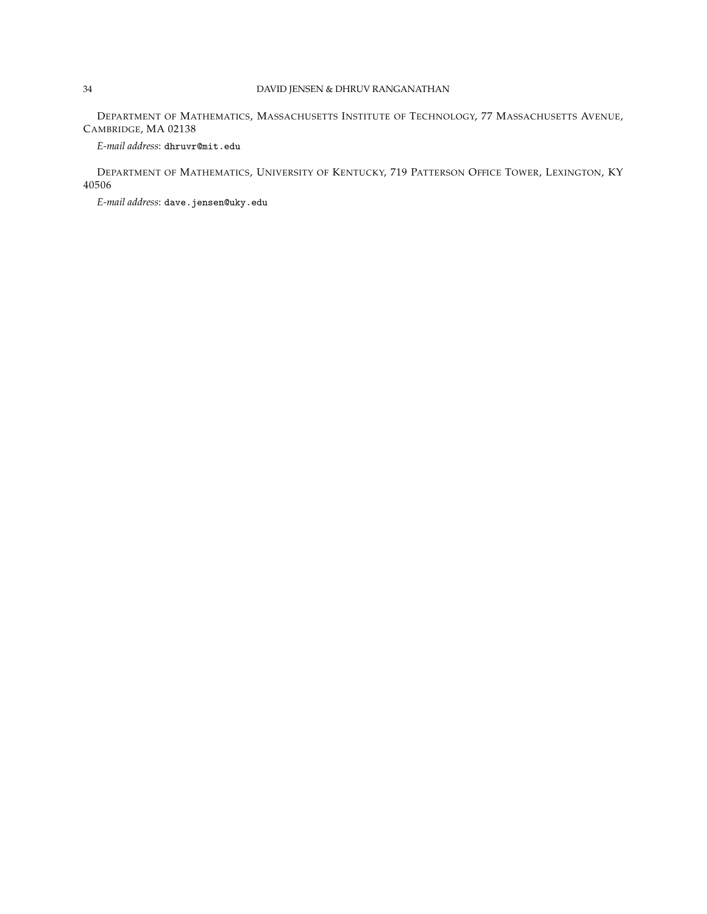Department of Mathematics, Massachusetts Institute of Technology, 77 Massachusetts Avenue, Cambridge, MA 02138

*E-mail address*: dhruvr@mit.edu

Department of Mathematics, University of Kentucky, 719 Patterson Office Tower, Lexington, KY 40506

*E-mail address*: dave.jensen@uky.edu